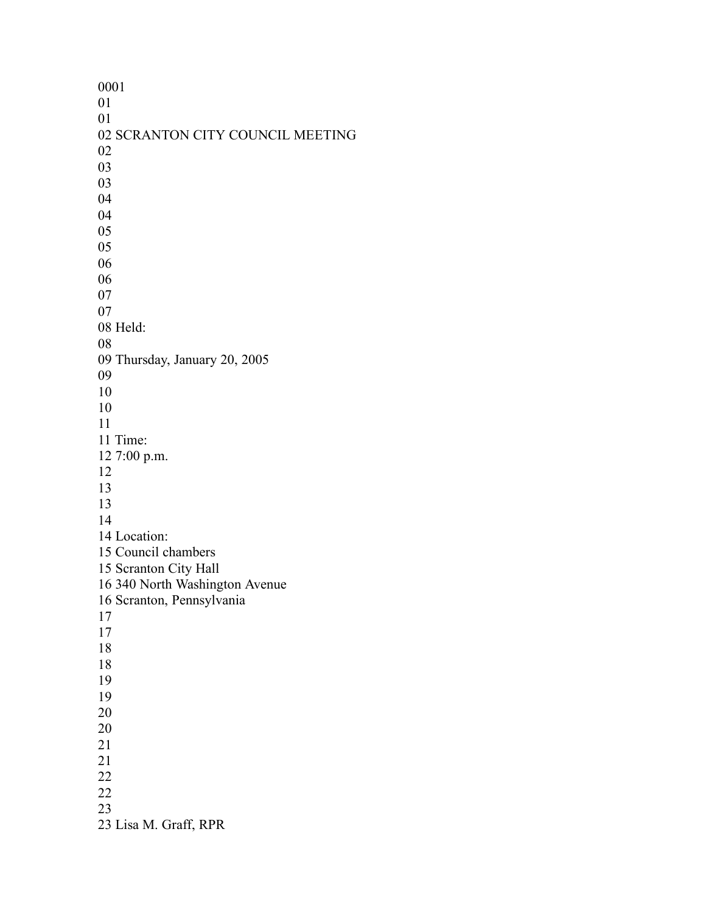0001
01
01
02 SCRANTON CITY COUNCIL MEETING
02
03
03
04
04
05
05
06
06
07
07
08 Held:
08
09 Thursday, January 20, 2005
09
10
10
11
11 Time:
12 7:00 p.m.
12
13
13
14
14 Location:
15 Council chambers
15 Scranton City Hall
16 340 North Washington Avenue
16 Scranton, Pennsylvania
17
17
18
18
19
19
20
20
21
21
22
22
23
23 Lisa M. Graff, RPR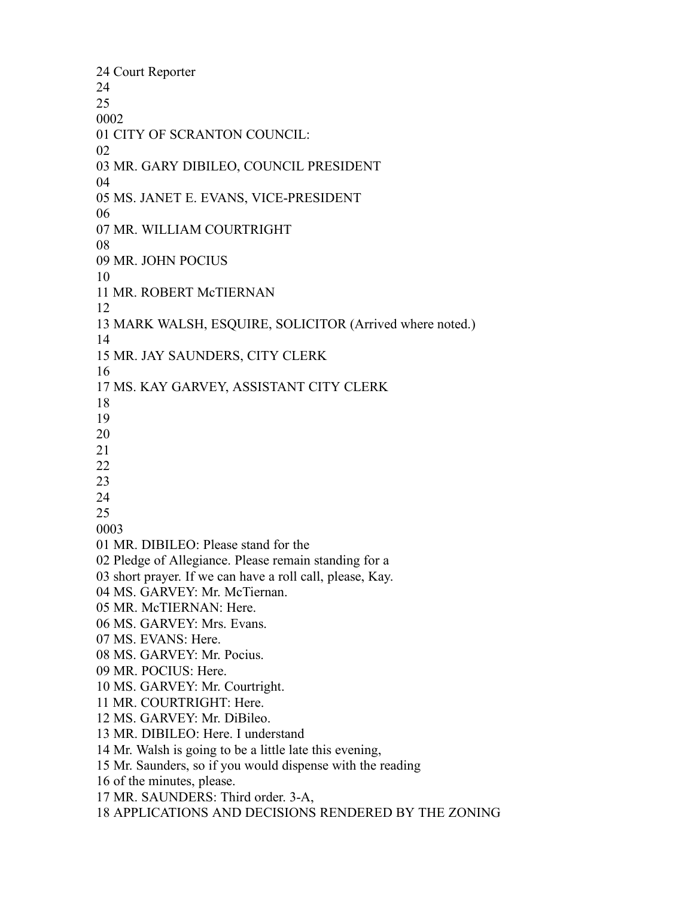24 Court Reporter
24
25
0002
01 CITY OF SCRANTON COUNCIL:
02
03 MR. GARY DIBILEO, COUNCIL PRESIDENT
04
05 MS. JANET E. EVANS, VICE-PRESIDENT
06
07 MR. WILLIAM COURTRIGHT
08
09 MR. JOHN POCIUS
10
11 MR. ROBERT McTIERNAN
12
13 MARK WALSH, ESQUIRE, SOLICITOR (Arrived where noted.)
14
15 MR. JAY SAUNDERS, CITY CLERK
16
17 MS. KAY GARVEY, ASSISTANT CITY CLERK
18
19
20
21
22
23
24
25
0003
01 MR. DIBILEO: Please stand for the
02 Pledge of Allegiance. Please remain standing for a
03 short prayer. If we can have a roll call, please, Kay.
04 MS. GARVEY: Mr. McTiernan.
05 MR. McTIERNAN: Here.
06 MS. GARVEY: Mrs. Evans.
07 MS. EVANS: Here.
08 MS. GARVEY: Mr. Pocius.
09 MR. POCIUS: Here.
10 MS. GARVEY: Mr. Courtright.
11 MR. COURTRIGHT: Here.
12 MS. GARVEY: Mr. DiBileo.
13 MR. DIBILEO: Here. I understand
14 Mr. Walsh is going to be a little late this evening,
15 Mr. Saunders, so if you would dispense with the reading
16 of the minutes, please.
17 MR. SAUNDERS: Third order. 3-A,
18 APPLICATIONS AND DECISIONS RENDERED BY THE ZONING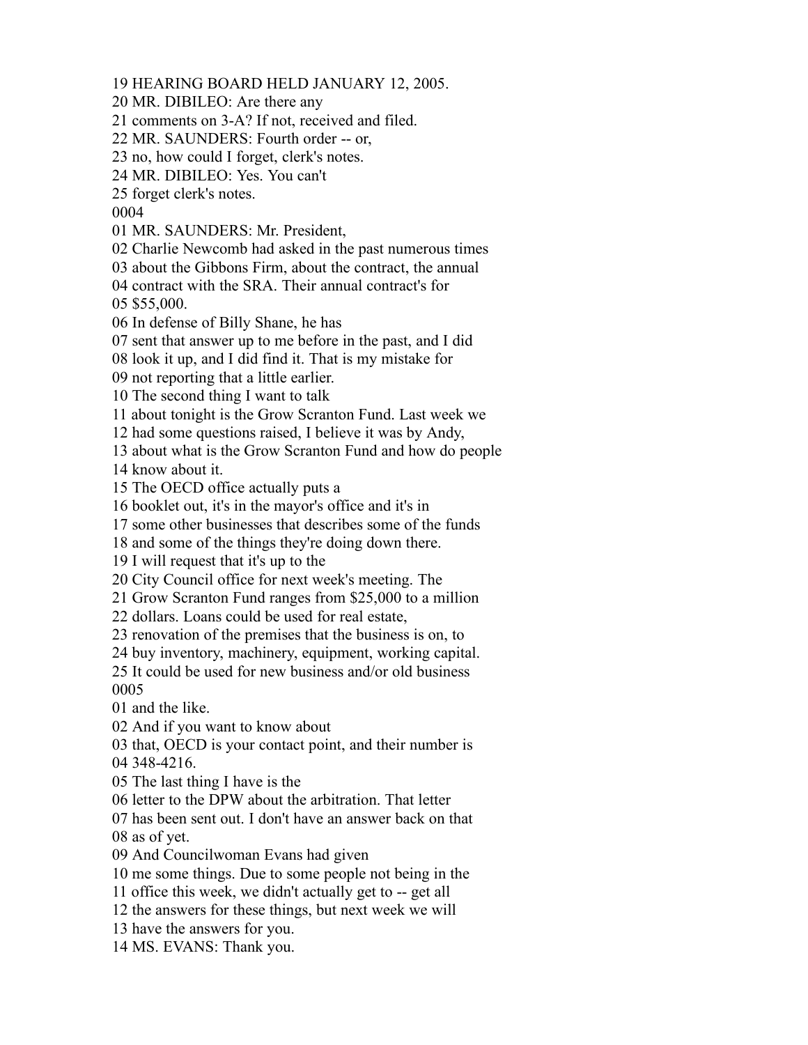19 HEARING BOARD HELD JANUARY 12, 2005.
20 MR. DIBILEO: Are there any
21 comments on 3-A? If not, received and filed.
22 MR. SAUNDERS: Fourth order -- or,
23 no, how could I forget, clerk's notes.
24 MR. DIBILEO: Yes. You can't
25 forget clerk's notes.
0004
01 MR. SAUNDERS: Mr. President,
02 Charlie Newcomb had asked in the past numerous times
03 about the Gibbons Firm, about the contract, the annual
04 contract with the SRA. Their annual contract's for
05 $55,000.
06 In defense of Billy Shane, he has
07 sent that answer up to me before in the past, and I did
08 look it up, and I did find it. That is my mistake for
09 not reporting that a little earlier.
10 The second thing I want to talk
11 about tonight is the Grow Scranton Fund. Last week we
12 had some questions raised, I believe it was by Andy,
13 about what is the Grow Scranton Fund and how do people
14 know about it.
15 The OECD office actually puts a
16 booklet out, it's in the mayor's office and it's in
17 some other businesses that describes some of the funds
18 and some of the things they're doing down there.
19 I will request that it's up to the
20 City Council office for next week's meeting. The
21 Grow Scranton Fund ranges from $25,000 to a million
22 dollars. Loans could be used for real estate,
23 renovation of the premises that the business is on, to
24 buy inventory, machinery, equipment, working capital.
25 It could be used for new business and/or old business
0005
01 and the like.
02 And if you want to know about
03 that, OECD is your contact point, and their number is
04 348-4216.
05 The last thing I have is the
06 letter to the DPW about the arbitration. That letter
07 has been sent out. I don't have an answer back on that
08 as of yet.
09 And Councilwoman Evans had given
10 me some things. Due to some people not being in the
11 office this week, we didn't actually get to -- get all
12 the answers for these things, but next week we will
13 have the answers for you.
14 MS. EVANS: Thank you.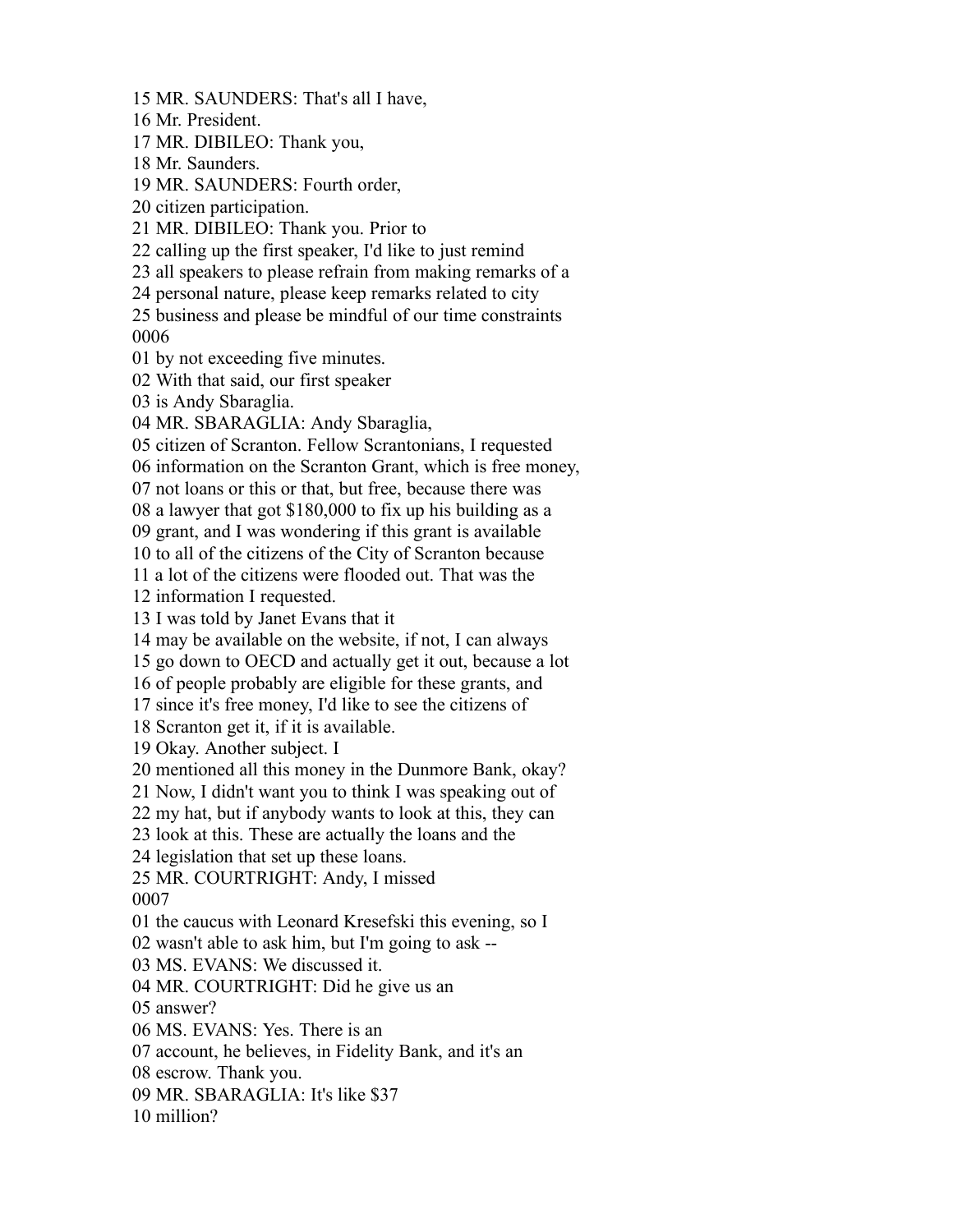15 MR. SAUNDERS: That's all I have,
16 Mr. President.
17 MR. DIBILEO: Thank you,
18 Mr. Saunders.
19 MR. SAUNDERS: Fourth order,
20 citizen participation.
21 MR. DIBILEO: Thank you. Prior to
22 calling up the first speaker, I'd like to just remind
23 all speakers to please refrain from making remarks of a
24 personal nature, please keep remarks related to city
25 business and please be mindful of our time constraints
0006
01 by not exceeding five minutes.
02 With that said, our first speaker
03 is Andy Sbaraglia.
04 MR. SBARAGLIA: Andy Sbaraglia,
05 citizen of Scranton. Fellow Scrantonians, I requested
06 information on the Scranton Grant, which is free money,
07 not loans or this or that, but free, because there was
08 a lawyer that got $180,000 to fix up his building as a
09 grant, and I was wondering if this grant is available
10 to all of the citizens of the City of Scranton because
11 a lot of the citizens were flooded out. That was the
12 information I requested.
13 I was told by Janet Evans that it
14 may be available on the website, if not, I can always
15 go down to OECD and actually get it out, because a lot
16 of people probably are eligible for these grants, and
17 since it's free money, I'd like to see the citizens of
18 Scranton get it, if it is available.
19 Okay. Another subject. I
20 mentioned all this money in the Dunmore Bank, okay?
21 Now, I didn't want you to think I was speaking out of
22 my hat, but if anybody wants to look at this, they can
23 look at this. These are actually the loans and the
24 legislation that set up these loans.
25 MR. COURTRIGHT: Andy, I missed
0007
01 the caucus with Leonard Kresefski this evening, so I
02 wasn't able to ask him, but I'm going to ask --
03 MS. EVANS: We discussed it.
04 MR. COURTRIGHT: Did he give us an
05 answer?
06 MS. EVANS: Yes. There is an
07 account, he believes, in Fidelity Bank, and it's an
08 escrow. Thank you.
09 MR. SBARAGLIA: It's like $37
10 million?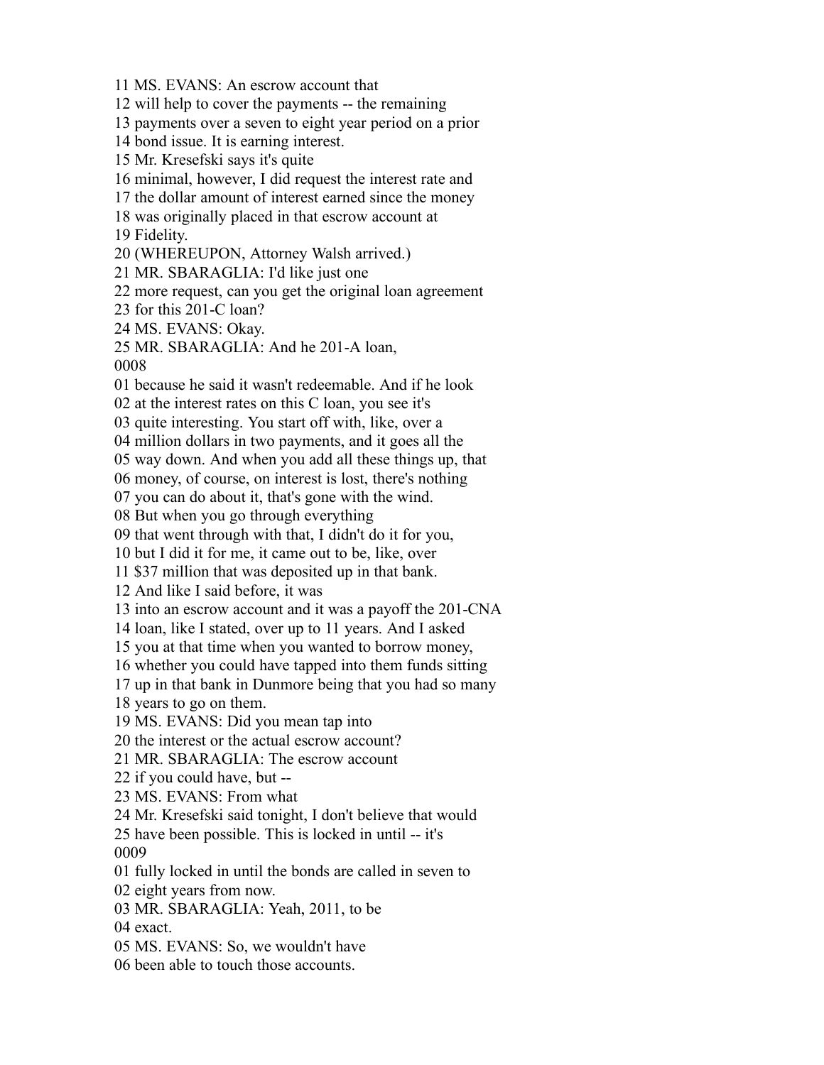11 MS. EVANS: An escrow account that
12 will help to cover the payments -- the remaining
13 payments over a seven to eight year period on a prior
14 bond issue. It is earning interest.
15 Mr. Kresefski says it's quite
16 minimal, however, I did request the interest rate and
17 the dollar amount of interest earned since the money
18 was originally placed in that escrow account at
19 Fidelity.
20 (WHEREUPON, Attorney Walsh arrived.)
21 MR. SBARAGLIA: I'd like just one
22 more request, can you get the original loan agreement
23 for this 201-C loan?
24 MS. EVANS: Okay.
25 MR. SBARAGLIA: And he 201-A loan,
0008
01 because he said it wasn't redeemable. And if he look
02 at the interest rates on this C loan, you see it's
03 quite interesting. You start off with, like, over a
04 million dollars in two payments, and it goes all the
05 way down. And when you add all these things up, that
06 money, of course, on interest is lost, there's nothing
07 you can do about it, that's gone with the wind.
08 But when you go through everything
09 that went through with that, I didn't do it for you,
10 but I did it for me, it came out to be, like, over
11 $37 million that was deposited up in that bank.
12 And like I said before, it was
13 into an escrow account and it was a payoff the 201-CNA
14 loan, like I stated, over up to 11 years. And I asked
15 you at that time when you wanted to borrow money,
16 whether you could have tapped into them funds sitting
17 up in that bank in Dunmore being that you had so many
18 years to go on them.
19 MS. EVANS: Did you mean tap into
20 the interest or the actual escrow account?
21 MR. SBARAGLIA: The escrow account
22 if you could have, but --
23 MS. EVANS: From what
24 Mr. Kresefski said tonight, I don't believe that would
25 have been possible. This is locked in until -- it's
0009
01 fully locked in until the bonds are called in seven to
02 eight years from now.
03 MR. SBARAGLIA: Yeah, 2011, to be
04 exact.
05 MS. EVANS: So, we wouldn't have
06 been able to touch those accounts.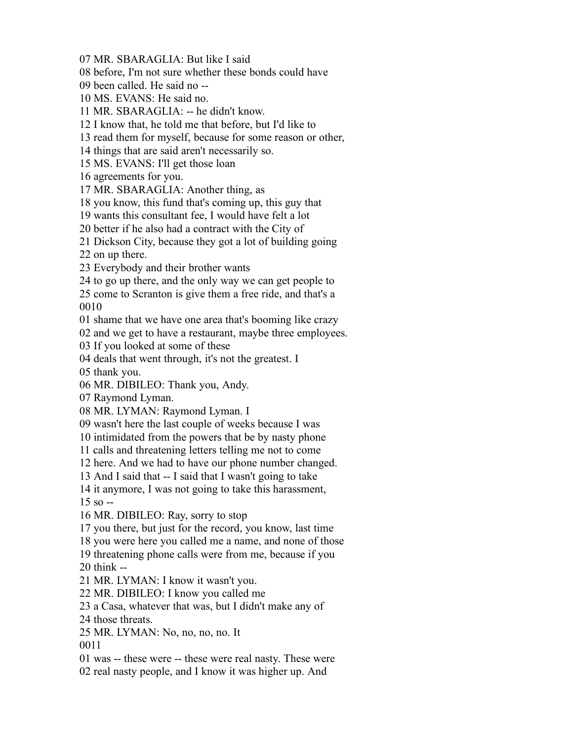07 MR. SBARAGLIA: But like I said
08 before, I'm not sure whether these bonds could have
09 been called. He said no --
10 MS. EVANS: He said no.
11 MR. SBARAGLIA: -- he didn't know.
12 I know that, he told me that before, but I'd like to
13 read them for myself, because for some reason or other,
14 things that are said aren't necessarily so.
15 MS. EVANS: I'll get those loan
16 agreements for you.
17 MR. SBARAGLIA: Another thing, as
18 you know, this fund that's coming up, this guy that
19 wants this consultant fee, I would have felt a lot
20 better if he also had a contract with the City of
21 Dickson City, because they got a lot of building going
22 on up there.
23 Everybody and their brother wants
24 to go up there, and the only way we can get people to
25 come to Scranton is give them a free ride, and that's a
0010
01 shame that we have one area that's booming like crazy
02 and we get to have a restaurant, maybe three employees.
03 If you looked at some of these
04 deals that went through, it's not the greatest. I
05 thank you.
06 MR. DIBILEO: Thank you, Andy.
07 Raymond Lyman.
08 MR. LYMAN: Raymond Lyman. I
09 wasn't here the last couple of weeks because I was
10 intimidated from the powers that be by nasty phone
11 calls and threatening letters telling me not to come
12 here. And we had to have our phone number changed.
13 And I said that -- I said that I wasn't going to take
14 it anymore, I was not going to take this harassment,
15 so --
16 MR. DIBILEO: Ray, sorry to stop
17 you there, but just for the record, you know, last time
18 you were here you called me a name, and none of those
19 threatening phone calls were from me, because if you
20 think --
21 MR. LYMAN: I know it wasn't you.
22 MR. DIBILEO: I know you called me
23 a Casa, whatever that was, but I didn't make any of
24 those threats.
25 MR. LYMAN: No, no, no, no. It
0011
01 was -- these were -- these were real nasty. These were
02 real nasty people, and I know it was higher up. And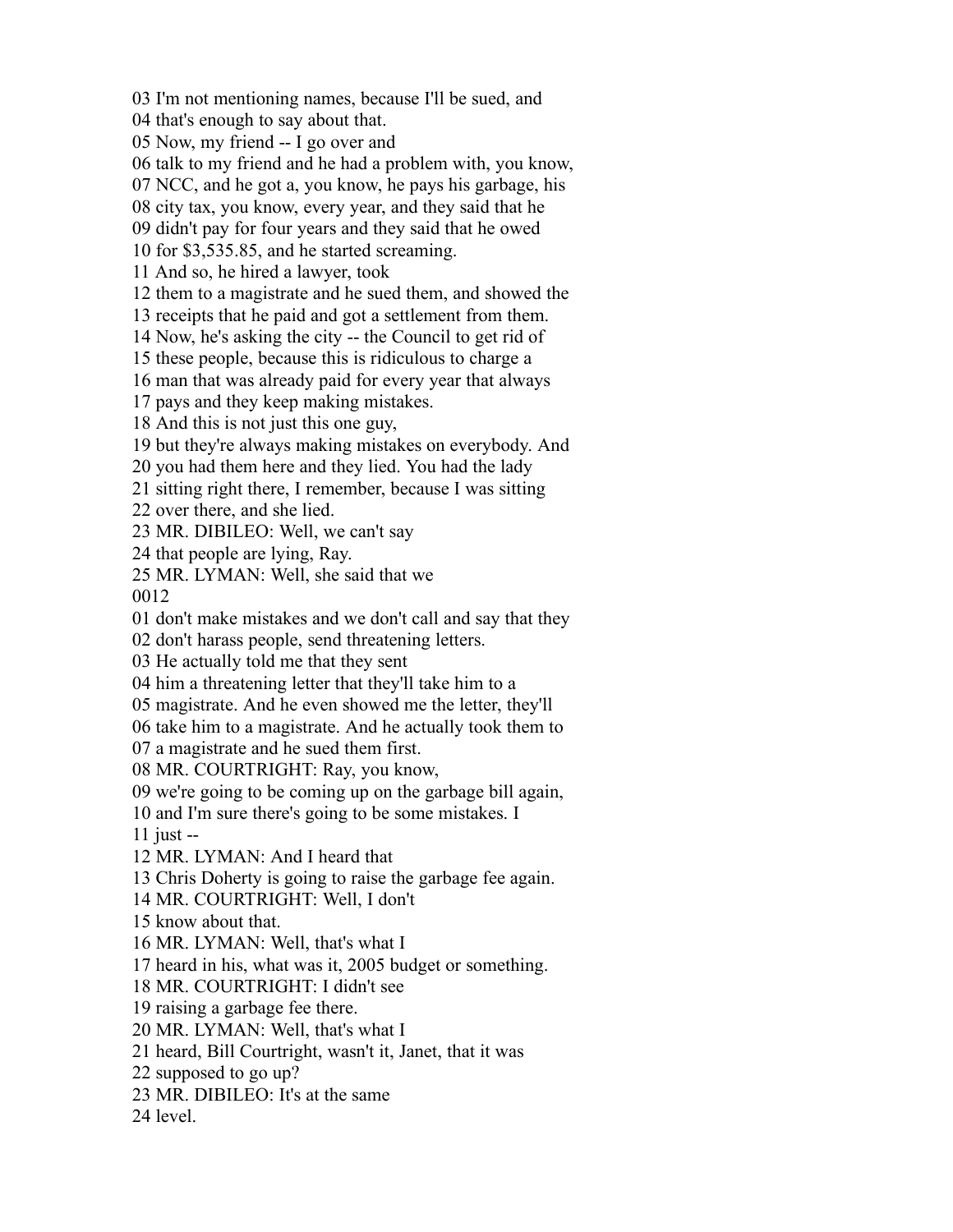03 I'm not mentioning names, because I'll be sued, and
04 that's enough to say about that.
05 Now, my friend -- I go over and
06 talk to my friend and he had a problem with, you know,
07 NCC, and he got a, you know, he pays his garbage, his
08 city tax, you know, every year, and they said that he
09 didn't pay for four years and they said that he owed
10 for $3,535.85, and he started screaming.
11 And so, he hired a lawyer, took
12 them to a magistrate and he sued them, and showed the
13 receipts that he paid and got a settlement from them.
14 Now, he's asking the city -- the Council to get rid of
15 these people, because this is ridiculous to charge a
16 man that was already paid for every year that always
17 pays and they keep making mistakes.
18 And this is not just this one guy,
19 but they're always making mistakes on everybody. And
20 you had them here and they lied. You had the lady
21 sitting right there, I remember, because I was sitting
22 over there, and she lied.
23 MR. DIBILEO: Well, we can't say
24 that people are lying, Ray.
25 MR. LYMAN: Well, she said that we
0012
01 don't make mistakes and we don't call and say that they
02 don't harass people, send threatening letters.
03 He actually told me that they sent
04 him a threatening letter that they'll take him to a
05 magistrate. And he even showed me the letter, they'll
06 take him to a magistrate. And he actually took them to
07 a magistrate and he sued them first.
08 MR. COURTRIGHT: Ray, you know,
09 we're going to be coming up on the garbage bill again,
10 and I'm sure there's going to be some mistakes. I
11 just --
12 MR. LYMAN: And I heard that
13 Chris Doherty is going to raise the garbage fee again.
14 MR. COURTRIGHT: Well, I don't
15 know about that.
16 MR. LYMAN: Well, that's what I
17 heard in his, what was it, 2005 budget or something.
18 MR. COURTRIGHT: I didn't see
19 raising a garbage fee there.
20 MR. LYMAN: Well, that's what I
21 heard, Bill Courtright, wasn't it, Janet, that it was
22 supposed to go up?
23 MR. DIBILEO: It's at the same
24 level.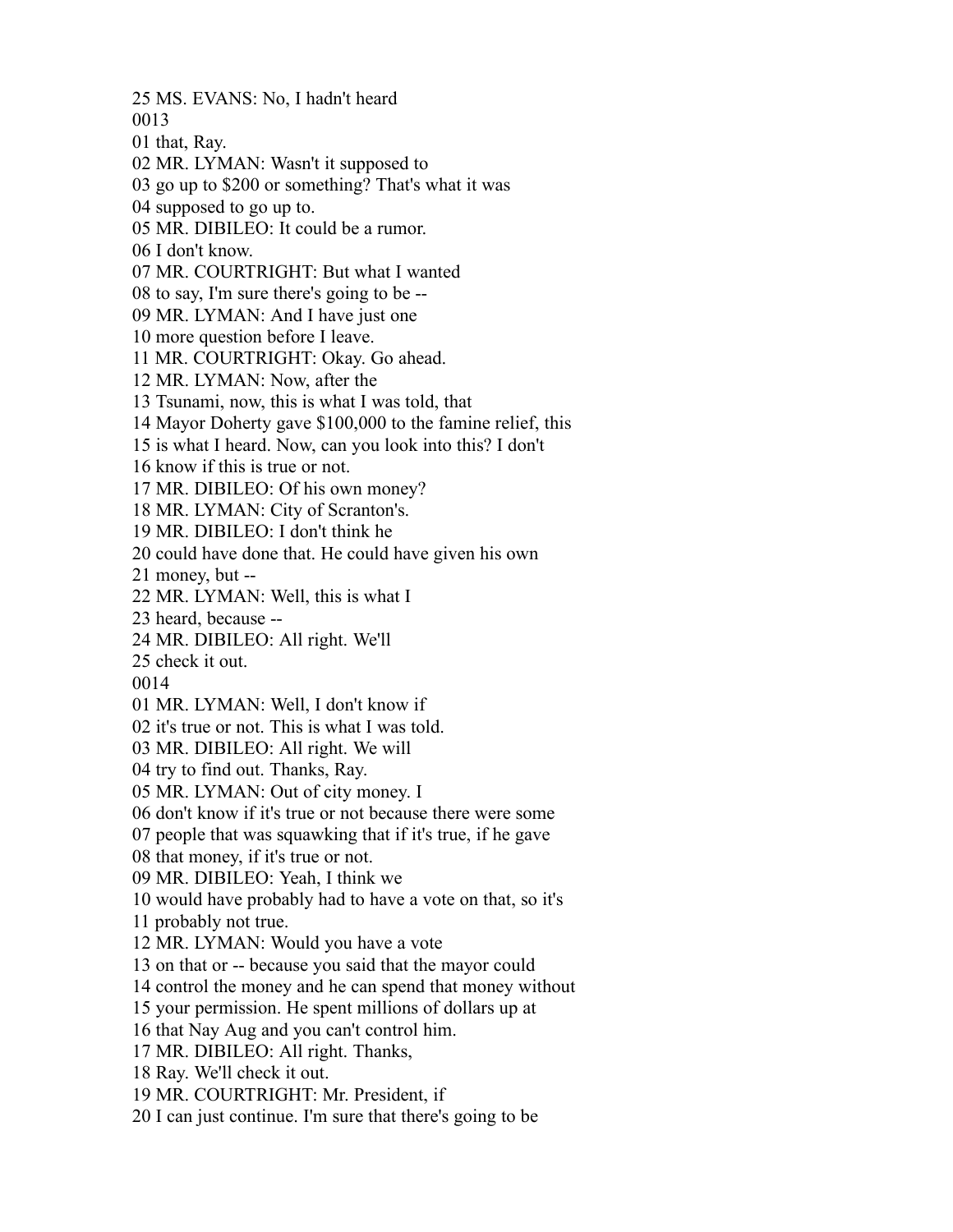25 MS. EVANS: No, I hadn't heard
0013
01 that, Ray.
02 MR. LYMAN: Wasn't it supposed to
03 go up to $200 or something? That's what it was
04 supposed to go up to.
05 MR. DIBILEO: It could be a rumor.
06 I don't know.
07 MR. COURTRIGHT: But what I wanted
08 to say, I'm sure there's going to be --
09 MR. LYMAN: And I have just one
10 more question before I leave.
11 MR. COURTRIGHT: Okay. Go ahead.
12 MR. LYMAN: Now, after the
13 Tsunami, now, this is what I was told, that
14 Mayor Doherty gave $100,000 to the famine relief, this
15 is what I heard. Now, can you look into this? I don't
16 know if this is true or not.
17 MR. DIBILEO: Of his own money?
18 MR. LYMAN: City of Scranton's.
19 MR. DIBILEO: I don't think he
20 could have done that. He could have given his own
21 money, but --
22 MR. LYMAN: Well, this is what I
23 heard, because --
24 MR. DIBILEO: All right. We'll
25 check it out.
0014
01 MR. LYMAN: Well, I don't know if
02 it's true or not. This is what I was told.
03 MR. DIBILEO: All right. We will
04 try to find out. Thanks, Ray.
05 MR. LYMAN: Out of city money. I
06 don't know if it's true or not because there were some
07 people that was squawking that if it's true, if he gave
08 that money, if it's true or not.
09 MR. DIBILEO: Yeah, I think we
10 would have probably had to have a vote on that, so it's
11 probably not true.
12 MR. LYMAN: Would you have a vote
13 on that or -- because you said that the mayor could
14 control the money and he can spend that money without
15 your permission. He spent millions of dollars up at
16 that Nay Aug and you can't control him.
17 MR. DIBILEO: All right. Thanks,
18 Ray. We'll check it out.
19 MR. COURTRIGHT: Mr. President, if
20 I can just continue. I'm sure that there's going to be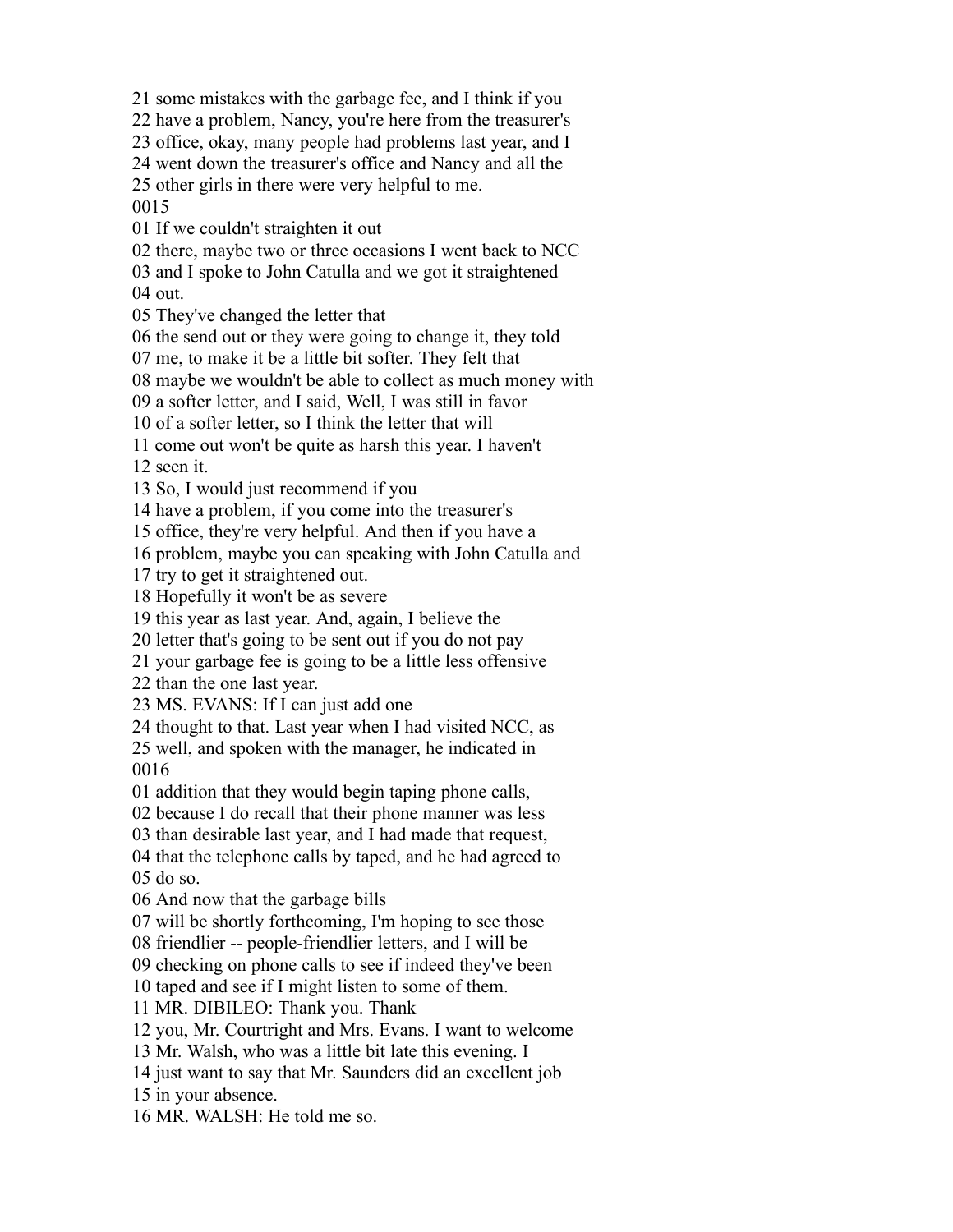21 some mistakes with the garbage fee, and I think if you
22 have a problem, Nancy, you're here from the treasurer's
23 office, okay, many people had problems last year, and I
24 went down the treasurer's office and Nancy and all the
25 other girls in there were very helpful to me.
0015
01 If we couldn't straighten it out
02 there, maybe two or three occasions I went back to NCC
03 and I spoke to John Catulla and we got it straightened
04 out.
05 They've changed the letter that
06 the send out or they were going to change it, they told
07 me, to make it be a little bit softer. They felt that
08 maybe we wouldn't be able to collect as much money with
09 a softer letter, and I said, Well, I was still in favor
10 of a softer letter, so I think the letter that will
11 come out won't be quite as harsh this year. I haven't
12 seen it.
13 So, I would just recommend if you
14 have a problem, if you come into the treasurer's
15 office, they're very helpful. And then if you have a
16 problem, maybe you can speaking with John Catulla and
17 try to get it straightened out.
18 Hopefully it won't be as severe
19 this year as last year. And, again, I believe the
20 letter that's going to be sent out if you do not pay
21 your garbage fee is going to be a little less offensive
22 than the one last year.
23 MS. EVANS: If I can just add one
24 thought to that. Last year when I had visited NCC, as
25 well, and spoken with the manager, he indicated in
0016
01 addition that they would begin taping phone calls,
02 because I do recall that their phone manner was less
03 than desirable last year, and I had made that request,
04 that the telephone calls by taped, and he had agreed to
05 do so.
06 And now that the garbage bills
07 will be shortly forthcoming, I'm hoping to see those
08 friendlier -- people-friendlier letters, and I will be
09 checking on phone calls to see if indeed they've been
10 taped and see if I might listen to some of them.
11 MR. DIBILEO: Thank you. Thank
12 you, Mr. Courtright and Mrs. Evans. I want to welcome
13 Mr. Walsh, who was a little bit late this evening. I
14 just want to say that Mr. Saunders did an excellent job
15 in your absence.
16 MR. WALSH: He told me so.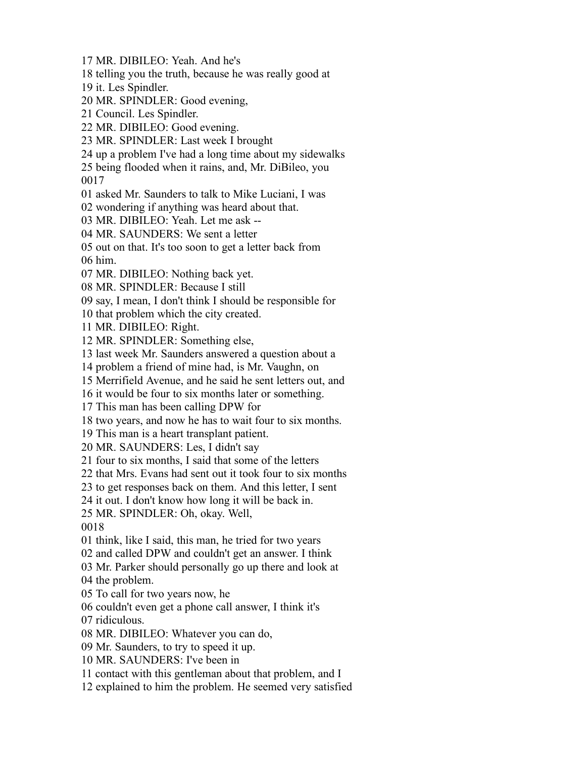17 MR. DIBILEO: Yeah. And he's
18 telling you the truth, because he was really good at
19 it. Les Spindler.
20 MR. SPINDLER: Good evening,
21 Council. Les Spindler.
22 MR. DIBILEO: Good evening.
23 MR. SPINDLER: Last week I brought
24 up a problem I've had a long time about my sidewalks
25 being flooded when it rains, and, Mr. DiBileo, you
0017
01 asked Mr. Saunders to talk to Mike Luciani, I was
02 wondering if anything was heard about that.
03 MR. DIBILEO: Yeah. Let me ask --
04 MR. SAUNDERS: We sent a letter
05 out on that. It's too soon to get a letter back from
06 him.
07 MR. DIBILEO: Nothing back yet.
08 MR. SPINDLER: Because I still
09 say, I mean, I don't think I should be responsible for
10 that problem which the city created.
11 MR. DIBILEO: Right.
12 MR. SPINDLER: Something else,
13 last week Mr. Saunders answered a question about a
14 problem a friend of mine had, is Mr. Vaughn, on
15 Merrifield Avenue, and he said he sent letters out, and
16 it would be four to six months later or something.
17 This man has been calling DPW for
18 two years, and now he has to wait four to six months.
19 This man is a heart transplant patient.
20 MR. SAUNDERS: Les, I didn't say
21 four to six months, I said that some of the letters
22 that Mrs. Evans had sent out it took four to six months
23 to get responses back on them. And this letter, I sent
24 it out. I don't know how long it will be back in.
25 MR. SPINDLER: Oh, okay. Well,
0018
01 think, like I said, this man, he tried for two years
02 and called DPW and couldn't get an answer. I think
03 Mr. Parker should personally go up there and look at
04 the problem.
05 To call for two years now, he
06 couldn't even get a phone call answer, I think it's
07 ridiculous.
08 MR. DIBILEO: Whatever you can do,
09 Mr. Saunders, to try to speed it up.
10 MR. SAUNDERS: I've been in
11 contact with this gentleman about that problem, and I
12 explained to him the problem. He seemed very satisfied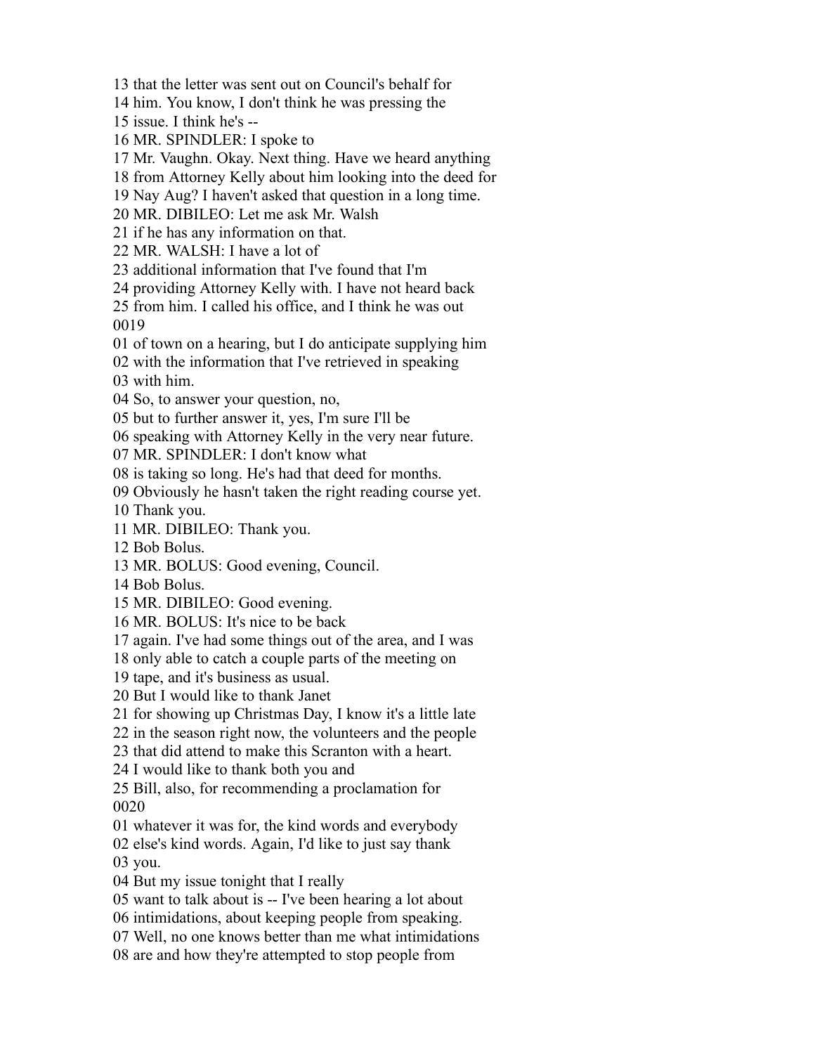13 that the letter was sent out on Council's behalf for
14 him. You know, I don't think he was pressing the
15 issue. I think he's --
16 MR. SPINDLER: I spoke to
17 Mr. Vaughn. Okay. Next thing. Have we heard anything
18 from Attorney Kelly about him looking into the deed for
19 Nay Aug? I haven't asked that question in a long time.
20 MR. DIBILEO: Let me ask Mr. Walsh
21 if he has any information on that.
22 MR. WALSH: I have a lot of
23 additional information that I've found that I'm
24 providing Attorney Kelly with. I have not heard back
25 from him. I called his office, and I think he was out
0019
01 of town on a hearing, but I do anticipate supplying him
02 with the information that I've retrieved in speaking
03 with him.
04 So, to answer your question, no,
05 but to further answer it, yes, I'm sure I'll be
06 speaking with Attorney Kelly in the very near future.
07 MR. SPINDLER: I don't know what
08 is taking so long. He's had that deed for months.
09 Obviously he hasn't taken the right reading course yet.
10 Thank you.
11 MR. DIBILEO: Thank you.
12 Bob Bolus.
13 MR. BOLUS: Good evening, Council.
14 Bob Bolus.
15 MR. DIBILEO: Good evening.
16 MR. BOLUS: It's nice to be back
17 again. I've had some things out of the area, and I was
18 only able to catch a couple parts of the meeting on
19 tape, and it's business as usual.
20 But I would like to thank Janet
21 for showing up Christmas Day, I know it's a little late
22 in the season right now, the volunteers and the people
23 that did attend to make this Scranton with a heart.
24 I would like to thank both you and
25 Bill, also, for recommending a proclamation for
0020
01 whatever it was for, the kind words and everybody
02 else's kind words. Again, I'd like to just say thank
03 you.
04 But my issue tonight that I really
05 want to talk about is -- I've been hearing a lot about
06 intimidations, about keeping people from speaking.
07 Well, no one knows better than me what intimidations
08 are and how they're attempted to stop people from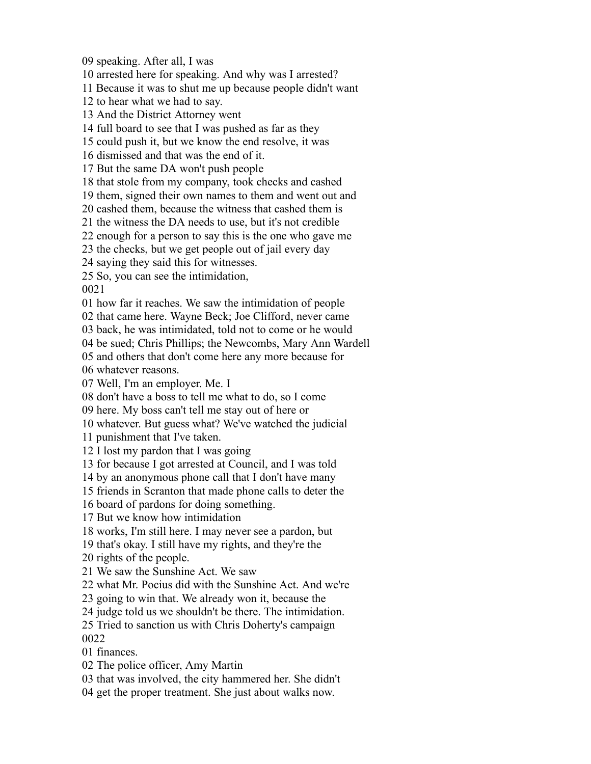09 speaking. After all, I was
10 arrested here for speaking. And why was I arrested?
11 Because it was to shut me up because people didn't want
12 to hear what we had to say.
13 And the District Attorney went
14 full board to see that I was pushed as far as they
15 could push it, but we know the end resolve, it was
16 dismissed and that was the end of it.
17 But the same DA won't push people
18 that stole from my company, took checks and cashed
19 them, signed their own names to them and went out and
20 cashed them, because the witness that cashed them is
21 the witness the DA needs to use, but it's not credible
22 enough for a person to say this is the one who gave me
23 the checks, but we get people out of jail every day
24 saying they said this for witnesses.
25 So, you can see the intimidation,
0021
01 how far it reaches. We saw the intimidation of people
02 that came here. Wayne Beck; Joe Clifford, never came
03 back, he was intimidated, told not to come or he would
04 be sued; Chris Phillips; the Newcombs, Mary Ann Wardell
05 and others that don't come here any more because for
06 whatever reasons.
07 Well, I'm an employer. Me. I
08 don't have a boss to tell me what to do, so I come
09 here. My boss can't tell me stay out of here or
10 whatever. But guess what? We've watched the judicial
11 punishment that I've taken.
12 I lost my pardon that I was going
13 for because I got arrested at Council, and I was told
14 by an anonymous phone call that I don't have many
15 friends in Scranton that made phone calls to deter the
16 board of pardons for doing something.
17 But we know how intimidation
18 works, I'm still here. I may never see a pardon, but
19 that's okay. I still have my rights, and they're the
20 rights of the people.
21 We saw the Sunshine Act. We saw
22 what Mr. Pocius did with the Sunshine Act. And we're
23 going to win that. We already won it, because the
24 judge told us we shouldn't be there. The intimidation.
25 Tried to sanction us with Chris Doherty's campaign
0022
01 finances.
02 The police officer, Amy Martin
03 that was involved, the city hammered her. She didn't
04 get the proper treatment. She just about walks now.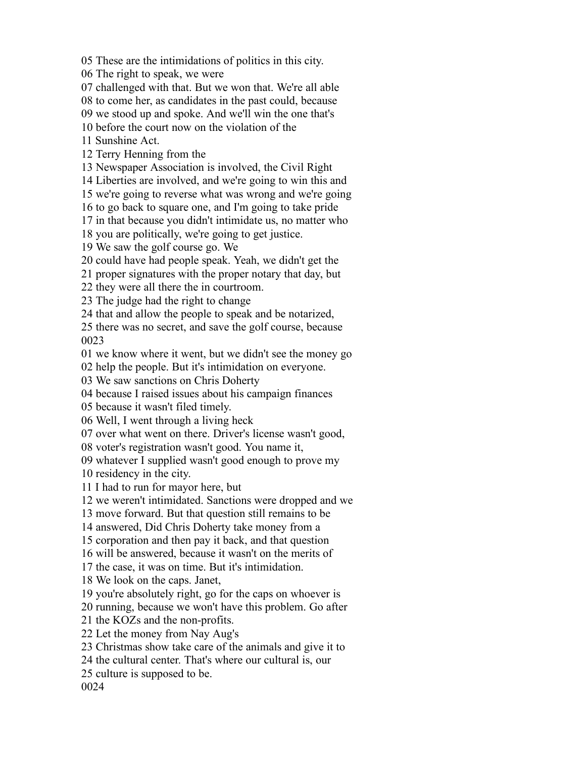05 These are the intimidations of politics in this city.
06 The right to speak, we were
07 challenged with that. But we won that. We're all able
08 to come her, as candidates in the past could, because
09 we stood up and spoke. And we'll win the one that's
10 before the court now on the violation of the
11 Sunshine Act.
12 Terry Henning from the
13 Newspaper Association is involved, the Civil Right
14 Liberties are involved, and we're going to win this and
15 we're going to reverse what was wrong and we're going
16 to go back to square one, and I'm going to take pride
17 in that because you didn't intimidate us, no matter who
18 you are politically, we're going to get justice.
19 We saw the golf course go. We
20 could have had people speak. Yeah, we didn't get the
21 proper signatures with the proper notary that day, but
22 they were all there the in courtroom.
23 The judge had the right to change
24 that and allow the people to speak and be notarized,
25 there was no secret, and save the golf course, because
0023
01 we know where it went, but we didn't see the money go
02 help the people. But it's intimidation on everyone.
03 We saw sanctions on Chris Doherty
04 because I raised issues about his campaign finances
05 because it wasn't filed timely.
06 Well, I went through a living heck
07 over what went on there. Driver's license wasn't good,
08 voter's registration wasn't good. You name it,
09 whatever I supplied wasn't good enough to prove my
10 residency in the city.
11 I had to run for mayor here, but
12 we weren't intimidated. Sanctions were dropped and we
13 move forward. But that question still remains to be
14 answered, Did Chris Doherty take money from a
15 corporation and then pay it back, and that question
16 will be answered, because it wasn't on the merits of
17 the case, it was on time. But it's intimidation.
18 We look on the caps. Janet,
19 you're absolutely right, go for the caps on whoever is
20 running, because we won't have this problem. Go after
21 the KOZs and the non-profits.
22 Let the money from Nay Aug's
23 Christmas show take care of the animals and give it to
24 the cultural center. That's where our cultural is, our
25 culture is supposed to be.
0024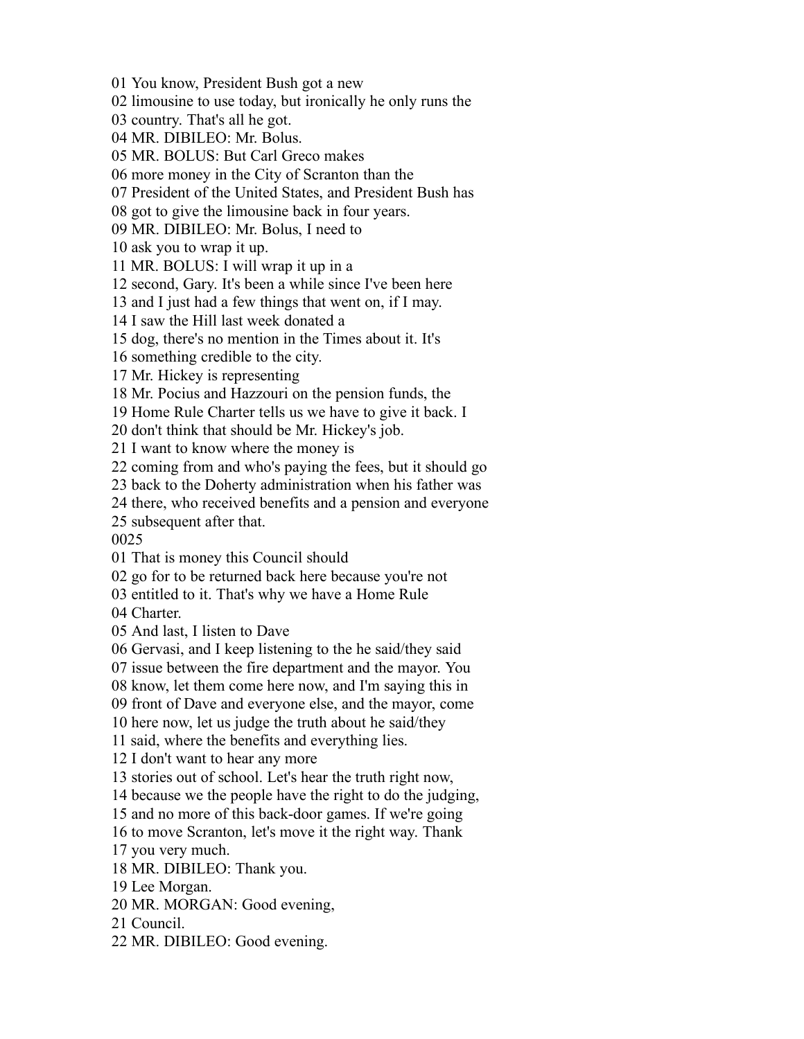01 You know, President Bush got a new
02 limousine to use today, but ironically he only runs the
03 country. That's all he got.
04 MR. DIBILEO: Mr. Bolus.
05 MR. BOLUS: But Carl Greco makes
06 more money in the City of Scranton than the
07 President of the United States, and President Bush has
08 got to give the limousine back in four years.
09 MR. DIBILEO: Mr. Bolus, I need to
10 ask you to wrap it up.
11 MR. BOLUS: I will wrap it up in a
12 second, Gary. It's been a while since I've been here
13 and I just had a few things that went on, if I may.
14 I saw the Hill last week donated a
15 dog, there's no mention in the Times about it. It's
16 something credible to the city.
17 Mr. Hickey is representing
18 Mr. Pocius and Hazzouri on the pension funds, the
19 Home Rule Charter tells us we have to give it back. I
20 don't think that should be Mr. Hickey's job.
21 I want to know where the money is
22 coming from and who's paying the fees, but it should go
23 back to the Doherty administration when his father was
24 there, who received benefits and a pension and everyone
25 subsequent after that.
0025
01 That is money this Council should
02 go for to be returned back here because you're not
03 entitled to it. That's why we have a Home Rule
04 Charter.
05 And last, I listen to Dave
06 Gervasi, and I keep listening to the he said/they said
07 issue between the fire department and the mayor. You
08 know, let them come here now, and I'm saying this in
09 front of Dave and everyone else, and the mayor, come
10 here now, let us judge the truth about he said/they
11 said, where the benefits and everything lies.
12 I don't want to hear any more
13 stories out of school. Let's hear the truth right now,
14 because we the people have the right to do the judging,
15 and no more of this back-door games. If we're going
16 to move Scranton, let's move it the right way. Thank
17 you very much.
18 MR. DIBILEO: Thank you.
19 Lee Morgan.
20 MR. MORGAN: Good evening,
21 Council.
22 MR. DIBILEO: Good evening.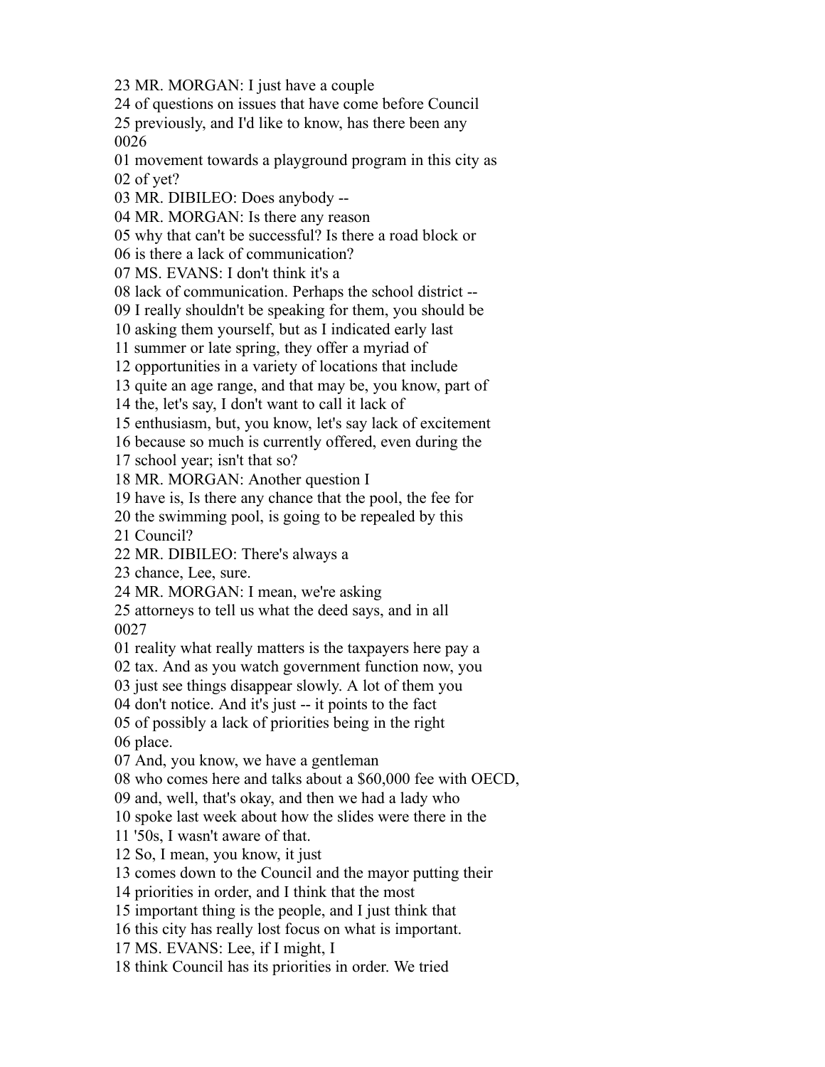23 MR. MORGAN: I just have a couple
24 of questions on issues that have come before Council
25 previously, and I'd like to know, has there been any
0026
01 movement towards a playground program in this city as
02 of yet?
03 MR. DIBILEO: Does anybody --
04 MR. MORGAN: Is there any reason
05 why that can't be successful? Is there a road block or
06 is there a lack of communication?
07 MS. EVANS: I don't think it's a
08 lack of communication. Perhaps the school district --
09 I really shouldn't be speaking for them, you should be
10 asking them yourself, but as I indicated early last
11 summer or late spring, they offer a myriad of
12 opportunities in a variety of locations that include
13 quite an age range, and that may be, you know, part of
14 the, let's say, I don't want to call it lack of
15 enthusiasm, but, you know, let's say lack of excitement
16 because so much is currently offered, even during the
17 school year; isn't that so?
18 MR. MORGAN: Another question I
19 have is, Is there any chance that the pool, the fee for
20 the swimming pool, is going to be repealed by this
21 Council?
22 MR. DIBILEO: There's always a
23 chance, Lee, sure.
24 MR. MORGAN: I mean, we're asking
25 attorneys to tell us what the deed says, and in all
0027
01 reality what really matters is the taxpayers here pay a
02 tax. And as you watch government function now, you
03 just see things disappear slowly. A lot of them you
04 don't notice. And it's just -- it points to the fact
05 of possibly a lack of priorities being in the right
06 place.
07 And, you know, we have a gentleman
08 who comes here and talks about a $60,000 fee with OECD,
09 and, well, that's okay, and then we had a lady who
10 spoke last week about how the slides were there in the
11 '50s, I wasn't aware of that.
12 So, I mean, you know, it just
13 comes down to the Council and the mayor putting their
14 priorities in order, and I think that the most
15 important thing is the people, and I just think that
16 this city has really lost focus on what is important.
17 MS. EVANS: Lee, if I might, I
18 think Council has its priorities in order. We tried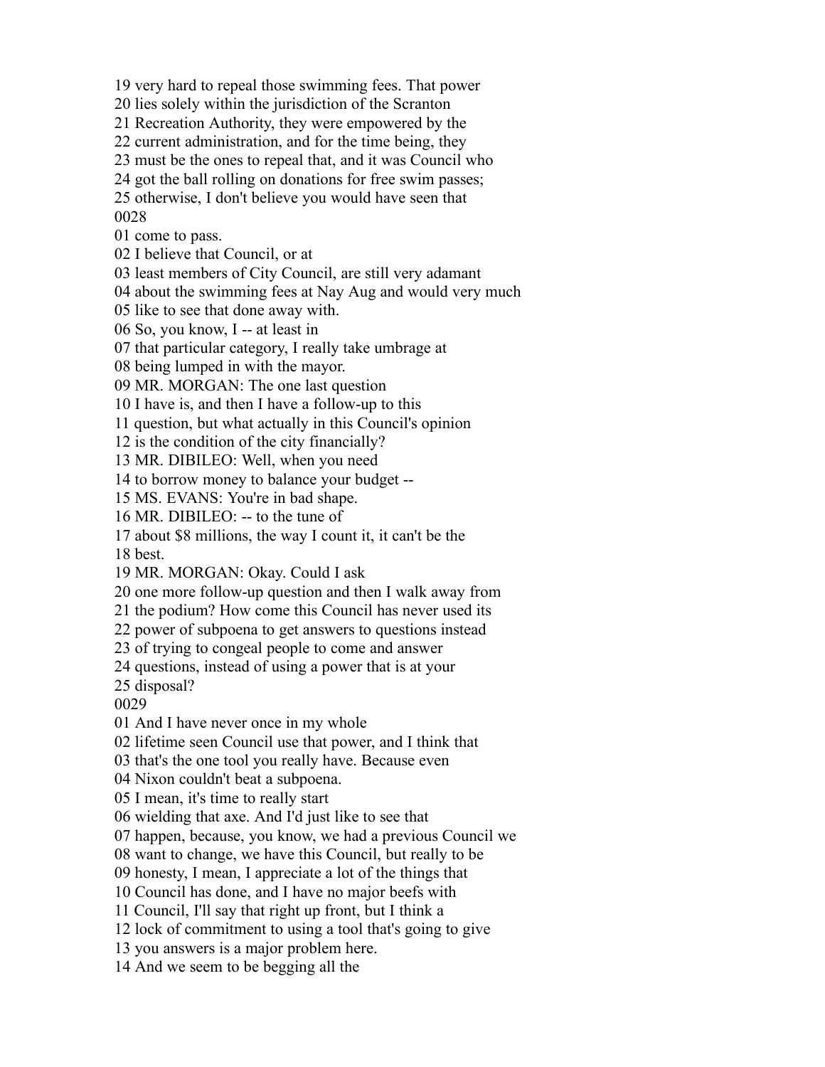19 very hard to repeal those swimming fees. That power
20 lies solely within the jurisdiction of the Scranton
21 Recreation Authority, they were empowered by the
22 current administration, and for the time being, they
23 must be the ones to repeal that, and it was Council who
24 got the ball rolling on donations for free swim passes;
25 otherwise, I don't believe you would have seen that
0028
01 come to pass.
02 I believe that Council, or at
03 least members of City Council, are still very adamant
04 about the swimming fees at Nay Aug and would very much
05 like to see that done away with.
06 So, you know, I -- at least in
07 that particular category, I really take umbrage at
08 being lumped in with the mayor.
09 MR. MORGAN: The one last question
10 I have is, and then I have a follow-up to this
11 question, but what actually in this Council's opinion
12 is the condition of the city financially?
13 MR. DIBILEO: Well, when you need
14 to borrow money to balance your budget --
15 MS. EVANS: You're in bad shape.
16 MR. DIBILEO: -- to the tune of
17 about $8 millions, the way I count it, it can't be the
18 best.
19 MR. MORGAN: Okay. Could I ask
20 one more follow-up question and then I walk away from
21 the podium? How come this Council has never used its
22 power of subpoena to get answers to questions instead
23 of trying to congeal people to come and answer
24 questions, instead of using a power that is at your
25 disposal?
0029
01 And I have never once in my whole
02 lifetime seen Council use that power, and I think that
03 that's the one tool you really have. Because even
04 Nixon couldn't beat a subpoena.
05 I mean, it's time to really start
06 wielding that axe. And I'd just like to see that
07 happen, because, you know, we had a previous Council we
08 want to change, we have this Council, but really to be
09 honesty, I mean, I appreciate a lot of the things that
10 Council has done, and I have no major beefs with
11 Council, I'll say that right up front, but I think a
12 lock of commitment to using a tool that's going to give
13 you answers is a major problem here.
14 And we seem to be begging all the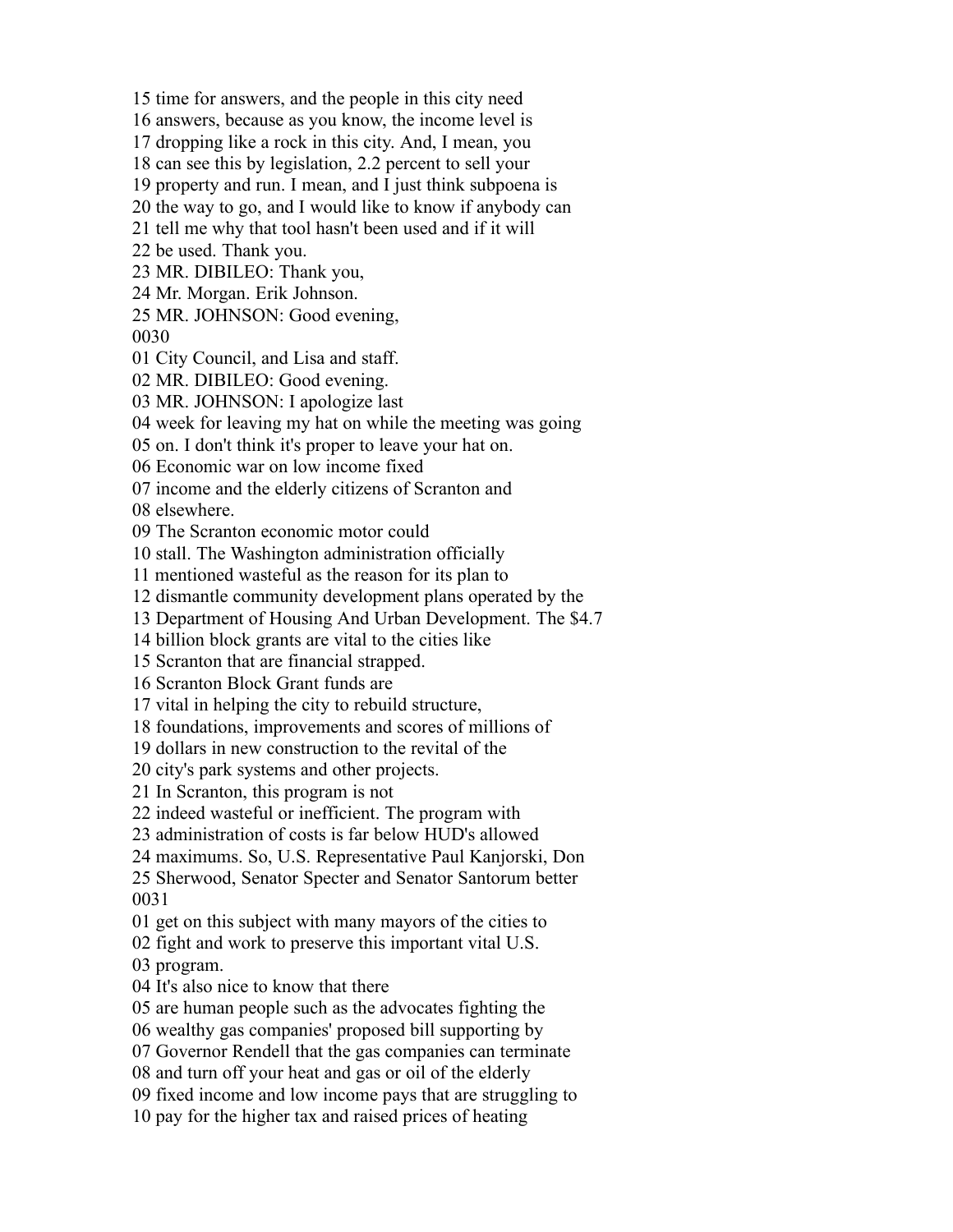15 time for answers, and the people in this city need
16 answers, because as you know, the income level is
17 dropping like a rock in this city. And, I mean, you
18 can see this by legislation, 2.2 percent to sell your
19 property and run. I mean, and I just think subpoena is
20 the way to go, and I would like to know if anybody can
21 tell me why that tool hasn't been used and if it will
22 be used. Thank you.
23 MR. DIBILEO: Thank you,
24 Mr. Morgan. Erik Johnson.
25 MR. JOHNSON: Good evening,
0030
01 City Council, and Lisa and staff.
02 MR. DIBILEO: Good evening.
03 MR. JOHNSON: I apologize last
04 week for leaving my hat on while the meeting was going
05 on. I don't think it's proper to leave your hat on.
06 Economic war on low income fixed
07 income and the elderly citizens of Scranton and
08 elsewhere.
09 The Scranton economic motor could
10 stall. The Washington administration officially
11 mentioned wasteful as the reason for its plan to
12 dismantle community development plans operated by the
13 Department of Housing And Urban Development. The $4.7
14 billion block grants are vital to the cities like
15 Scranton that are financial strapped.
16 Scranton Block Grant funds are
17 vital in helping the city to rebuild structure,
18 foundations, improvements and scores of millions of
19 dollars in new construction to the revital of the
20 city's park systems and other projects.
21 In Scranton, this program is not
22 indeed wasteful or inefficient. The program with
23 administration of costs is far below HUD's allowed
24 maximums. So, U.S. Representative Paul Kanjorski, Don
25 Sherwood, Senator Specter and Senator Santorum better
0031
01 get on this subject with many mayors of the cities to
02 fight and work to preserve this important vital U.S.
03 program.
04 It's also nice to know that there
05 are human people such as the advocates fighting the
06 wealthy gas companies' proposed bill supporting by
07 Governor Rendell that the gas companies can terminate
08 and turn off your heat and gas or oil of the elderly
09 fixed income and low income pays that are struggling to
10 pay for the higher tax and raised prices of heating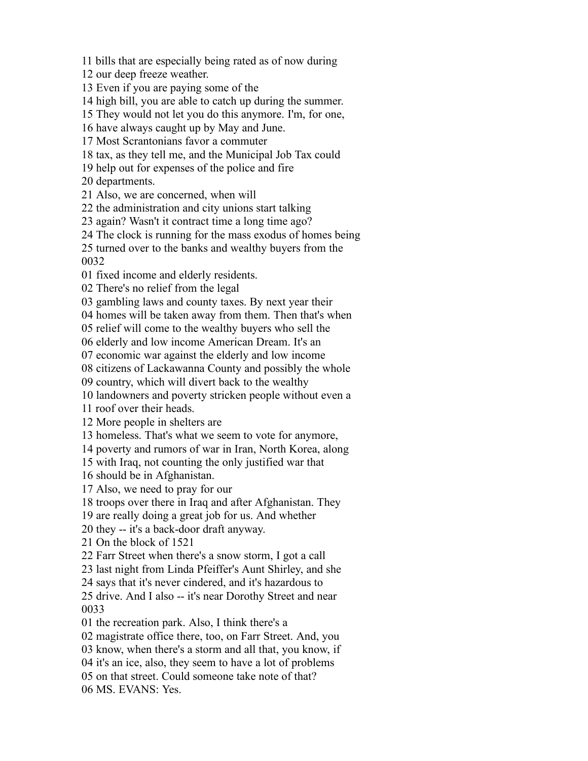11 bills that are especially being rated as of now during
12 our deep freeze weather.
13 Even if you are paying some of the
14 high bill, you are able to catch up during the summer.
15 They would not let you do this anymore. I'm, for one,
16 have always caught up by May and June.
17 Most Scrantonians favor a commuter
18 tax, as they tell me, and the Municipal Job Tax could
19 help out for expenses of the police and fire
20 departments.
21 Also, we are concerned, when will
22 the administration and city unions start talking
23 again? Wasn't it contract time a long time ago?
24 The clock is running for the mass exodus of homes being
25 turned over to the banks and wealthy buyers from the
0032
01 fixed income and elderly residents.
02 There's no relief from the legal
03 gambling laws and county taxes. By next year their
04 homes will be taken away from them. Then that's when
05 relief will come to the wealthy buyers who sell the
06 elderly and low income American Dream. It's an
07 economic war against the elderly and low income
08 citizens of Lackawanna County and possibly the whole
09 country, which will divert back to the wealthy
10 landowners and poverty stricken people without even a
11 roof over their heads.
12 More people in shelters are
13 homeless. That's what we seem to vote for anymore,
14 poverty and rumors of war in Iran, North Korea, along
15 with Iraq, not counting the only justified war that
16 should be in Afghanistan.
17 Also, we need to pray for our
18 troops over there in Iraq and after Afghanistan. They
19 are really doing a great job for us. And whether
20 they -- it's a back-door draft anyway.
21 On the block of 1521
22 Farr Street when there's a snow storm, I got a call
23 last night from Linda Pfeiffer's Aunt Shirley, and she
24 says that it's never cindered, and it's hazardous to
25 drive. And I also -- it's near Dorothy Street and near
0033
01 the recreation park. Also, I think there's a
02 magistrate office there, too, on Farr Street. And, you
03 know, when there's a storm and all that, you know, if
04 it's an ice, also, they seem to have a lot of problems
05 on that street. Could someone take note of that?
06 MS. EVANS: Yes.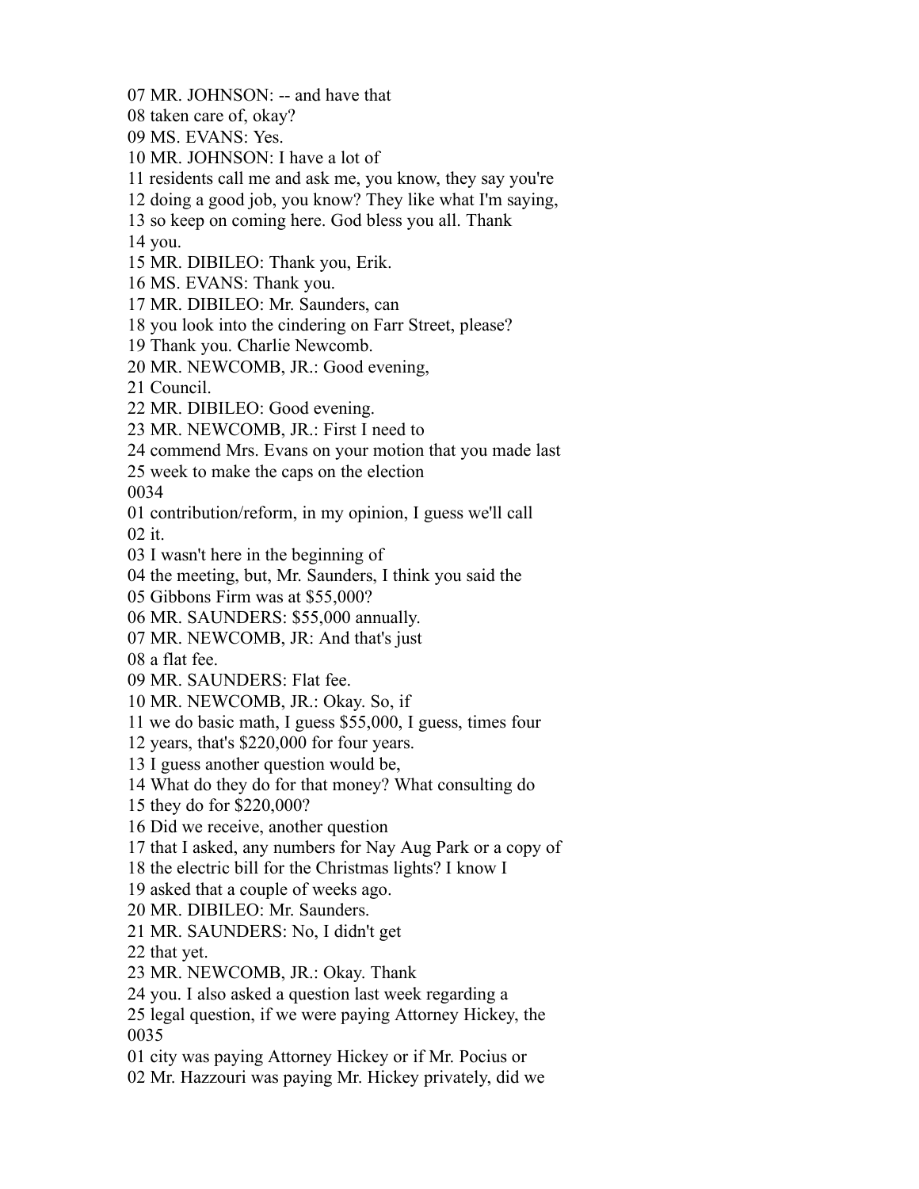07 MR. JOHNSON: -- and have that
08 taken care of, okay?
09 MS. EVANS: Yes.
10 MR. JOHNSON: I have a lot of
11 residents call me and ask me, you know, they say you're
12 doing a good job, you know? They like what I'm saying,
13 so keep on coming here. God bless you all. Thank
14 you.
15 MR. DIBILEO: Thank you, Erik.
16 MS. EVANS: Thank you.
17 MR. DIBILEO: Mr. Saunders, can
18 you look into the cindering on Farr Street, please?
19 Thank you. Charlie Newcomb.
20 MR. NEWCOMB, JR.: Good evening,
21 Council.
22 MR. DIBILEO: Good evening.
23 MR. NEWCOMB, JR.: First I need to
24 commend Mrs. Evans on your motion that you made last
25 week to make the caps on the election
0034
01 contribution/reform, in my opinion, I guess we'll call
02 it.
03 I wasn't here in the beginning of
04 the meeting, but, Mr. Saunders, I think you said the
05 Gibbons Firm was at $55,000?
06 MR. SAUNDERS: $55,000 annually.
07 MR. NEWCOMB, JR: And that's just
08 a flat fee.
09 MR. SAUNDERS: Flat fee.
10 MR. NEWCOMB, JR.: Okay. So, if
11 we do basic math, I guess $55,000, I guess, times four
12 years, that's $220,000 for four years.
13 I guess another question would be,
14 What do they do for that money? What consulting do
15 they do for $220,000?
16 Did we receive, another question
17 that I asked, any numbers for Nay Aug Park or a copy of
18 the electric bill for the Christmas lights? I know I
19 asked that a couple of weeks ago.
20 MR. DIBILEO: Mr. Saunders.
21 MR. SAUNDERS: No, I didn't get
22 that yet.
23 MR. NEWCOMB, JR.: Okay. Thank
24 you. I also asked a question last week regarding a
25 legal question, if we were paying Attorney Hickey, the
0035
01 city was paying Attorney Hickey or if Mr. Pocius or
02 Mr. Hazzouri was paying Mr. Hickey privately, did we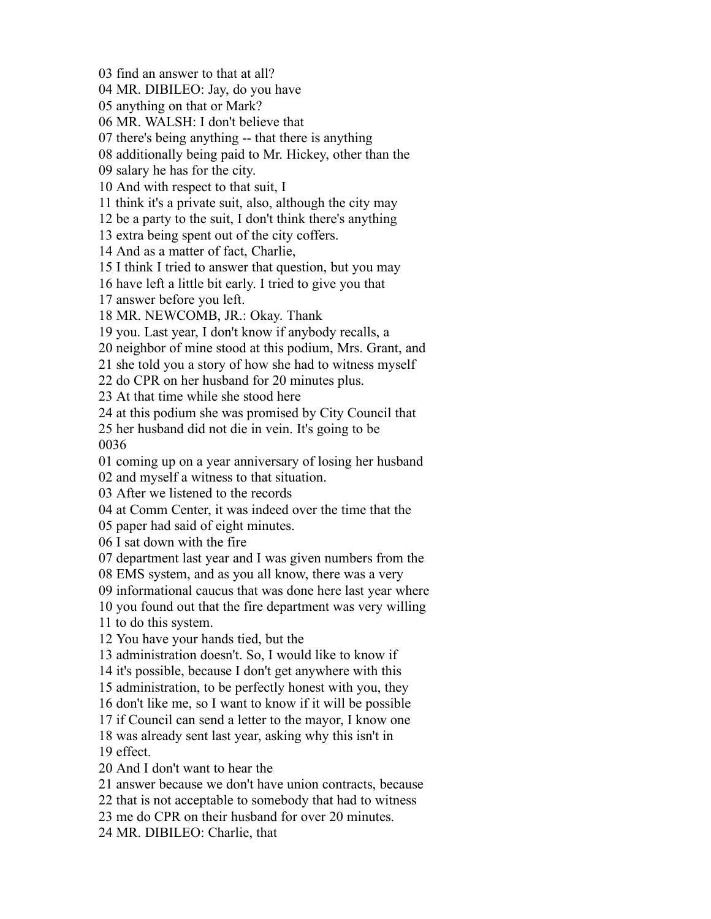03 find an answer to that at all?
04 MR. DIBILEO: Jay, do you have
05 anything on that or Mark?
06 MR. WALSH: I don't believe that
07 there's being anything -- that there is anything
08 additionally being paid to Mr. Hickey, other than the
09 salary he has for the city.
10 And with respect to that suit, I
11 think it's a private suit, also, although the city may
12 be a party to the suit, I don't think there's anything
13 extra being spent out of the city coffers.
14 And as a matter of fact, Charlie,
15 I think I tried to answer that question, but you may
16 have left a little bit early. I tried to give you that
17 answer before you left.
18 MR. NEWCOMB, JR.: Okay. Thank
19 you. Last year, I don't know if anybody recalls, a
20 neighbor of mine stood at this podium, Mrs. Grant, and
21 she told you a story of how she had to witness myself
22 do CPR on her husband for 20 minutes plus.
23 At that time while she stood here
24 at this podium she was promised by City Council that
25 her husband did not die in vein. It's going to be
0036
01 coming up on a year anniversary of losing her husband
02 and myself a witness to that situation.
03 After we listened to the records
04 at Comm Center, it was indeed over the time that the
05 paper had said of eight minutes.
06 I sat down with the fire
07 department last year and I was given numbers from the
08 EMS system, and as you all know, there was a very
09 informational caucus that was done here last year where
10 you found out that the fire department was very willing
11 to do this system.
12 You have your hands tied, but the
13 administration doesn't. So, I would like to know if
14 it's possible, because I don't get anywhere with this
15 administration, to be perfectly honest with you, they
16 don't like me, so I want to know if it will be possible
17 if Council can send a letter to the mayor, I know one
18 was already sent last year, asking why this isn't in
19 effect.
20 And I don't want to hear the
21 answer because we don't have union contracts, because
22 that is not acceptable to somebody that had to witness
23 me do CPR on their husband for over 20 minutes.
24 MR. DIBILEO: Charlie, that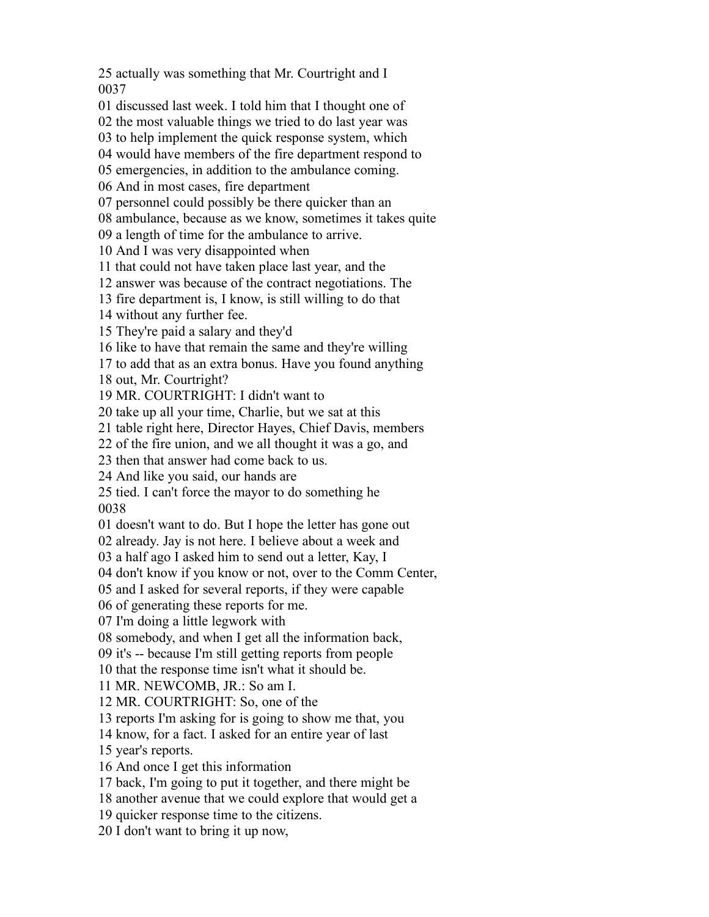25 actually was something that Mr. Courtright and I
0037
01 discussed last week. I told him that I thought one of
02 the most valuable things we tried to do last year was
03 to help implement the quick response system, which
04 would have members of the fire department respond to
05 emergencies, in addition to the ambulance coming.
06 And in most cases, fire department
07 personnel could possibly be there quicker than an
08 ambulance, because as we know, sometimes it takes quite
09 a length of time for the ambulance to arrive.
10 And I was very disappointed when
11 that could not have taken place last year, and the
12 answer was because of the contract negotiations. The
13 fire department is, I know, is still willing to do that
14 without any further fee.
15 They're paid a salary and they'd
16 like to have that remain the same and they're willing
17 to add that as an extra bonus. Have you found anything
18 out, Mr. Courtright?
19 MR. COURTRIGHT: I didn't want to
20 take up all your time, Charlie, but we sat at this
21 table right here, Director Hayes, Chief Davis, members
22 of the fire union, and we all thought it was a go, and
23 then that answer had come back to us.
24 And like you said, our hands are
25 tied. I can't force the mayor to do something he
0038
01 doesn't want to do. But I hope the letter has gone out
02 already. Jay is not here. I believe about a week and
03 a half ago I asked him to send out a letter, Kay, I
04 don't know if you know or not, over to the Comm Center,
05 and I asked for several reports, if they were capable
06 of generating these reports for me.
07 I'm doing a little legwork with
08 somebody, and when I get all the information back,
09 it's -- because I'm still getting reports from people
10 that the response time isn't what it should be.
11 MR. NEWCOMB, JR.: So am I.
12 MR. COURTRIGHT: So, one of the
13 reports I'm asking for is going to show me that, you
14 know, for a fact. I asked for an entire year of last
15 year's reports.
16 And once I get this information
17 back, I'm going to put it together, and there might be
18 another avenue that we could explore that would get a
19 quicker response time to the citizens.
20 I don't want to bring it up now,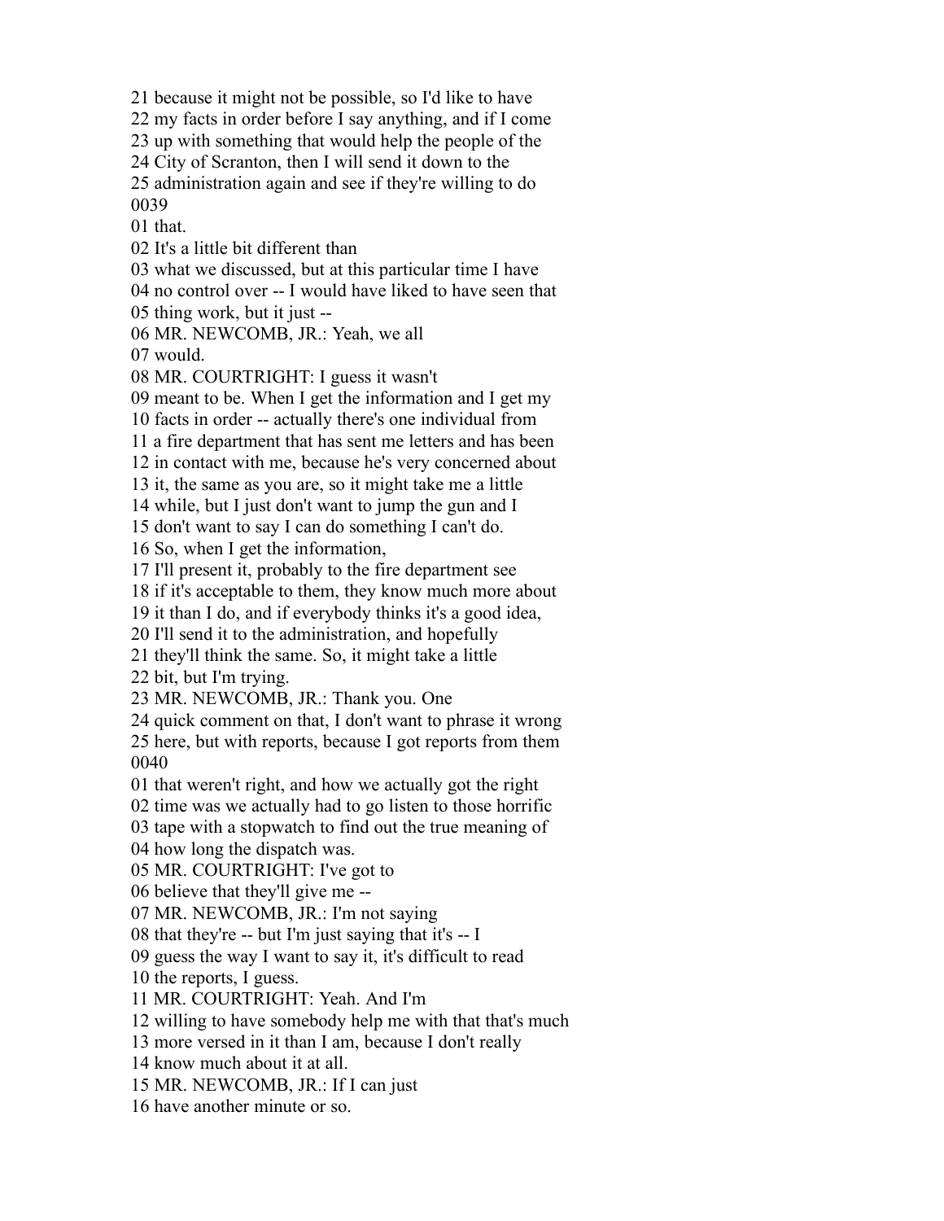21 because it might not be possible, so I'd like to have
22 my facts in order before I say anything, and if I come
23 up with something that would help the people of the
24 City of Scranton, then I will send it down to the
25 administration again and see if they're willing to do
0039
01 that.
02 It's a little bit different than
03 what we discussed, but at this particular time I have
04 no control over -- I would have liked to have seen that
05 thing work, but it just --
06 MR. NEWCOMB, JR.: Yeah, we all
07 would.
08 MR. COURTRIGHT: I guess it wasn't
09 meant to be. When I get the information and I get my
10 facts in order -- actually there's one individual from
11 a fire department that has sent me letters and has been
12 in contact with me, because he's very concerned about
13 it, the same as you are, so it might take me a little
14 while, but I just don't want to jump the gun and I
15 don't want to say I can do something I can't do.
16 So, when I get the information,
17 I'll present it, probably to the fire department see
18 if it's acceptable to them, they know much more about
19 it than I do, and if everybody thinks it's a good idea,
20 I'll send it to the administration, and hopefully
21 they'll think the same. So, it might take a little
22 bit, but I'm trying.
23 MR. NEWCOMB, JR.: Thank you. One
24 quick comment on that, I don't want to phrase it wrong
25 here, but with reports, because I got reports from them
0040
01 that weren't right, and how we actually got the right
02 time was we actually had to go listen to those horrific
03 tape with a stopwatch to find out the true meaning of
04 how long the dispatch was.
05 MR. COURTRIGHT: I've got to
06 believe that they'll give me --
07 MR. NEWCOMB, JR.: I'm not saying
08 that they're -- but I'm just saying that it's -- I
09 guess the way I want to say it, it's difficult to read
10 the reports, I guess.
11 MR. COURTRIGHT: Yeah. And I'm
12 willing to have somebody help me with that that's much
13 more versed in it than I am, because I don't really
14 know much about it at all.
15 MR. NEWCOMB, JR.: If I can just
16 have another minute or so.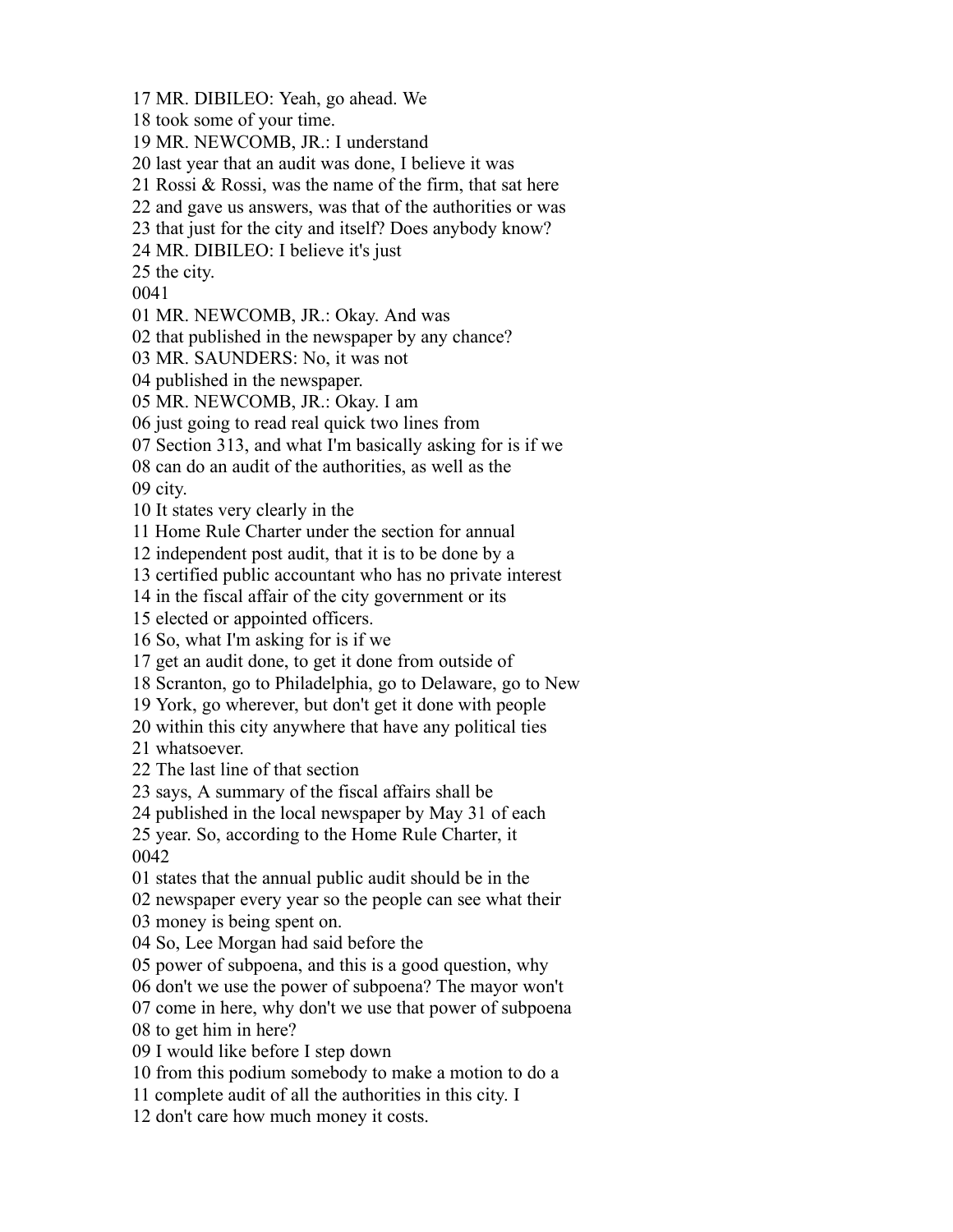17 MR. DIBILEO: Yeah, go ahead. We
18 took some of your time.
19 MR. NEWCOMB, JR.: I understand
20 last year that an audit was done, I believe it was
21 Rossi & Rossi, was the name of the firm, that sat here
22 and gave us answers, was that of the authorities or was
23 that just for the city and itself? Does anybody know?
24 MR. DIBILEO: I believe it's just
25 the city.
0041
01 MR. NEWCOMB, JR.: Okay. And was
02 that published in the newspaper by any chance?
03 MR. SAUNDERS: No, it was not
04 published in the newspaper.
05 MR. NEWCOMB, JR.: Okay. I am
06 just going to read real quick two lines from
07 Section 313, and what I'm basically asking for is if we
08 can do an audit of the authorities, as well as the
09 city.
10 It states very clearly in the
11 Home Rule Charter under the section for annual
12 independent post audit, that it is to be done by a
13 certified public accountant who has no private interest
14 in the fiscal affair of the city government or its
15 elected or appointed officers.
16 So, what I'm asking for is if we
17 get an audit done, to get it done from outside of
18 Scranton, go to Philadelphia, go to Delaware, go to New
19 York, go wherever, but don't get it done with people
20 within this city anywhere that have any political ties
21 whatsoever.
22 The last line of that section
23 says, A summary of the fiscal affairs shall be
24 published in the local newspaper by May 31 of each
25 year. So, according to the Home Rule Charter, it
0042
01 states that the annual public audit should be in the
02 newspaper every year so the people can see what their
03 money is being spent on.
04 So, Lee Morgan had said before the
05 power of subpoena, and this is a good question, why
06 don't we use the power of subpoena? The mayor won't
07 come in here, why don't we use that power of subpoena
08 to get him in here?
09 I would like before I step down
10 from this podium somebody to make a motion to do a
11 complete audit of all the authorities in this city. I
12 don't care how much money it costs.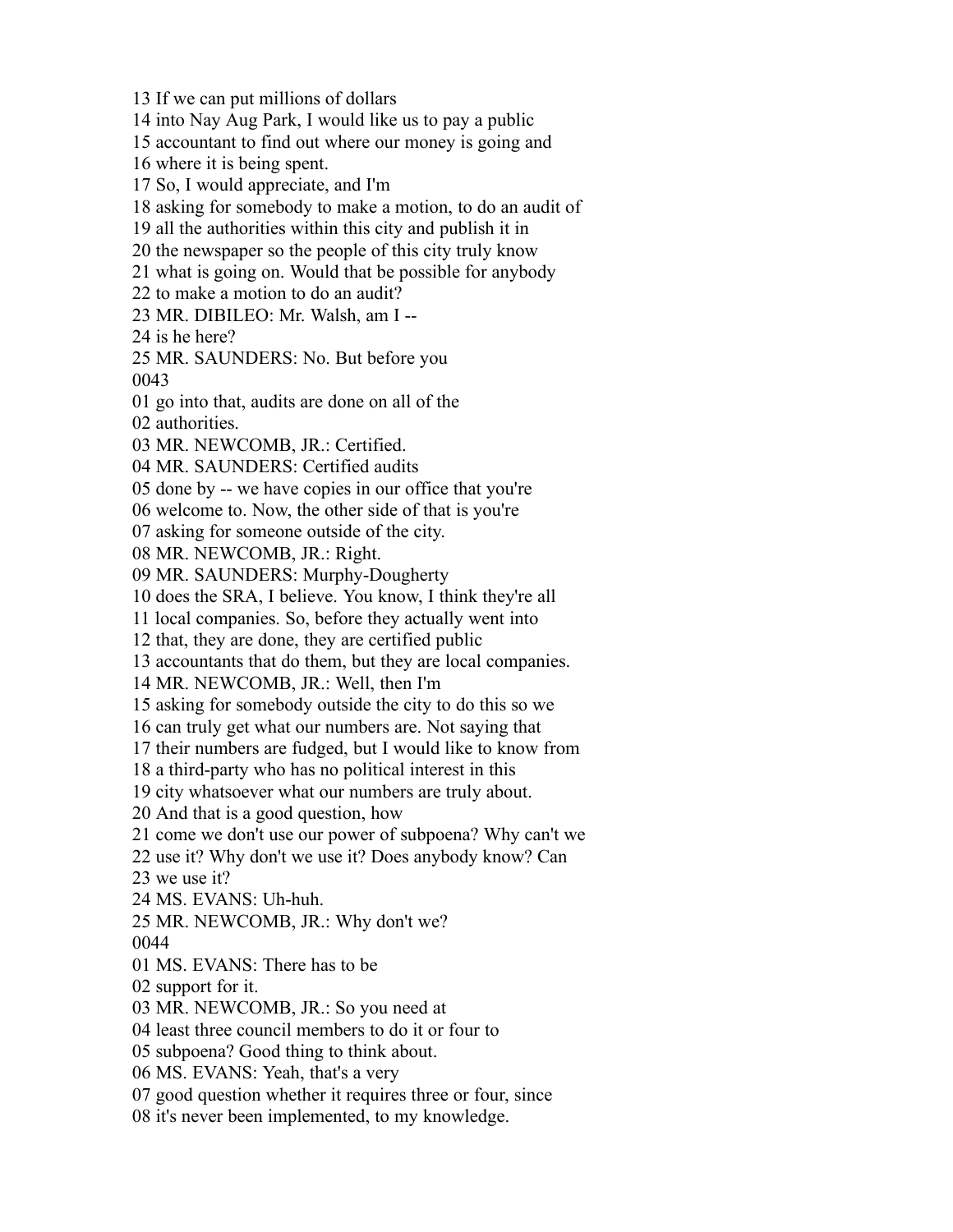13 If we can put millions of dollars
14 into Nay Aug Park, I would like us to pay a public
15 accountant to find out where our money is going and
16 where it is being spent.
17 So, I would appreciate, and I'm
18 asking for somebody to make a motion, to do an audit of
19 all the authorities within this city and publish it in
20 the newspaper so the people of this city truly know
21 what is going on. Would that be possible for anybody
22 to make a motion to do an audit?
23 MR. DIBILEO: Mr. Walsh, am I --
24 is he here?
25 MR. SAUNDERS: No. But before you
0043
01 go into that, audits are done on all of the
02 authorities.
03 MR. NEWCOMB, JR.: Certified.
04 MR. SAUNDERS: Certified audits
05 done by -- we have copies in our office that you're
06 welcome to. Now, the other side of that is you're
07 asking for someone outside of the city.
08 MR. NEWCOMB, JR.: Right.
09 MR. SAUNDERS: Murphy-Dougherty
10 does the SRA, I believe. You know, I think they're all
11 local companies. So, before they actually went into
12 that, they are done, they are certified public
13 accountants that do them, but they are local companies.
14 MR. NEWCOMB, JR.: Well, then I'm
15 asking for somebody outside the city to do this so we
16 can truly get what our numbers are. Not saying that
17 their numbers are fudged, but I would like to know from
18 a third-party who has no political interest in this
19 city whatsoever what our numbers are truly about.
20 And that is a good question, how
21 come we don't use our power of subpoena? Why can't we
22 use it? Why don't we use it? Does anybody know? Can
23 we use it?
24 MS. EVANS: Uh-huh.
25 MR. NEWCOMB, JR.: Why don't we?
0044
01 MS. EVANS: There has to be
02 support for it.
03 MR. NEWCOMB, JR.: So you need at
04 least three council members to do it or four to
05 subpoena? Good thing to think about.
06 MS. EVANS: Yeah, that's a very
07 good question whether it requires three or four, since
08 it's never been implemented, to my knowledge.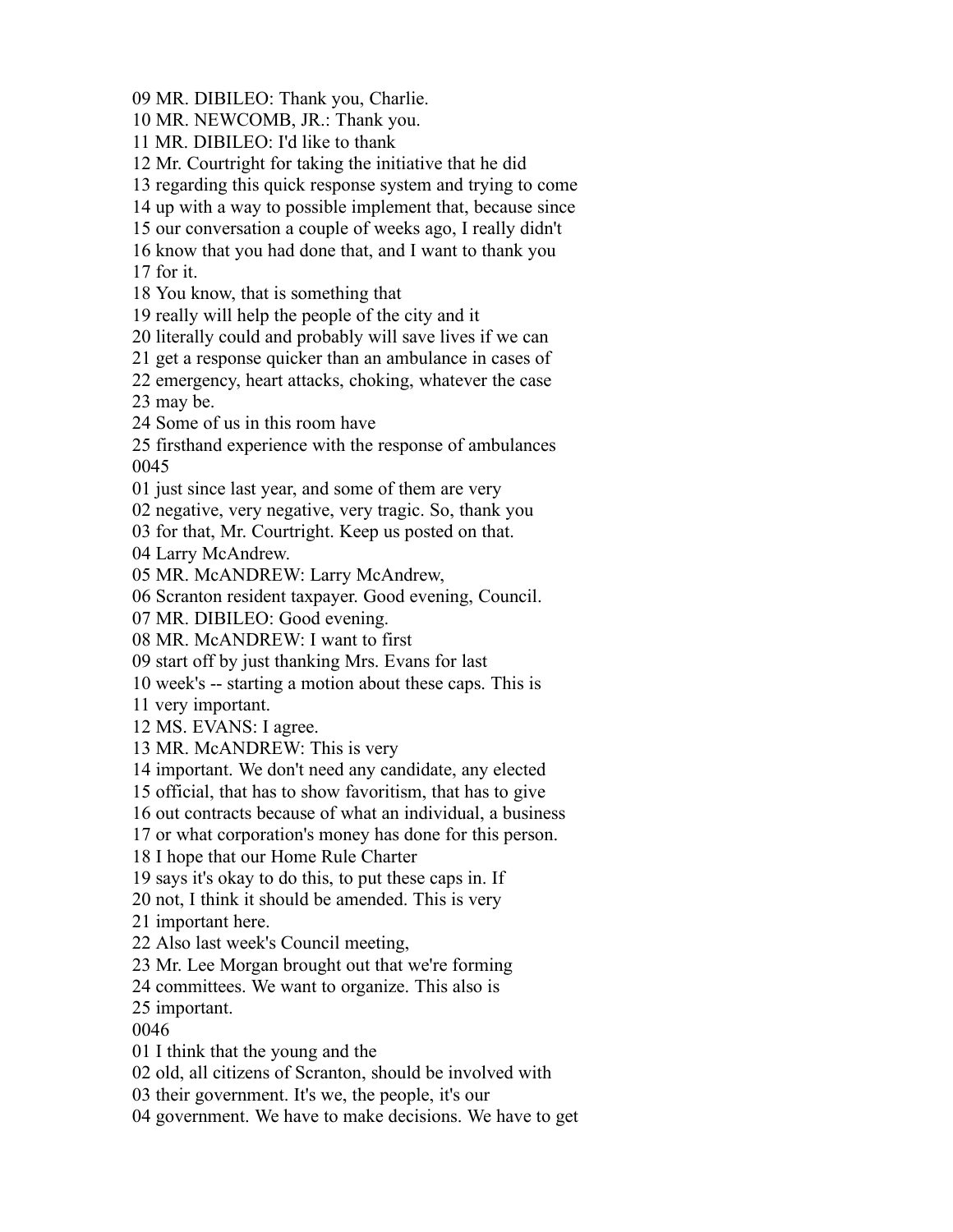09 MR. DIBILEO: Thank you, Charlie.
10 MR. NEWCOMB, JR.: Thank you.
11 MR. DIBILEO: I'd like to thank
12 Mr. Courtright for taking the initiative that he did
13 regarding this quick response system and trying to come
14 up with a way to possible implement that, because since
15 our conversation a couple of weeks ago, I really didn't
16 know that you had done that, and I want to thank you
17 for it.
18 You know, that is something that
19 really will help the people of the city and it
20 literally could and probably will save lives if we can
21 get a response quicker than an ambulance in cases of
22 emergency, heart attacks, choking, whatever the case
23 may be.
24 Some of us in this room have
25 firsthand experience with the response of ambulances
0045
01 just since last year, and some of them are very
02 negative, very negative, very tragic. So, thank you
03 for that, Mr. Courtright. Keep us posted on that.
04 Larry McAndrew.
05 MR. McANDREW: Larry McAndrew,
06 Scranton resident taxpayer. Good evening, Council.
07 MR. DIBILEO: Good evening.
08 MR. McANDREW: I want to first
09 start off by just thanking Mrs. Evans for last
10 week's -- starting a motion about these caps. This is
11 very important.
12 MS. EVANS: I agree.
13 MR. McANDREW: This is very
14 important. We don't need any candidate, any elected
15 official, that has to show favoritism, that has to give
16 out contracts because of what an individual, a business
17 or what corporation's money has done for this person.
18 I hope that our Home Rule Charter
19 says it's okay to do this, to put these caps in. If
20 not, I think it should be amended. This is very
21 important here.
22 Also last week's Council meeting,
23 Mr. Lee Morgan brought out that we're forming
24 committees. We want to organize. This also is
25 important.
0046
01 I think that the young and the
02 old, all citizens of Scranton, should be involved with
03 their government. It's we, the people, it's our
04 government. We have to make decisions. We have to get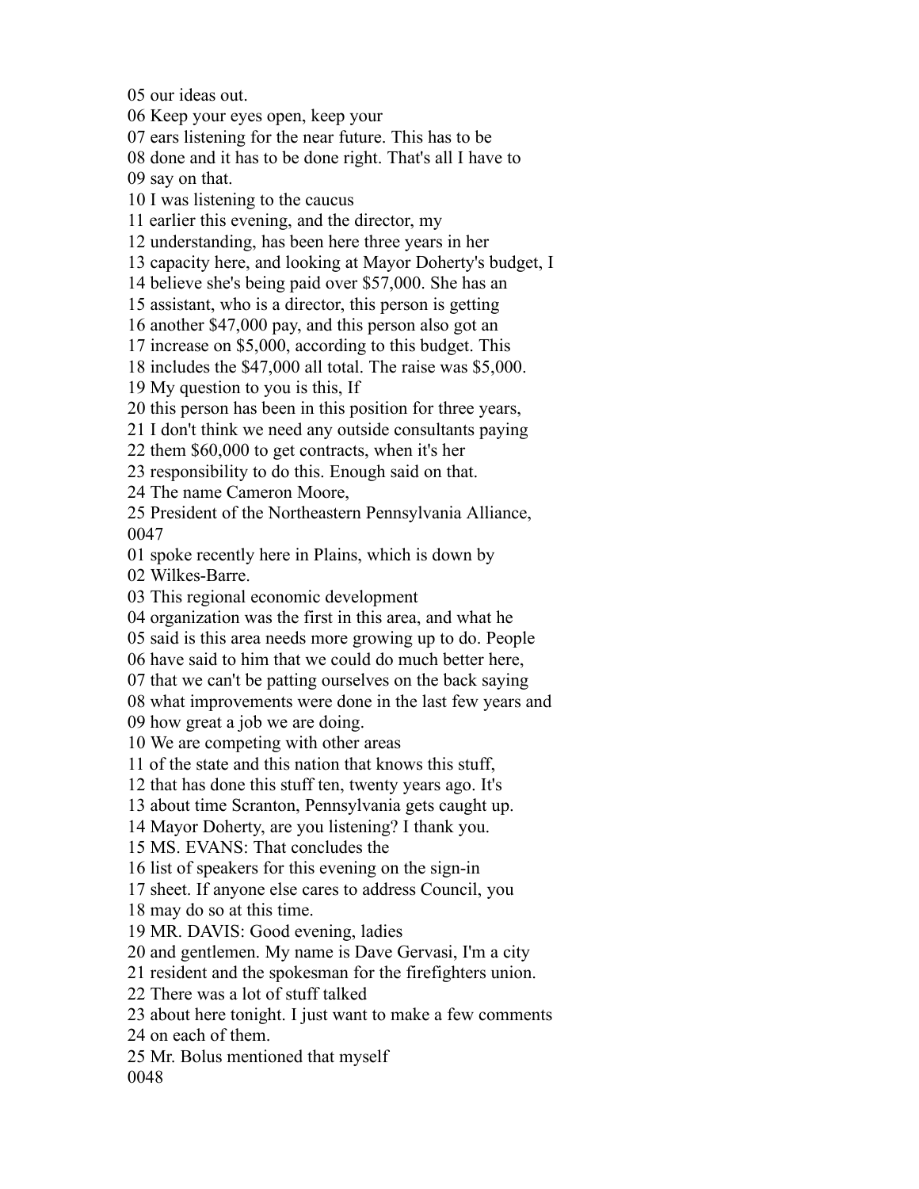05 our ideas out.
06 Keep your eyes open, keep your
07 ears listening for the near future. This has to be
08 done and it has to be done right. That's all I have to
09 say on that.
10 I was listening to the caucus
11 earlier this evening, and the director, my
12 understanding, has been here three years in her
13 capacity here, and looking at Mayor Doherty's budget, I
14 believe she's being paid over $57,000. She has an
15 assistant, who is a director, this person is getting
16 another $47,000 pay, and this person also got an
17 increase on $5,000, according to this budget. This
18 includes the $47,000 all total. The raise was $5,000.
19 My question to you is this, If
20 this person has been in this position for three years,
21 I don't think we need any outside consultants paying
22 them $60,000 to get contracts, when it's her
23 responsibility to do this. Enough said on that.
24 The name Cameron Moore,
25 President of the Northeastern Pennsylvania Alliance,
0047
01 spoke recently here in Plains, which is down by
02 Wilkes-Barre.
03 This regional economic development
04 organization was the first in this area, and what he
05 said is this area needs more growing up to do. People
06 have said to him that we could do much better here,
07 that we can't be patting ourselves on the back saying
08 what improvements were done in the last few years and
09 how great a job we are doing.
10 We are competing with other areas
11 of the state and this nation that knows this stuff,
12 that has done this stuff ten, twenty years ago. It's
13 about time Scranton, Pennsylvania gets caught up.
14 Mayor Doherty, are you listening? I thank you.
15 MS. EVANS: That concludes the
16 list of speakers for this evening on the sign-in
17 sheet. If anyone else cares to address Council, you
18 may do so at this time.
19 MR. DAVIS: Good evening, ladies
20 and gentlemen. My name is Dave Gervasi, I'm a city
21 resident and the spokesman for the firefighters union.
22 There was a lot of stuff talked
23 about here tonight. I just want to make a few comments
24 on each of them.
25 Mr. Bolus mentioned that myself
0048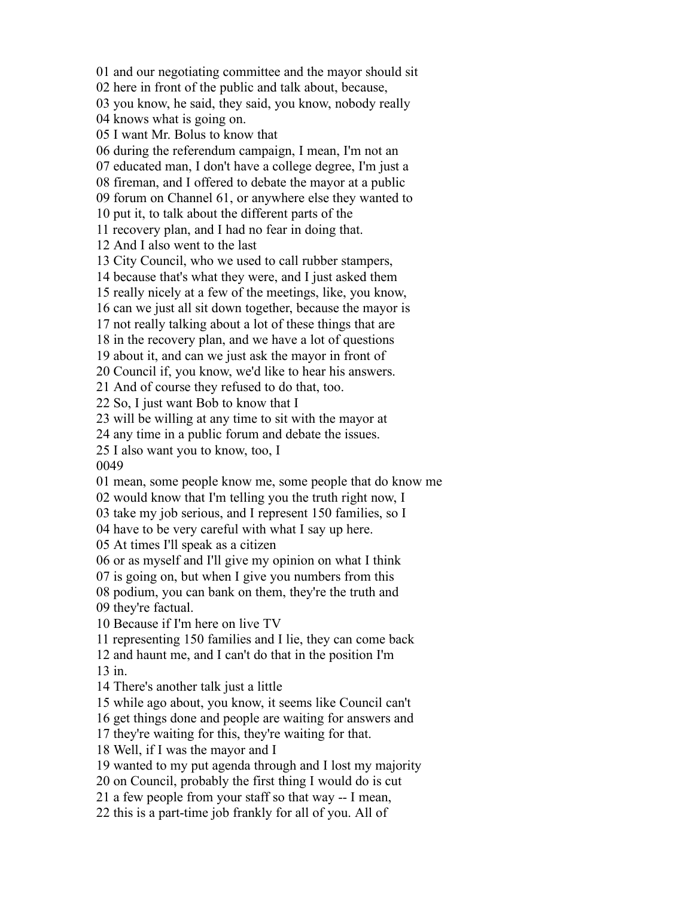01 and our negotiating committee and the mayor should sit
02 here in front of the public and talk about, because,
03 you know, he said, they said, you know, nobody really
04 knows what is going on.
05 I want Mr. Bolus to know that
06 during the referendum campaign, I mean, I'm not an
07 educated man, I don't have a college degree, I'm just a
08 fireman, and I offered to debate the mayor at a public
09 forum on Channel 61, or anywhere else they wanted to
10 put it, to talk about the different parts of the
11 recovery plan, and I had no fear in doing that.
12 And I also went to the last
13 City Council, who we used to call rubber stampers,
14 because that's what they were, and I just asked them
15 really nicely at a few of the meetings, like, you know,
16 can we just all sit down together, because the mayor is
17 not really talking about a lot of these things that are
18 in the recovery plan, and we have a lot of questions
19 about it, and can we just ask the mayor in front of
20 Council if, you know, we'd like to hear his answers.
21 And of course they refused to do that, too.
22 So, I just want Bob to know that I
23 will be willing at any time to sit with the mayor at
24 any time in a public forum and debate the issues.
25 I also want you to know, too, I
0049
01 mean, some people know me, some people that do know me
02 would know that I'm telling you the truth right now, I
03 take my job serious, and I represent 150 families, so I
04 have to be very careful with what I say up here.
05 At times I'll speak as a citizen
06 or as myself and I'll give my opinion on what I think
07 is going on, but when I give you numbers from this
08 podium, you can bank on them, they're the truth and
09 they're factual.
10 Because if I'm here on live TV
11 representing 150 families and I lie, they can come back
12 and haunt me, and I can't do that in the position I'm
13 in.
14 There's another talk just a little
15 while ago about, you know, it seems like Council can't
16 get things done and people are waiting for answers and
17 they're waiting for this, they're waiting for that.
18 Well, if I was the mayor and I
19 wanted to my put agenda through and I lost my majority
20 on Council, probably the first thing I would do is cut
21 a few people from your staff so that way -- I mean,
22 this is a part-time job frankly for all of you. All of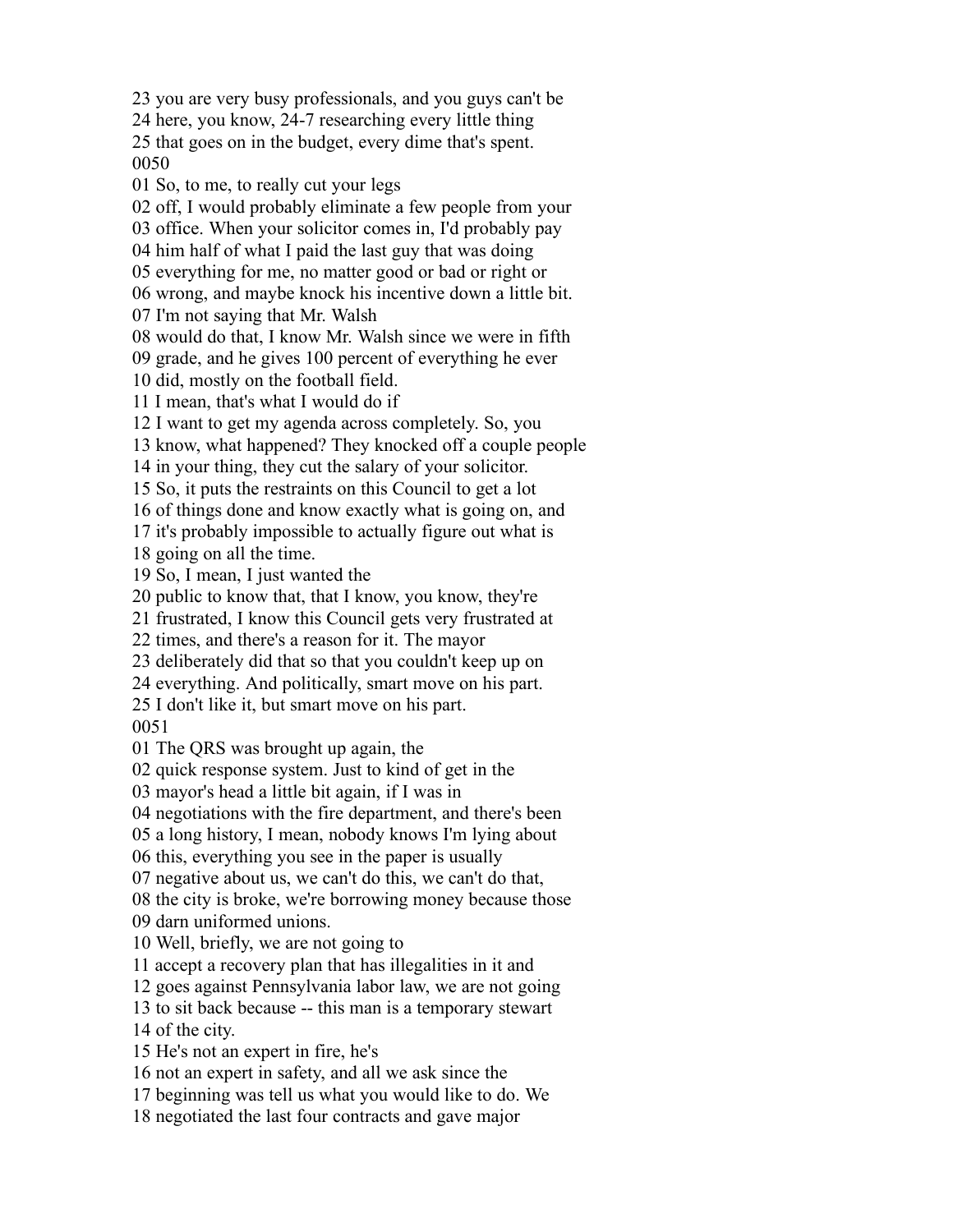23 you are very busy professionals, and you guys can't be
24 here, you know, 24-7 researching every little thing
25 that goes on in the budget, every dime that's spent.
0050
01 So, to me, to really cut your legs
02 off, I would probably eliminate a few people from your
03 office. When your solicitor comes in, I'd probably pay
04 him half of what I paid the last guy that was doing
05 everything for me, no matter good or bad or right or
06 wrong, and maybe knock his incentive down a little bit.
07 I'm not saying that Mr. Walsh
08 would do that, I know Mr. Walsh since we were in fifth
09 grade, and he gives 100 percent of everything he ever
10 did, mostly on the football field.
11 I mean, that's what I would do if
12 I want to get my agenda across completely. So, you
13 know, what happened? They knocked off a couple people
14 in your thing, they cut the salary of your solicitor.
15 So, it puts the restraints on this Council to get a lot
16 of things done and know exactly what is going on, and
17 it's probably impossible to actually figure out what is
18 going on all the time.
19 So, I mean, I just wanted the
20 public to know that, that I know, you know, they're
21 frustrated, I know this Council gets very frustrated at
22 times, and there's a reason for it. The mayor
23 deliberately did that so that you couldn't keep up on
24 everything. And politically, smart move on his part.
25 I don't like it, but smart move on his part.
0051
01 The QRS was brought up again, the
02 quick response system. Just to kind of get in the
03 mayor's head a little bit again, if I was in
04 negotiations with the fire department, and there's been
05 a long history, I mean, nobody knows I'm lying about
06 this, everything you see in the paper is usually
07 negative about us, we can't do this, we can't do that,
08 the city is broke, we're borrowing money because those
09 darn uniformed unions.
10 Well, briefly, we are not going to
11 accept a recovery plan that has illegalities in it and
12 goes against Pennsylvania labor law, we are not going
13 to sit back because -- this man is a temporary stewart
14 of the city.
15 He's not an expert in fire, he's
16 not an expert in safety, and all we ask since the
17 beginning was tell us what you would like to do. We
18 negotiated the last four contracts and gave major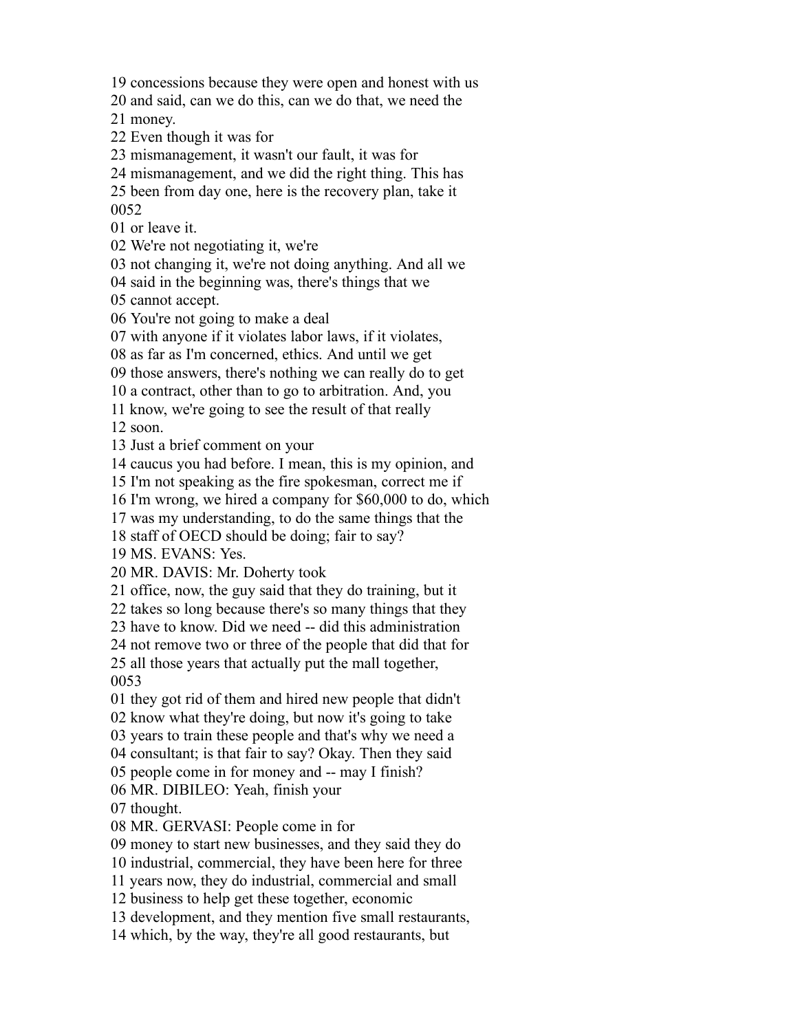19 concessions because they were open and honest with us
20 and said, can we do this, can we do that, we need the
21 money.
22 Even though it was for
23 mismanagement, it wasn't our fault, it was for
24 mismanagement, and we did the right thing. This has
25 been from day one, here is the recovery plan, take it
0052
01 or leave it.
02 We're not negotiating it, we're
03 not changing it, we're not doing anything. And all we
04 said in the beginning was, there's things that we
05 cannot accept.
06 You're not going to make a deal
07 with anyone if it violates labor laws, if it violates,
08 as far as I'm concerned, ethics. And until we get
09 those answers, there's nothing we can really do to get
10 a contract, other than to go to arbitration. And, you
11 know, we're going to see the result of that really
12 soon.
13 Just a brief comment on your
14 caucus you had before. I mean, this is my opinion, and
15 I'm not speaking as the fire spokesman, correct me if
16 I'm wrong, we hired a company for $60,000 to do, which
17 was my understanding, to do the same things that the
18 staff of OECD should be doing; fair to say?
19 MS. EVANS: Yes.
20 MR. DAVIS: Mr. Doherty took
21 office, now, the guy said that they do training, but it
22 takes so long because there's so many things that they
23 have to know. Did we need -- did this administration
24 not remove two or three of the people that did that for
25 all those years that actually put the mall together,
0053
01 they got rid of them and hired new people that didn't
02 know what they're doing, but now it's going to take
03 years to train these people and that's why we need a
04 consultant; is that fair to say? Okay. Then they said
05 people come in for money and -- may I finish?
06 MR. DIBILEO: Yeah, finish your
07 thought.
08 MR. GERVASI: People come in for
09 money to start new businesses, and they said they do
10 industrial, commercial, they have been here for three
11 years now, they do industrial, commercial and small
12 business to help get these together, economic
13 development, and they mention five small restaurants,
14 which, by the way, they're all good restaurants, but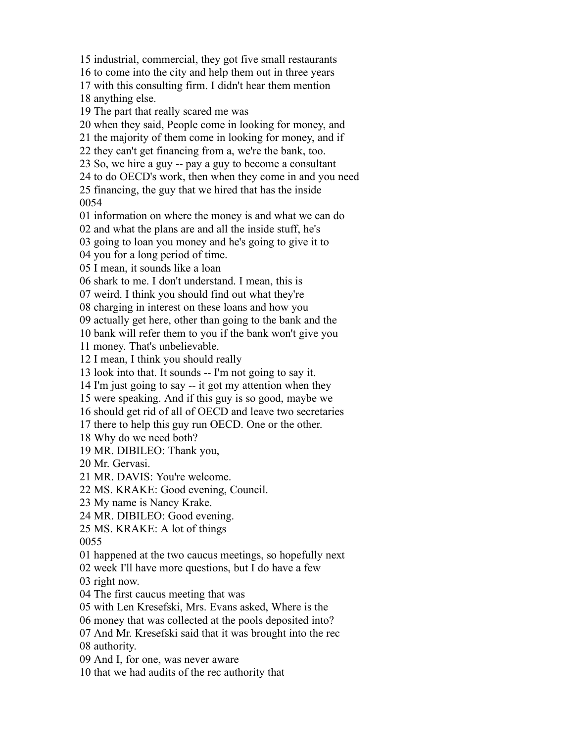15 industrial, commercial, they got five small restaurants
16 to come into the city and help them out in three years
17 with this consulting firm. I didn't hear them mention
18 anything else.
19 The part that really scared me was
20 when they said, People come in looking for money, and
21 the majority of them come in looking for money, and if
22 they can't get financing from a, we're the bank, too.
23 So, we hire a guy -- pay a guy to become a consultant
24 to do OECD's work, then when they come in and you need
25 financing, the guy that we hired that has the inside
0054
01 information on where the money is and what we can do
02 and what the plans are and all the inside stuff, he's
03 going to loan you money and he's going to give it to
04 you for a long period of time.
05 I mean, it sounds like a loan
06 shark to me. I don't understand. I mean, this is
07 weird. I think you should find out what they're
08 charging in interest on these loans and how you
09 actually get here, other than going to the bank and the
10 bank will refer them to you if the bank won't give you
11 money. That's unbelievable.
12 I mean, I think you should really
13 look into that. It sounds -- I'm not going to say it.
14 I'm just going to say -- it got my attention when they
15 were speaking. And if this guy is so good, maybe we
16 should get rid of all of OECD and leave two secretaries
17 there to help this guy run OECD. One or the other.
18 Why do we need both?
19 MR. DIBILEO: Thank you,
20 Mr. Gervasi.
21 MR. DAVIS: You're welcome.
22 MS. KRAKE: Good evening, Council.
23 My name is Nancy Krake.
24 MR. DIBILEO: Good evening.
25 MS. KRAKE: A lot of things
0055
01 happened at the two caucus meetings, so hopefully next
02 week I'll have more questions, but I do have a few
03 right now.
04 The first caucus meeting that was
05 with Len Kresefski, Mrs. Evans asked, Where is the
06 money that was collected at the pools deposited into?
07 And Mr. Kresefski said that it was brought into the rec
08 authority.
09 And I, for one, was never aware
10 that we had audits of the rec authority that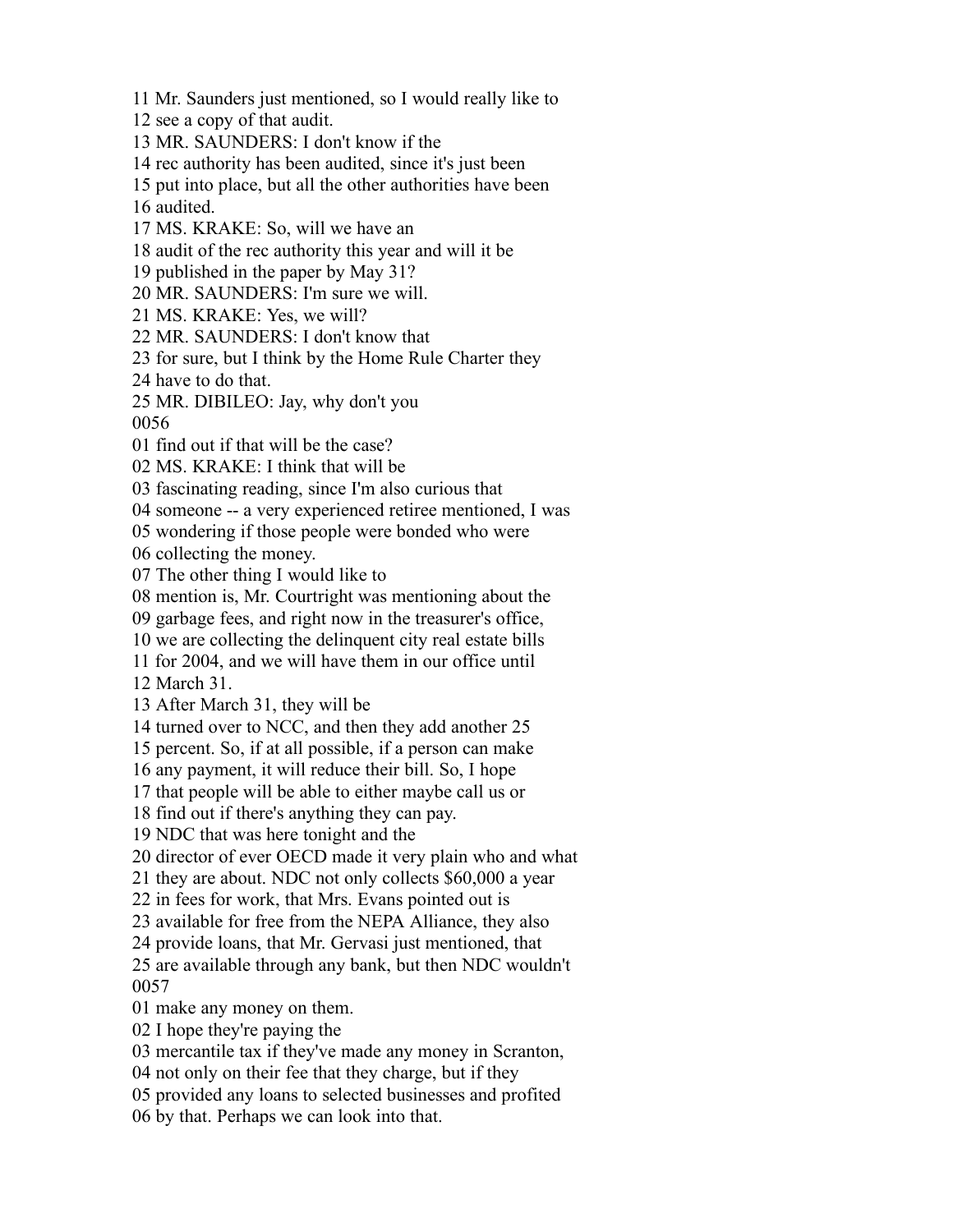11 Mr. Saunders just mentioned, so I would really like to
12 see a copy of that audit.
13 MR. SAUNDERS: I don't know if the
14 rec authority has been audited, since it's just been
15 put into place, but all the other authorities have been
16 audited.
17 MS. KRAKE: So, will we have an
18 audit of the rec authority this year and will it be
19 published in the paper by May 31?
20 MR. SAUNDERS: I'm sure we will.
21 MS. KRAKE: Yes, we will?
22 MR. SAUNDERS: I don't know that
23 for sure, but I think by the Home Rule Charter they
24 have to do that.
25 MR. DIBILEO: Jay, why don't you
0056
01 find out if that will be the case?
02 MS. KRAKE: I think that will be
03 fascinating reading, since I'm also curious that
04 someone -- a very experienced retiree mentioned, I was
05 wondering if those people were bonded who were
06 collecting the money.
07 The other thing I would like to
08 mention is, Mr. Courtright was mentioning about the
09 garbage fees, and right now in the treasurer's office,
10 we are collecting the delinquent city real estate bills
11 for 2004, and we will have them in our office until
12 March 31.
13 After March 31, they will be
14 turned over to NCC, and then they add another 25
15 percent. So, if at all possible, if a person can make
16 any payment, it will reduce their bill. So, I hope
17 that people will be able to either maybe call us or
18 find out if there's anything they can pay.
19 NDC that was here tonight and the
20 director of ever OECD made it very plain who and what
21 they are about. NDC not only collects $60,000 a year
22 in fees for work, that Mrs. Evans pointed out is
23 available for free from the NEPA Alliance, they also
24 provide loans, that Mr. Gervasi just mentioned, that
25 are available through any bank, but then NDC wouldn't
0057
01 make any money on them.
02 I hope they're paying the
03 mercantile tax if they've made any money in Scranton,
04 not only on their fee that they charge, but if they
05 provided any loans to selected businesses and profited
06 by that. Perhaps we can look into that.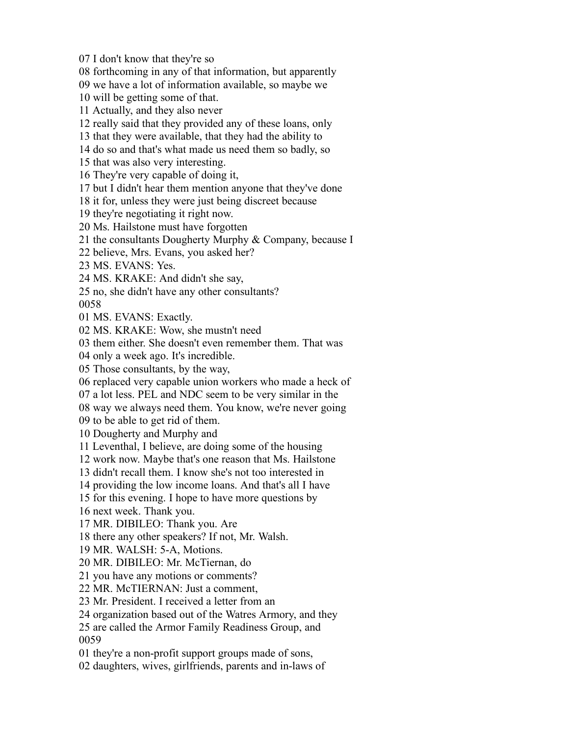07 I don't know that they're so
08 forthcoming in any of that information, but apparently
09 we have a lot of information available, so maybe we
10 will be getting some of that.
11 Actually, and they also never
12 really said that they provided any of these loans, only
13 that they were available, that they had the ability to
14 do so and that's what made us need them so badly, so
15 that was also very interesting.
16 They're very capable of doing it,
17 but I didn't hear them mention anyone that they've done
18 it for, unless they were just being discreet because
19 they're negotiating it right now.
20 Ms. Hailstone must have forgotten
21 the consultants Dougherty Murphy & Company, because I
22 believe, Mrs. Evans, you asked her?
23 MS. EVANS: Yes.
24 MS. KRAKE: And didn't she say,
25 no, she didn't have any other consultants?
0058
01 MS. EVANS: Exactly.
02 MS. KRAKE: Wow, she mustn't need
03 them either. She doesn't even remember them. That was
04 only a week ago. It's incredible.
05 Those consultants, by the way,
06 replaced very capable union workers who made a heck of
07 a lot less. PEL and NDC seem to be very similar in the
08 way we always need them. You know, we're never going
09 to be able to get rid of them.
10 Dougherty and Murphy and
11 Leventhal, I believe, are doing some of the housing
12 work now. Maybe that's one reason that Ms. Hailstone
13 didn't recall them. I know she's not too interested in
14 providing the low income loans. And that's all I have
15 for this evening. I hope to have more questions by
16 next week. Thank you.
17 MR. DIBILEO: Thank you. Are
18 there any other speakers? If not, Mr. Walsh.
19 MR. WALSH: 5-A, Motions.
20 MR. DIBILEO: Mr. McTiernan, do
21 you have any motions or comments?
22 MR. McTIERNAN: Just a comment,
23 Mr. President. I received a letter from an
24 organization based out of the Watres Armory, and they
25 are called the Armor Family Readiness Group, and
0059
01 they're a non-profit support groups made of sons,
02 daughters, wives, girlfriends, parents and in-laws of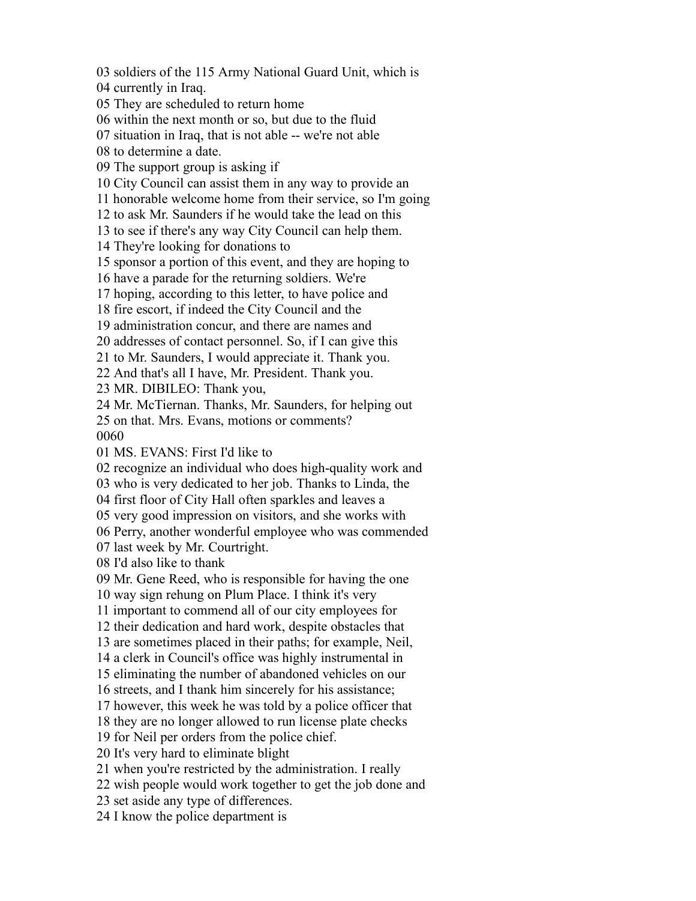03 soldiers of the 115 Army National Guard Unit, which is
04 currently in Iraq.
05 They are scheduled to return home
06 within the next month or so, but due to the fluid
07 situation in Iraq, that is not able -- we're not able
08 to determine a date.
09 The support group is asking if
10 City Council can assist them in any way to provide an
11 honorable welcome home from their service, so I'm going
12 to ask Mr. Saunders if he would take the lead on this
13 to see if there's any way City Council can help them.
14 They're looking for donations to
15 sponsor a portion of this event, and they are hoping to
16 have a parade for the returning soldiers. We're
17 hoping, according to this letter, to have police and
18 fire escort, if indeed the City Council and the
19 administration concur, and there are names and
20 addresses of contact personnel. So, if I can give this
21 to Mr. Saunders, I would appreciate it. Thank you.
22 And that's all I have, Mr. President. Thank you.
23 MR. DIBILEO: Thank you,
24 Mr. McTiernan. Thanks, Mr. Saunders, for helping out
25 on that. Mrs. Evans, motions or comments?
0060
01 MS. EVANS: First I'd like to
02 recognize an individual who does high-quality work and
03 who is very dedicated to her job. Thanks to Linda, the
04 first floor of City Hall often sparkles and leaves a
05 very good impression on visitors, and she works with
06 Perry, another wonderful employee who was commended
07 last week by Mr. Courtright.
08 I'd also like to thank
09 Mr. Gene Reed, who is responsible for having the one
10 way sign rehung on Plum Place. I think it's very
11 important to commend all of our city employees for
12 their dedication and hard work, despite obstacles that
13 are sometimes placed in their paths; for example, Neil,
14 a clerk in Council's office was highly instrumental in
15 eliminating the number of abandoned vehicles on our
16 streets, and I thank him sincerely for his assistance;
17 however, this week he was told by a police officer that
18 they are no longer allowed to run license plate checks
19 for Neil per orders from the police chief.
20 It's very hard to eliminate blight
21 when you're restricted by the administration. I really
22 wish people would work together to get the job done and
23 set aside any type of differences.
24 I know the police department is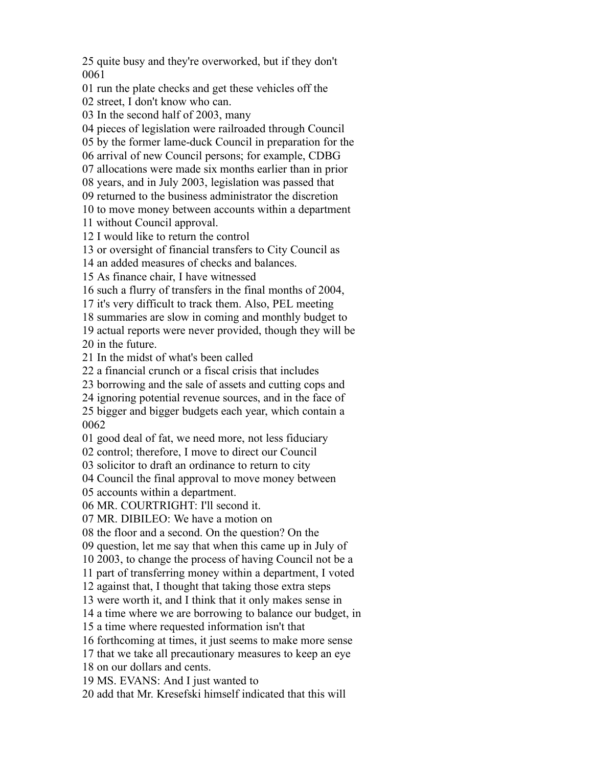25 quite busy and they're overworked, but if they don't
0061
01 run the plate checks and get these vehicles off the
02 street, I don't know who can.
03 In the second half of 2003, many
04 pieces of legislation were railroaded through Council
05 by the former lame-duck Council in preparation for the
06 arrival of new Council persons; for example, CDBG
07 allocations were made six months earlier than in prior
08 years, and in July 2003, legislation was passed that
09 returned to the business administrator the discretion
10 to move money between accounts within a department
11 without Council approval.
12 I would like to return the control
13 or oversight of financial transfers to City Council as
14 an added measures of checks and balances.
15 As finance chair, I have witnessed
16 such a flurry of transfers in the final months of 2004,
17 it's very difficult to track them. Also, PEL meeting
18 summaries are slow in coming and monthly budget to
19 actual reports were never provided, though they will be
20 in the future.
21 In the midst of what's been called
22 a financial crunch or a fiscal crisis that includes
23 borrowing and the sale of assets and cutting cops and
24 ignoring potential revenue sources, and in the face of
25 bigger and bigger budgets each year, which contain a
0062
01 good deal of fat, we need more, not less fiduciary
02 control; therefore, I move to direct our Council
03 solicitor to draft an ordinance to return to city
04 Council the final approval to move money between
05 accounts within a department.
06 MR. COURTRIGHT: I'll second it.
07 MR. DIBILEO: We have a motion on
08 the floor and a second. On the question? On the
09 question, let me say that when this came up in July of
10 2003, to change the process of having Council not be a
11 part of transferring money within a department, I voted
12 against that, I thought that taking those extra steps
13 were worth it, and I think that it only makes sense in
14 a time where we are borrowing to balance our budget, in
15 a time where requested information isn't that
16 forthcoming at times, it just seems to make more sense
17 that we take all precautionary measures to keep an eye
18 on our dollars and cents.
19 MS. EVANS: And I just wanted to
20 add that Mr. Kresefski himself indicated that this will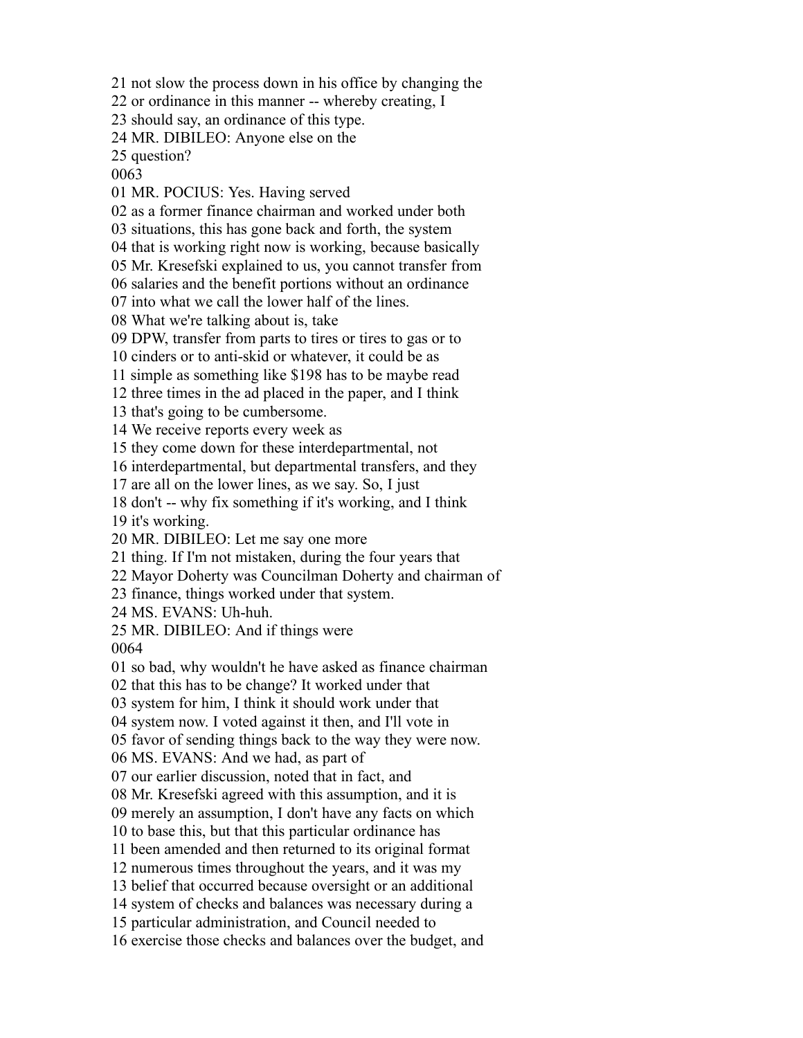21 not slow the process down in his office by changing the
22 or ordinance in this manner -- whereby creating, I
23 should say, an ordinance of this type.
24 MR. DIBILEO: Anyone else on the
25 question?
0063
01 MR. POCIUS: Yes. Having served
02 as a former finance chairman and worked under both
03 situations, this has gone back and forth, the system
04 that is working right now is working, because basically
05 Mr. Kresefski explained to us, you cannot transfer from
06 salaries and the benefit portions without an ordinance
07 into what we call the lower half of the lines.
08 What we're talking about is, take
09 DPW, transfer from parts to tires or tires to gas or to
10 cinders or to anti-skid or whatever, it could be as
11 simple as something like $198 has to be maybe read
12 three times in the ad placed in the paper, and I think
13 that's going to be cumbersome.
14 We receive reports every week as
15 they come down for these interdepartmental, not
16 interdepartmental, but departmental transfers, and they
17 are all on the lower lines, as we say. So, I just
18 don't -- why fix something if it's working, and I think
19 it's working.
20 MR. DIBILEO: Let me say one more
21 thing. If I'm not mistaken, during the four years that
22 Mayor Doherty was Councilman Doherty and chairman of
23 finance, things worked under that system.
24 MS. EVANS: Uh-huh.
25 MR. DIBILEO: And if things were
0064
01 so bad, why wouldn't he have asked as finance chairman
02 that this has to be change? It worked under that
03 system for him, I think it should work under that
04 system now. I voted against it then, and I'll vote in
05 favor of sending things back to the way they were now.
06 MS. EVANS: And we had, as part of
07 our earlier discussion, noted that in fact, and
08 Mr. Kresefski agreed with this assumption, and it is
09 merely an assumption, I don't have any facts on which
10 to base this, but that this particular ordinance has
11 been amended and then returned to its original format
12 numerous times throughout the years, and it was my
13 belief that occurred because oversight or an additional
14 system of checks and balances was necessary during a
15 particular administration, and Council needed to
16 exercise those checks and balances over the budget, and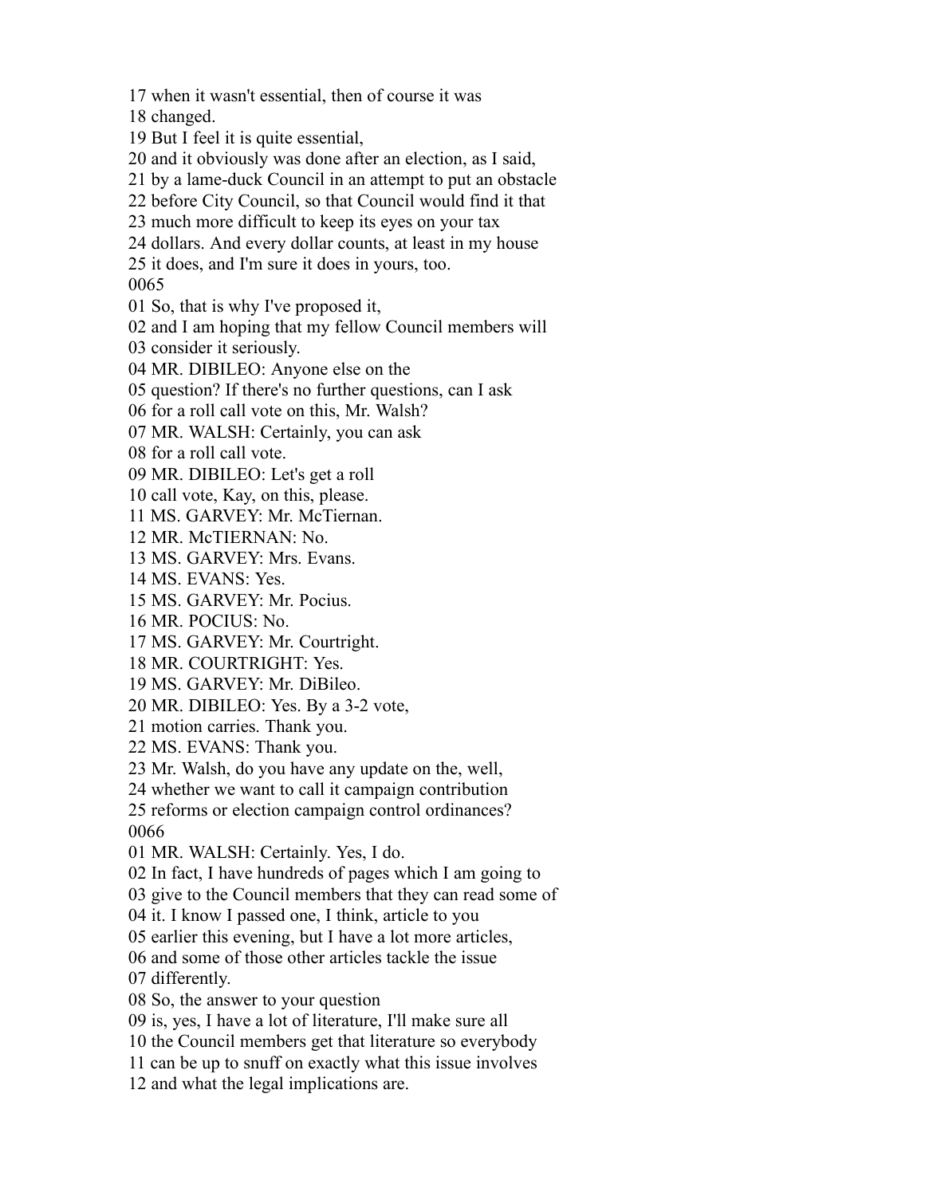17 when it wasn't essential, then of course it was
18 changed.
19 But I feel it is quite essential,
20 and it obviously was done after an election, as I said,
21 by a lame-duck Council in an attempt to put an obstacle
22 before City Council, so that Council would find it that
23 much more difficult to keep its eyes on your tax
24 dollars. And every dollar counts, at least in my house
25 it does, and I'm sure it does in yours, too.
0065
01 So, that is why I've proposed it,
02 and I am hoping that my fellow Council members will
03 consider it seriously.
04 MR. DIBILEO: Anyone else on the
05 question? If there's no further questions, can I ask
06 for a roll call vote on this, Mr. Walsh?
07 MR. WALSH: Certainly, you can ask
08 for a roll call vote.
09 MR. DIBILEO: Let's get a roll
10 call vote, Kay, on this, please.
11 MS. GARVEY: Mr. McTiernan.
12 MR. McTIERNAN: No.
13 MS. GARVEY: Mrs. Evans.
14 MS. EVANS: Yes.
15 MS. GARVEY: Mr. Pocius.
16 MR. POCIUS: No.
17 MS. GARVEY: Mr. Courtright.
18 MR. COURTRIGHT: Yes.
19 MS. GARVEY: Mr. DiBileo.
20 MR. DIBILEO: Yes. By a 3-2 vote,
21 motion carries. Thank you.
22 MS. EVANS: Thank you.
23 Mr. Walsh, do you have any update on the, well,
24 whether we want to call it campaign contribution
25 reforms or election campaign control ordinances?
0066
01 MR. WALSH: Certainly. Yes, I do.
02 In fact, I have hundreds of pages which I am going to
03 give to the Council members that they can read some of
04 it. I know I passed one, I think, article to you
05 earlier this evening, but I have a lot more articles,
06 and some of those other articles tackle the issue
07 differently.
08 So, the answer to your question
09 is, yes, I have a lot of literature, I'll make sure all
10 the Council members get that literature so everybody
11 can be up to snuff on exactly what this issue involves
12 and what the legal implications are.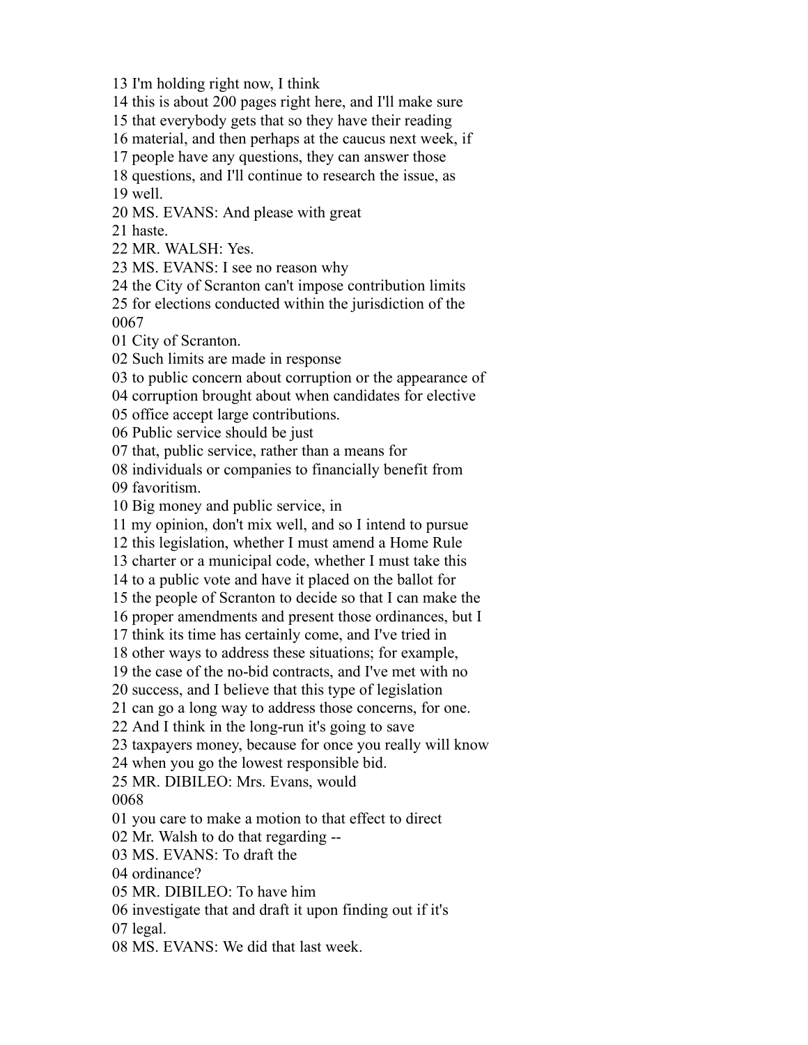13 I'm holding right now, I think
14 this is about 200 pages right here, and I'll make sure
15 that everybody gets that so they have their reading
16 material, and then perhaps at the caucus next week, if
17 people have any questions, they can answer those
18 questions, and I'll continue to research the issue, as
19 well.
20 MS. EVANS: And please with great
21 haste.
22 MR. WALSH: Yes.
23 MS. EVANS: I see no reason why
24 the City of Scranton can't impose contribution limits
25 for elections conducted within the jurisdiction of the
0067
01 City of Scranton.
02 Such limits are made in response
03 to public concern about corruption or the appearance of
04 corruption brought about when candidates for elective
05 office accept large contributions.
06 Public service should be just
07 that, public service, rather than a means for
08 individuals or companies to financially benefit from
09 favoritism.
10 Big money and public service, in
11 my opinion, don't mix well, and so I intend to pursue
12 this legislation, whether I must amend a Home Rule
13 charter or a municipal code, whether I must take this
14 to a public vote and have it placed on the ballot for
15 the people of Scranton to decide so that I can make the
16 proper amendments and present those ordinances, but I
17 think its time has certainly come, and I've tried in
18 other ways to address these situations; for example,
19 the case of the no-bid contracts, and I've met with no
20 success, and I believe that this type of legislation
21 can go a long way to address those concerns, for one.
22 And I think in the long-run it's going to save
23 taxpayers money, because for once you really will know
24 when you go the lowest responsible bid.
25 MR. DIBILEO: Mrs. Evans, would
0068
01 you care to make a motion to that effect to direct
02 Mr. Walsh to do that regarding --
03 MS. EVANS: To draft the
04 ordinance?
05 MR. DIBILEO: To have him
06 investigate that and draft it upon finding out if it's
07 legal.
08 MS. EVANS: We did that last week.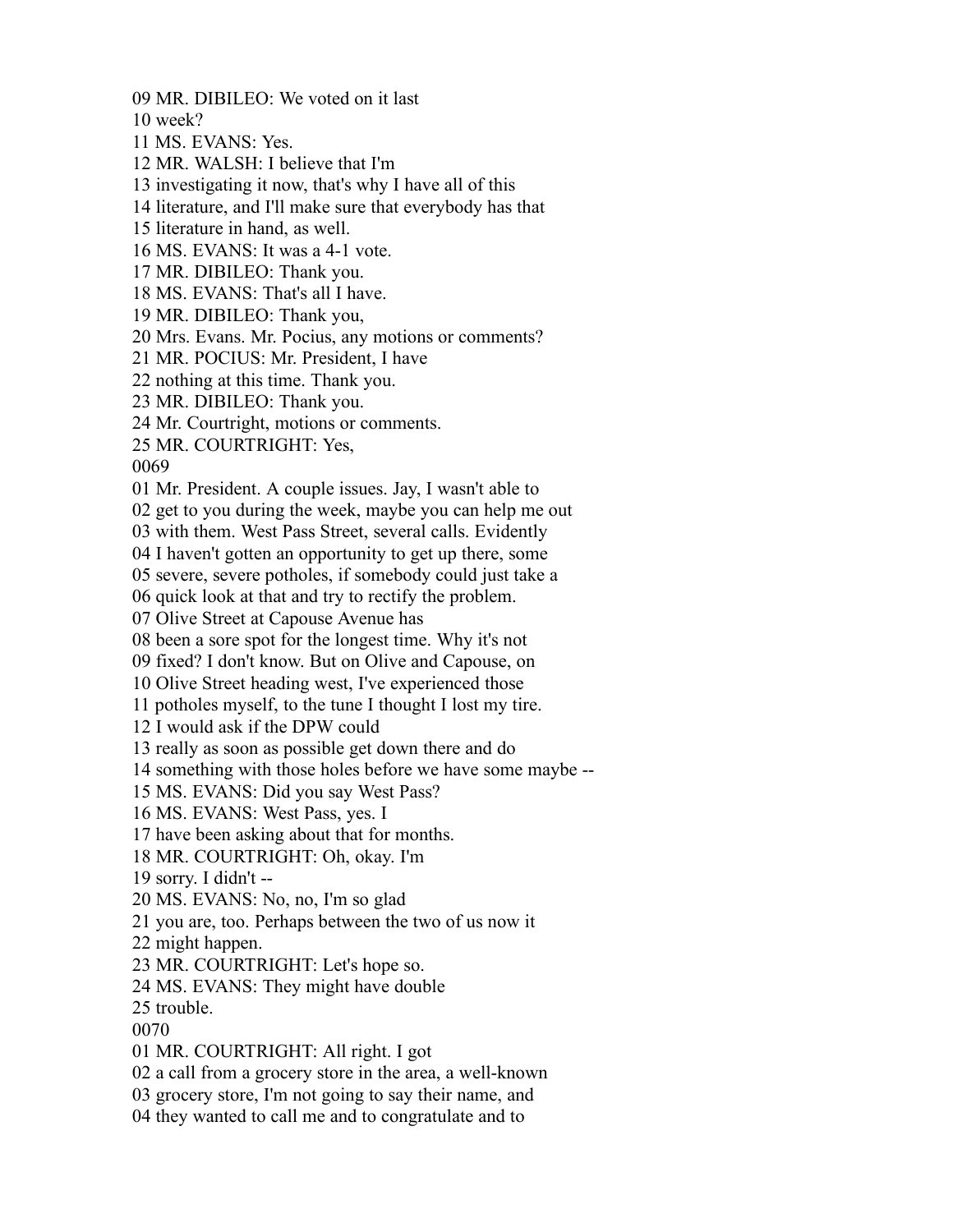09 MR. DIBILEO: We voted on it last
10 week?
11 MS. EVANS: Yes.
12 MR. WALSH: I believe that I'm
13 investigating it now, that's why I have all of this
14 literature, and I'll make sure that everybody has that
15 literature in hand, as well.
16 MS. EVANS: It was a 4-1 vote.
17 MR. DIBILEO: Thank you.
18 MS. EVANS: That's all I have.
19 MR. DIBILEO: Thank you,
20 Mrs. Evans. Mr. Pocius, any motions or comments?
21 MR. POCIUS: Mr. President, I have
22 nothing at this time. Thank you.
23 MR. DIBILEO: Thank you.
24 Mr. Courtright, motions or comments.
25 MR. COURTRIGHT: Yes,
0069
01 Mr. President. A couple issues. Jay, I wasn't able to
02 get to you during the week, maybe you can help me out
03 with them. West Pass Street, several calls. Evidently
04 I haven't gotten an opportunity to get up there, some
05 severe, severe potholes, if somebody could just take a
06 quick look at that and try to rectify the problem.
07 Olive Street at Capouse Avenue has
08 been a sore spot for the longest time. Why it's not
09 fixed? I don't know. But on Olive and Capouse, on
10 Olive Street heading west, I've experienced those
11 potholes myself, to the tune I thought I lost my tire.
12 I would ask if the DPW could
13 really as soon as possible get down there and do
14 something with those holes before we have some maybe --
15 MS. EVANS: Did you say West Pass?
16 MS. EVANS: West Pass, yes. I
17 have been asking about that for months.
18 MR. COURTRIGHT: Oh, okay. I'm
19 sorry. I didn't --
20 MS. EVANS: No, no, I'm so glad
21 you are, too. Perhaps between the two of us now it
22 might happen.
23 MR. COURTRIGHT: Let's hope so.
24 MS. EVANS: They might have double
25 trouble.
0070
01 MR. COURTRIGHT: All right. I got
02 a call from a grocery store in the area, a well-known
03 grocery store, I'm not going to say their name, and
04 they wanted to call me and to congratulate and to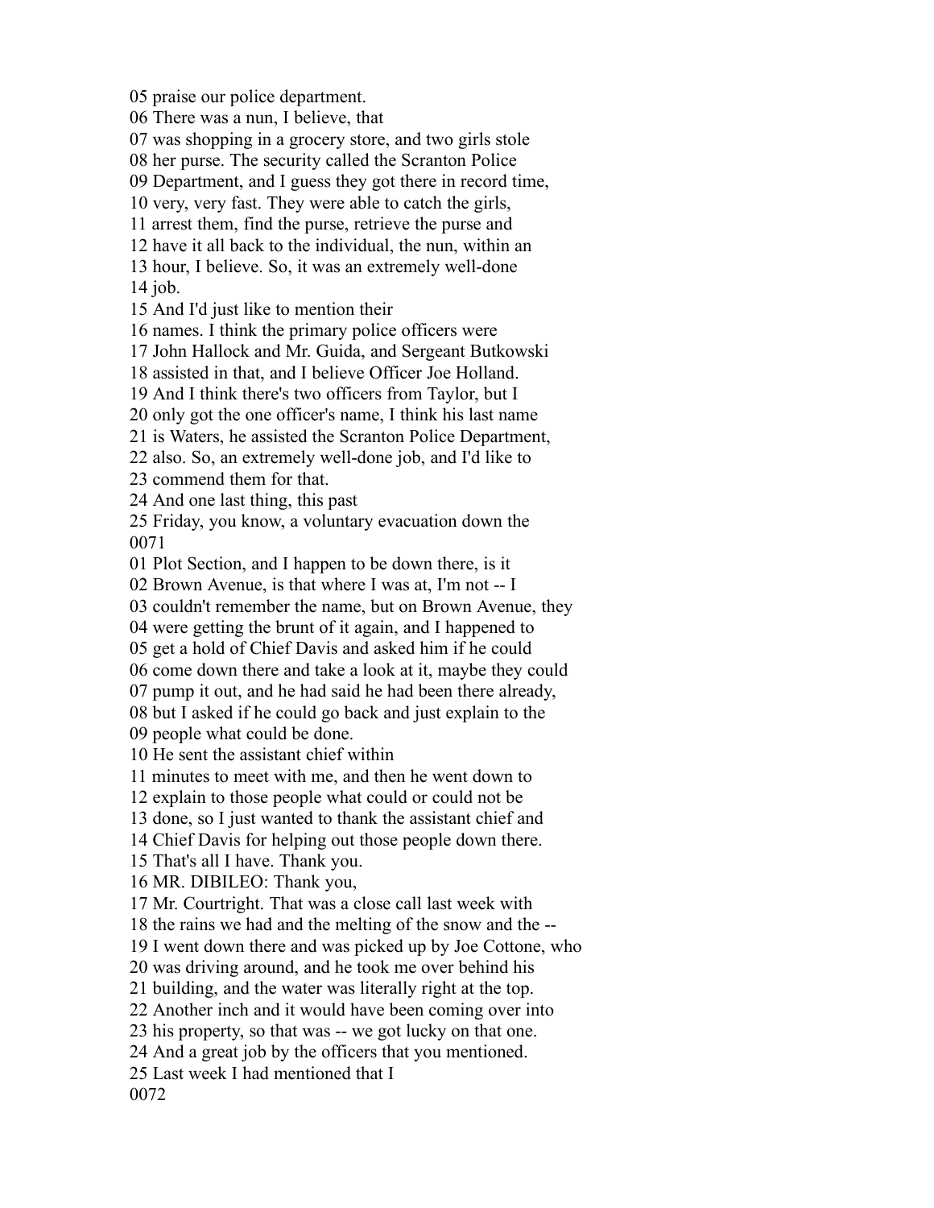05 praise our police department.
06 There was a nun, I believe, that
07 was shopping in a grocery store, and two girls stole
08 her purse. The security called the Scranton Police
09 Department, and I guess they got there in record time,
10 very, very fast. They were able to catch the girls,
11 arrest them, find the purse, retrieve the purse and
12 have it all back to the individual, the nun, within an
13 hour, I believe. So, it was an extremely well-done
14 job.
15 And I'd just like to mention their
16 names. I think the primary police officers were
17 John Hallock and Mr. Guida, and Sergeant Butkowski
18 assisted in that, and I believe Officer Joe Holland.
19 And I think there's two officers from Taylor, but I
20 only got the one officer's name, I think his last name
21 is Waters, he assisted the Scranton Police Department,
22 also. So, an extremely well-done job, and I'd like to
23 commend them for that.
24 And one last thing, this past
25 Friday, you know, a voluntary evacuation down the
0071
01 Plot Section, and I happen to be down there, is it
02 Brown Avenue, is that where I was at, I'm not -- I
03 couldn't remember the name, but on Brown Avenue, they
04 were getting the brunt of it again, and I happened to
05 get a hold of Chief Davis and asked him if he could
06 come down there and take a look at it, maybe they could
07 pump it out, and he had said he had been there already,
08 but I asked if he could go back and just explain to the
09 people what could be done.
10 He sent the assistant chief within
11 minutes to meet with me, and then he went down to
12 explain to those people what could or could not be
13 done, so I just wanted to thank the assistant chief and
14 Chief Davis for helping out those people down there.
15 That's all I have. Thank you.
16 MR. DIBILEO: Thank you,
17 Mr. Courtright. That was a close call last week with
18 the rains we had and the melting of the snow and the --
19 I went down there and was picked up by Joe Cottone, who
20 was driving around, and he took me over behind his
21 building, and the water was literally right at the top.
22 Another inch and it would have been coming over into
23 his property, so that was -- we got lucky on that one.
24 And a great job by the officers that you mentioned.
25 Last week I had mentioned that I
0072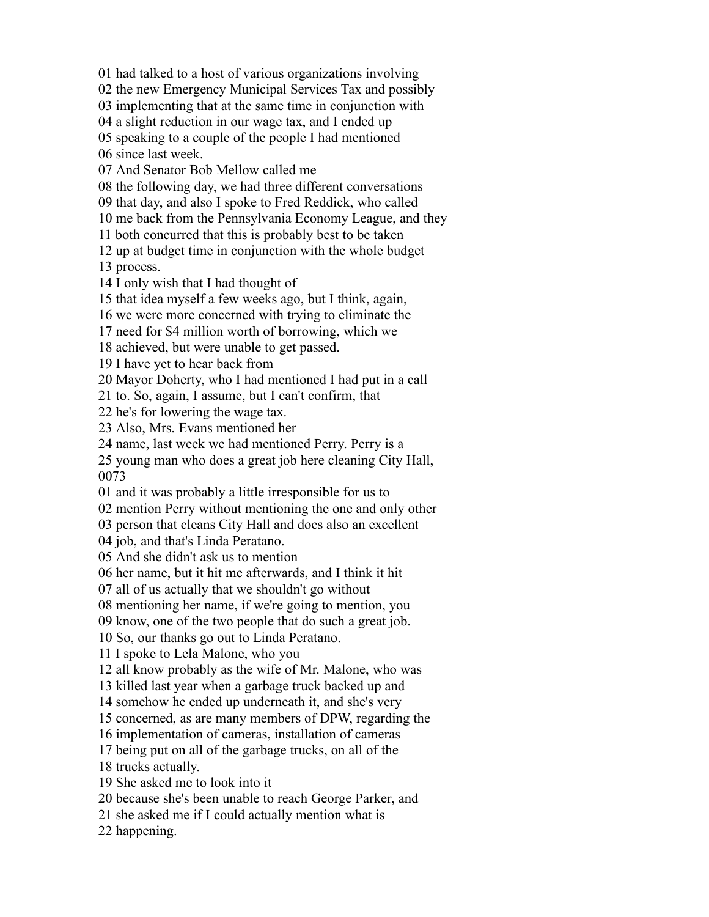01 had talked to a host of various organizations involving
02 the new Emergency Municipal Services Tax and possibly
03 implementing that at the same time in conjunction with
04 a slight reduction in our wage tax, and I ended up
05 speaking to a couple of the people I had mentioned
06 since last week.
07 And Senator Bob Mellow called me
08 the following day, we had three different conversations
09 that day, and also I spoke to Fred Reddick, who called
10 me back from the Pennsylvania Economy League, and they
11 both concurred that this is probably best to be taken
12 up at budget time in conjunction with the whole budget
13 process.
14 I only wish that I had thought of
15 that idea myself a few weeks ago, but I think, again,
16 we were more concerned with trying to eliminate the
17 need for $4 million worth of borrowing, which we
18 achieved, but were unable to get passed.
19 I have yet to hear back from
20 Mayor Doherty, who I had mentioned I had put in a call
21 to. So, again, I assume, but I can't confirm, that
22 he's for lowering the wage tax.
23 Also, Mrs. Evans mentioned her
24 name, last week we had mentioned Perry. Perry is a
25 young man who does a great job here cleaning City Hall,
0073
01 and it was probably a little irresponsible for us to
02 mention Perry without mentioning the one and only other
03 person that cleans City Hall and does also an excellent
04 job, and that's Linda Peratano.
05 And she didn't ask us to mention
06 her name, but it hit me afterwards, and I think it hit
07 all of us actually that we shouldn't go without
08 mentioning her name, if we're going to mention, you
09 know, one of the two people that do such a great job.
10 So, our thanks go out to Linda Peratano.
11 I spoke to Lela Malone, who you
12 all know probably as the wife of Mr. Malone, who was
13 killed last year when a garbage truck backed up and
14 somehow he ended up underneath it, and she's very
15 concerned, as are many members of DPW, regarding the
16 implementation of cameras, installation of cameras
17 being put on all of the garbage trucks, on all of the
18 trucks actually.
19 She asked me to look into it
20 because she's been unable to reach George Parker, and
21 she asked me if I could actually mention what is
22 happening.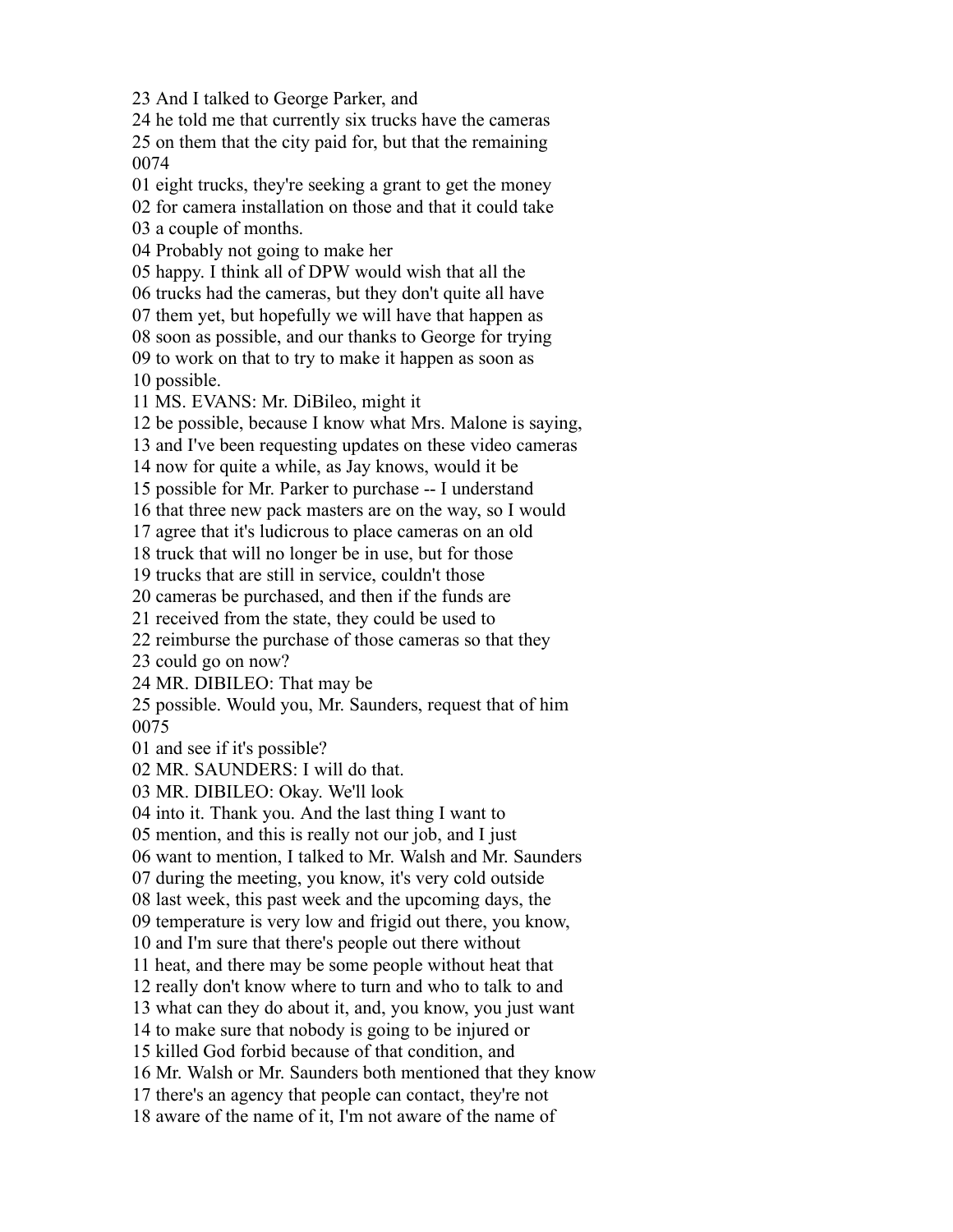23 And I talked to George Parker, and
24 he told me that currently six trucks have the cameras
25 on them that the city paid for, but that the remaining
0074
01 eight trucks, they're seeking a grant to get the money
02 for camera installation on those and that it could take
03 a couple of months.
04 Probably not going to make her
05 happy. I think all of DPW would wish that all the
06 trucks had the cameras, but they don't quite all have
07 them yet, but hopefully we will have that happen as
08 soon as possible, and our thanks to George for trying
09 to work on that to try to make it happen as soon as
10 possible.
11 MS. EVANS: Mr. DiBileo, might it
12 be possible, because I know what Mrs. Malone is saying,
13 and I've been requesting updates on these video cameras
14 now for quite a while, as Jay knows, would it be
15 possible for Mr. Parker to purchase -- I understand
16 that three new pack masters are on the way, so I would
17 agree that it's ludicrous to place cameras on an old
18 truck that will no longer be in use, but for those
19 trucks that are still in service, couldn't those
20 cameras be purchased, and then if the funds are
21 received from the state, they could be used to
22 reimburse the purchase of those cameras so that they
23 could go on now?
24 MR. DIBILEO: That may be
25 possible. Would you, Mr. Saunders, request that of him
0075
01 and see if it's possible?
02 MR. SAUNDERS: I will do that.
03 MR. DIBILEO: Okay. We'll look
04 into it. Thank you. And the last thing I want to
05 mention, and this is really not our job, and I just
06 want to mention, I talked to Mr. Walsh and Mr. Saunders
07 during the meeting, you know, it's very cold outside
08 last week, this past week and the upcoming days, the
09 temperature is very low and frigid out there, you know,
10 and I'm sure that there's people out there without
11 heat, and there may be some people without heat that
12 really don't know where to turn and who to talk to and
13 what can they do about it, and, you know, you just want
14 to make sure that nobody is going to be injured or
15 killed God forbid because of that condition, and
16 Mr. Walsh or Mr. Saunders both mentioned that they know
17 there's an agency that people can contact, they're not
18 aware of the name of it, I'm not aware of the name of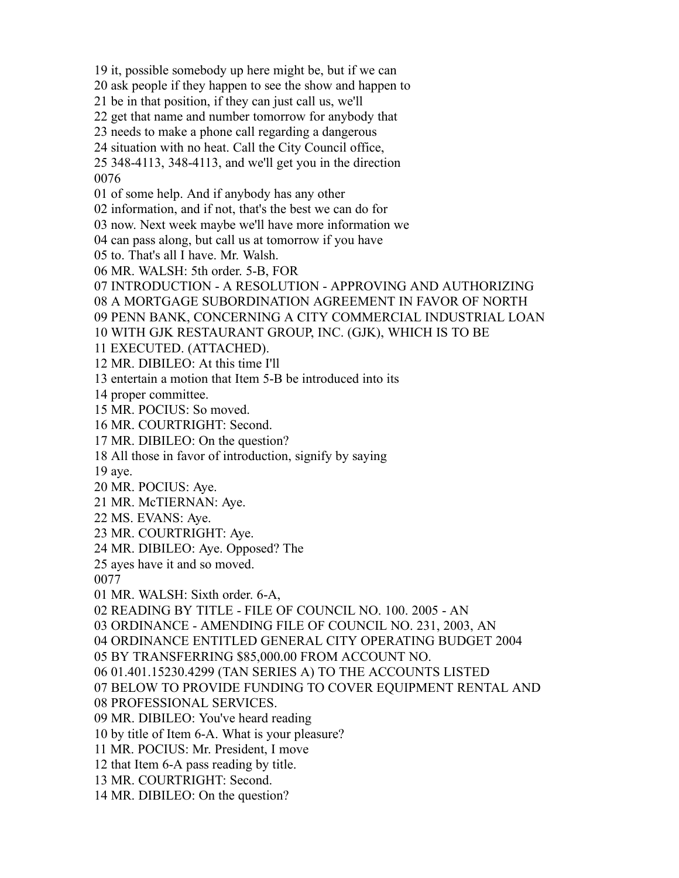19 it, possible somebody up here might be, but if we can
20 ask people if they happen to see the show and happen to
21 be in that position, if they can just call us, we'll
22 get that name and number tomorrow for anybody that
23 needs to make a phone call regarding a dangerous
24 situation with no heat. Call the City Council office,
25 348-4113, 348-4113, and we'll get you in the direction
0076
01 of some help. And if anybody has any other
02 information, and if not, that's the best we can do for
03 now. Next week maybe we'll have more information we
04 can pass along, but call us at tomorrow if you have
05 to. That's all I have. Mr. Walsh.
06 MR. WALSH: 5th order. 5-B, FOR
07 INTRODUCTION - A RESOLUTION - APPROVING AND AUTHORIZING
08 A MORTGAGE SUBORDINATION AGREEMENT IN FAVOR OF NORTH
09 PENN BANK, CONCERNING A CITY COMMERCIAL INDUSTRIAL LOAN
10 WITH GJK RESTAURANT GROUP, INC. (GJK), WHICH IS TO BE
11 EXECUTED. (ATTACHED).
12 MR. DIBILEO: At this time I'll
13 entertain a motion that Item 5-B be introduced into its
14 proper committee.
15 MR. POCIUS: So moved.
16 MR. COURTRIGHT: Second.
17 MR. DIBILEO: On the question?
18 All those in favor of introduction, signify by saying
19 aye.
20 MR. POCIUS: Aye.
21 MR. McTIERNAN: Aye.
22 MS. EVANS: Aye.
23 MR. COURTRIGHT: Aye.
24 MR. DIBILEO: Aye. Opposed? The
25 ayes have it and so moved.
0077
01 MR. WALSH: Sixth order. 6-A,
02 READING BY TITLE - FILE OF COUNCIL NO. 100. 2005 - AN
03 ORDINANCE - AMENDING FILE OF COUNCIL NO. 231, 2003, AN
04 ORDINANCE ENTITLED GENERAL CITY OPERATING BUDGET 2004
05 BY TRANSFERRING $85,000.00 FROM ACCOUNT NO.
06 01.401.15230.4299 (TAN SERIES A) TO THE ACCOUNTS LISTED
07 BELOW TO PROVIDE FUNDING TO COVER EQUIPMENT RENTAL AND
08 PROFESSIONAL SERVICES.
09 MR. DIBILEO: You've heard reading
10 by title of Item 6-A. What is your pleasure?
11 MR. POCIUS: Mr. President, I move
12 that Item 6-A pass reading by title.
13 MR. COURTRIGHT: Second.
14 MR. DIBILEO: On the question?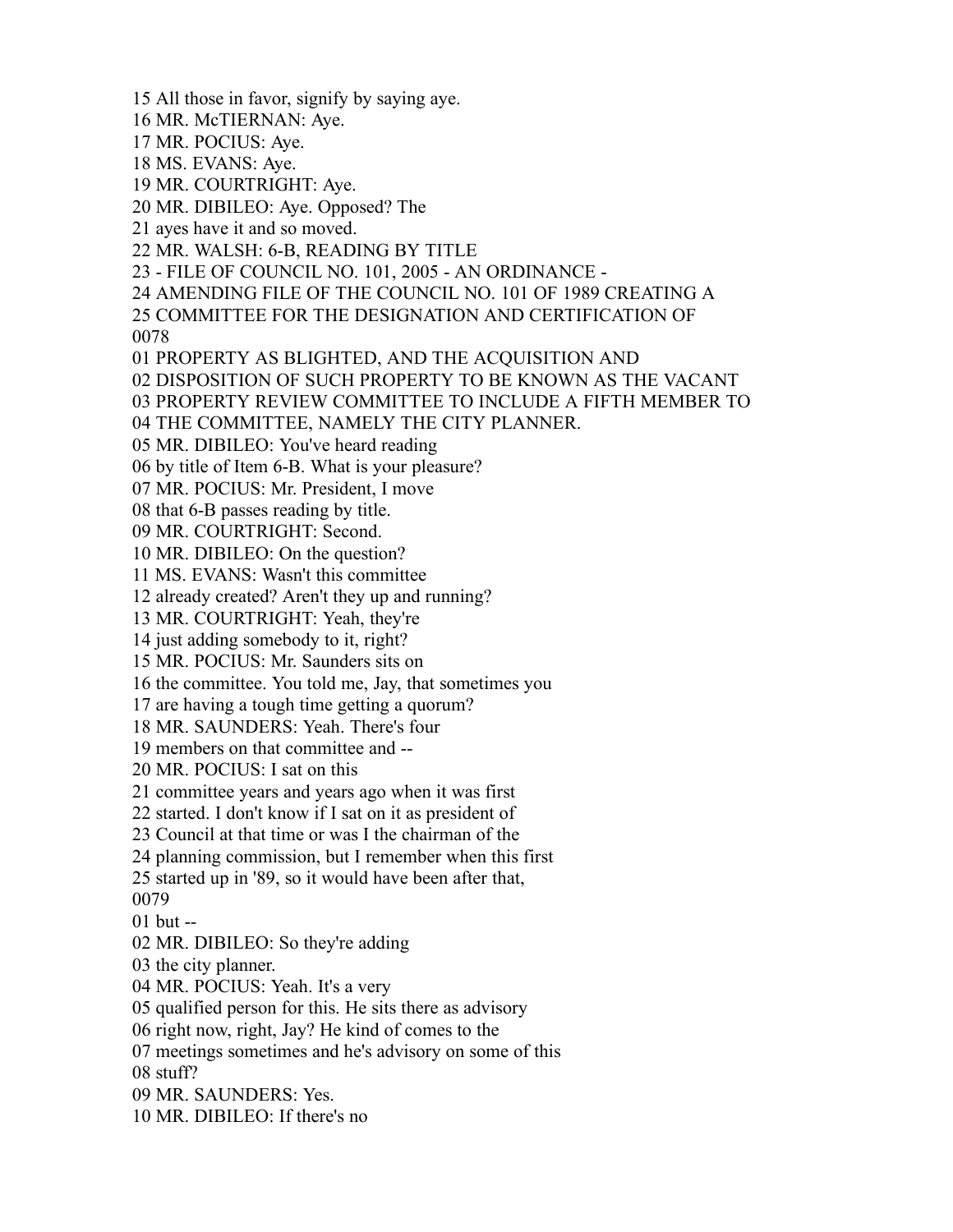15 All those in favor, signify by saying aye.
16 MR. McTIERNAN: Aye.
17 MR. POCIUS: Aye.
18 MS. EVANS: Aye.
19 MR. COURTRIGHT: Aye.
20 MR. DIBILEO: Aye. Opposed? The
21 ayes have it and so moved.
22 MR. WALSH: 6-B, READING BY TITLE
23 - FILE OF COUNCIL NO. 101, 2005 - AN ORDINANCE -
24 AMENDING FILE OF THE COUNCIL NO. 101 OF 1989 CREATING A
25 COMMITTEE FOR THE DESIGNATION AND CERTIFICATION OF
0078
01 PROPERTY AS BLIGHTED, AND THE ACQUISITION AND
02 DISPOSITION OF SUCH PROPERTY TO BE KNOWN AS THE VACANT
03 PROPERTY REVIEW COMMITTEE TO INCLUDE A FIFTH MEMBER TO
04 THE COMMITTEE, NAMELY THE CITY PLANNER.
05 MR. DIBILEO: You've heard reading
06 by title of Item 6-B. What is your pleasure?
07 MR. POCIUS: Mr. President, I move
08 that 6-B passes reading by title.
09 MR. COURTRIGHT: Second.
10 MR. DIBILEO: On the question?
11 MS. EVANS: Wasn't this committee
12 already created? Aren't they up and running?
13 MR. COURTRIGHT: Yeah, they're
14 just adding somebody to it, right?
15 MR. POCIUS: Mr. Saunders sits on
16 the committee. You told me, Jay, that sometimes you
17 are having a tough time getting a quorum?
18 MR. SAUNDERS: Yeah. There's four
19 members on that committee and --
20 MR. POCIUS: I sat on this
21 committee years and years ago when it was first
22 started. I don't know if I sat on it as president of
23 Council at that time or was I the chairman of the
24 planning commission, but I remember when this first
25 started up in '89, so it would have been after that,
0079
01 but --
02 MR. DIBILEO: So they're adding
03 the city planner.
04 MR. POCIUS: Yeah. It's a very
05 qualified person for this. He sits there as advisory
06 right now, right, Jay? He kind of comes to the
07 meetings sometimes and he's advisory on some of this
08 stuff?
09 MR. SAUNDERS: Yes.
10 MR. DIBILEO: If there's no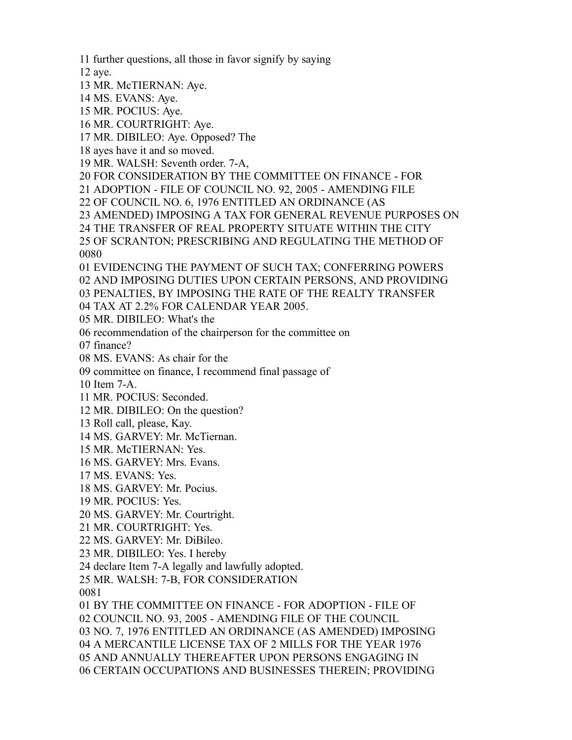11 further questions, all those in favor signify by saying
12 aye.
13 MR. McTIERNAN: Aye.
14 MS. EVANS: Aye.
15 MR. POCIUS: Aye.
16 MR. COURTRIGHT: Aye.
17 MR. DIBILEO: Aye. Opposed? The
18 ayes have it and so moved.
19 MR. WALSH: Seventh order. 7-A,
20 FOR CONSIDERATION BY THE COMMITTEE ON FINANCE - FOR
21 ADOPTION - FILE OF COUNCIL NO. 92, 2005 - AMENDING FILE
22 OF COUNCIL NO. 6, 1976 ENTITLED AN ORDINANCE (AS
23 AMENDED) IMPOSING A TAX FOR GENERAL REVENUE PURPOSES ON
24 THE TRANSFER OF REAL PROPERTY SITUATE WITHIN THE CITY
25 OF SCRANTON; PRESCRIBING AND REGULATING THE METHOD OF
0080
01 EVIDENCING THE PAYMENT OF SUCH TAX; CONFERRING POWERS
02 AND IMPOSING DUTIES UPON CERTAIN PERSONS, AND PROVIDING
03 PENALTIES, BY IMPOSING THE RATE OF THE REALTY TRANSFER
04 TAX AT 2.2% FOR CALENDAR YEAR 2005.
05 MR. DIBILEO: What's the
06 recommendation of the chairperson for the committee on
07 finance?
08 MS. EVANS: As chair for the
09 committee on finance, I recommend final passage of
10 Item 7-A.
11 MR. POCIUS: Seconded.
12 MR. DIBILEO: On the question?
13 Roll call, please, Kay.
14 MS. GARVEY: Mr. McTiernan.
15 MR. McTIERNAN: Yes.
16 MS. GARVEY: Mrs. Evans.
17 MS. EVANS: Yes.
18 MS. GARVEY: Mr. Pocius.
19 MR. POCIUS: Yes.
20 MS. GARVEY: Mr. Courtright.
21 MR. COURTRIGHT: Yes.
22 MS. GARVEY: Mr. DiBileo.
23 MR. DIBILEO: Yes. I hereby
24 declare Item 7-A legally and lawfully adopted.
25 MR. WALSH: 7-B, FOR CONSIDERATION
0081
01 BY THE COMMITTEE ON FINANCE - FOR ADOPTION - FILE OF
02 COUNCIL NO. 93, 2005 - AMENDING FILE OF THE COUNCIL
03 NO. 7, 1976 ENTITLED AN ORDINANCE (AS AMENDED) IMPOSING
04 A MERCANTILE LICENSE TAX OF 2 MILLS FOR THE YEAR 1976
05 AND ANNUALLY THEREAFTER UPON PERSONS ENGAGING IN
06 CERTAIN OCCUPATIONS AND BUSINESSES THEREIN; PROVIDING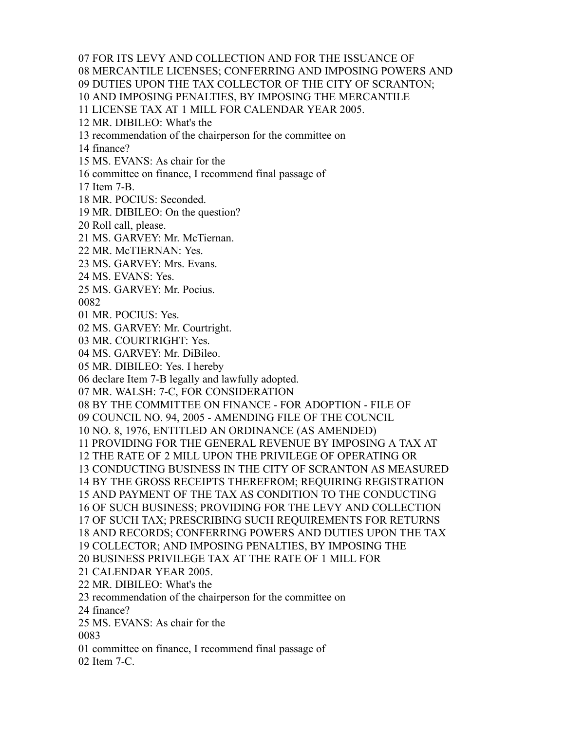07 FOR ITS LEVY AND COLLECTION AND FOR THE ISSUANCE OF
08 MERCANTILE LICENSES; CONFERRING AND IMPOSING POWERS AND
09 DUTIES UPON THE TAX COLLECTOR OF THE CITY OF SCRANTON;
10 AND IMPOSING PENALTIES, BY IMPOSING THE MERCANTILE
11 LICENSE TAX AT 1 MILL FOR CALENDAR YEAR 2005.
12 MR. DIBILEO: What's the
13 recommendation of the chairperson for the committee on
14 finance?
15 MS. EVANS: As chair for the
16 committee on finance, I recommend final passage of
17 Item 7-B.
18 MR. POCIUS: Seconded.
19 MR. DIBILEO: On the question?
20 Roll call, please.
21 MS. GARVEY: Mr. McTiernan.
22 MR. McTIERNAN: Yes.
23 MS. GARVEY: Mrs. Evans.
24 MS. EVANS: Yes.
25 MS. GARVEY: Mr. Pocius.
0082
01 MR. POCIUS: Yes.
02 MS. GARVEY: Mr. Courtright.
03 MR. COURTRIGHT: Yes.
04 MS. GARVEY: Mr. DiBileo.
05 MR. DIBILEO: Yes. I hereby
06 declare Item 7-B legally and lawfully adopted.
07 MR. WALSH: 7-C, FOR CONSIDERATION
08 BY THE COMMITTEE ON FINANCE - FOR ADOPTION - FILE OF
09 COUNCIL NO. 94, 2005 - AMENDING FILE OF THE COUNCIL
10 NO. 8, 1976, ENTITLED AN ORDINANCE (AS AMENDED)
11 PROVIDING FOR THE GENERAL REVENUE BY IMPOSING A TAX AT
12 THE RATE OF 2 MILL UPON THE PRIVILEGE OF OPERATING OR
13 CONDUCTING BUSINESS IN THE CITY OF SCRANTON AS MEASURED
14 BY THE GROSS RECEIPTS THEREFROM; REQUIRING REGISTRATION
15 AND PAYMENT OF THE TAX AS CONDITION TO THE CONDUCTING
16 OF SUCH BUSINESS; PROVIDING FOR THE LEVY AND COLLECTION
17 OF SUCH TAX; PRESCRIBING SUCH REQUIREMENTS FOR RETURNS
18 AND RECORDS; CONFERRING POWERS AND DUTIES UPON THE TAX
19 COLLECTOR; AND IMPOSING PENALTIES, BY IMPOSING THE
20 BUSINESS PRIVILEGE TAX AT THE RATE OF 1 MILL FOR
21 CALENDAR YEAR 2005.
22 MR. DIBILEO: What's the
23 recommendation of the chairperson for the committee on
24 finance?
25 MS. EVANS: As chair for the
0083
01 committee on finance, I recommend final passage of
02 Item 7-C.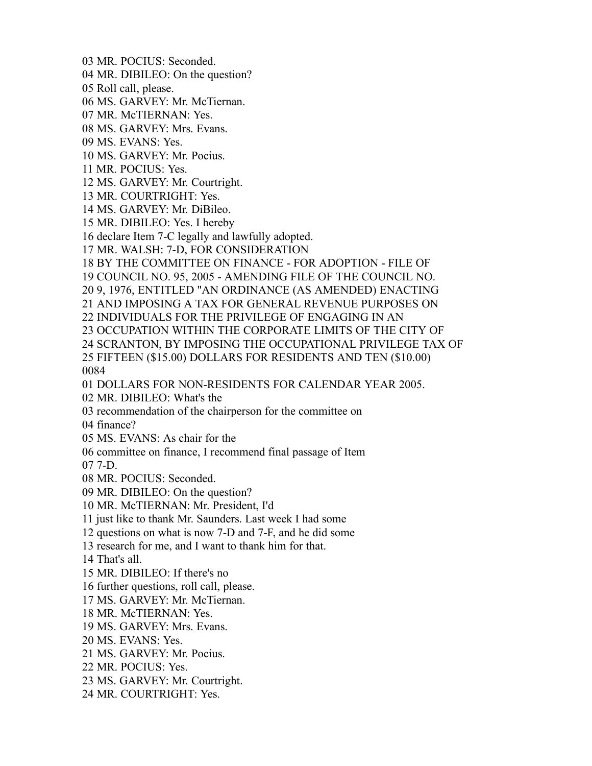03 MR. POCIUS: Seconded.
04 MR. DIBILEO: On the question?
05 Roll call, please.
06 MS. GARVEY: Mr. McTiernan.
07 MR. McTIERNAN: Yes.
08 MS. GARVEY: Mrs. Evans.
09 MS. EVANS: Yes.
10 MS. GARVEY: Mr. Pocius.
11 MR. POCIUS: Yes.
12 MS. GARVEY: Mr. Courtright.
13 MR. COURTRIGHT: Yes.
14 MS. GARVEY: Mr. DiBileo.
15 MR. DIBILEO: Yes. I hereby
16 declare Item 7-C legally and lawfully adopted.
17 MR. WALSH: 7-D, FOR CONSIDERATION
18 BY THE COMMITTEE ON FINANCE - FOR ADOPTION - FILE OF
19 COUNCIL NO. 95, 2005 - AMENDING FILE OF THE COUNCIL NO.
20 9, 1976, ENTITLED "AN ORDINANCE (AS AMENDED) ENACTING
21 AND IMPOSING A TAX FOR GENERAL REVENUE PURPOSES ON
22 INDIVIDUALS FOR THE PRIVILEGE OF ENGAGING IN AN
23 OCCUPATION WITHIN THE CORPORATE LIMITS OF THE CITY OF
24 SCRANTON, BY IMPOSING THE OCCUPATIONAL PRIVILEGE TAX OF
25 FIFTEEN ($15.00) DOLLARS FOR RESIDENTS AND TEN ($10.00)
0084
01 DOLLARS FOR NON-RESIDENTS FOR CALENDAR YEAR 2005.
02 MR. DIBILEO: What's the
03 recommendation of the chairperson for the committee on
04 finance?
05 MS. EVANS: As chair for the
06 committee on finance, I recommend final passage of Item
07 7-D.
08 MR. POCIUS: Seconded.
09 MR. DIBILEO: On the question?
10 MR. McTIERNAN: Mr. President, I'd
11 just like to thank Mr. Saunders. Last week I had some
12 questions on what is now 7-D and 7-F, and he did some
13 research for me, and I want to thank him for that.
14 That's all.
15 MR. DIBILEO: If there's no
16 further questions, roll call, please.
17 MS. GARVEY: Mr. McTiernan.
18 MR. McTIERNAN: Yes.
19 MS. GARVEY: Mrs. Evans.
20 MS. EVANS: Yes.
21 MS. GARVEY: Mr. Pocius.
22 MR. POCIUS: Yes.
23 MS. GARVEY: Mr. Courtright.
24 MR. COURTRIGHT: Yes.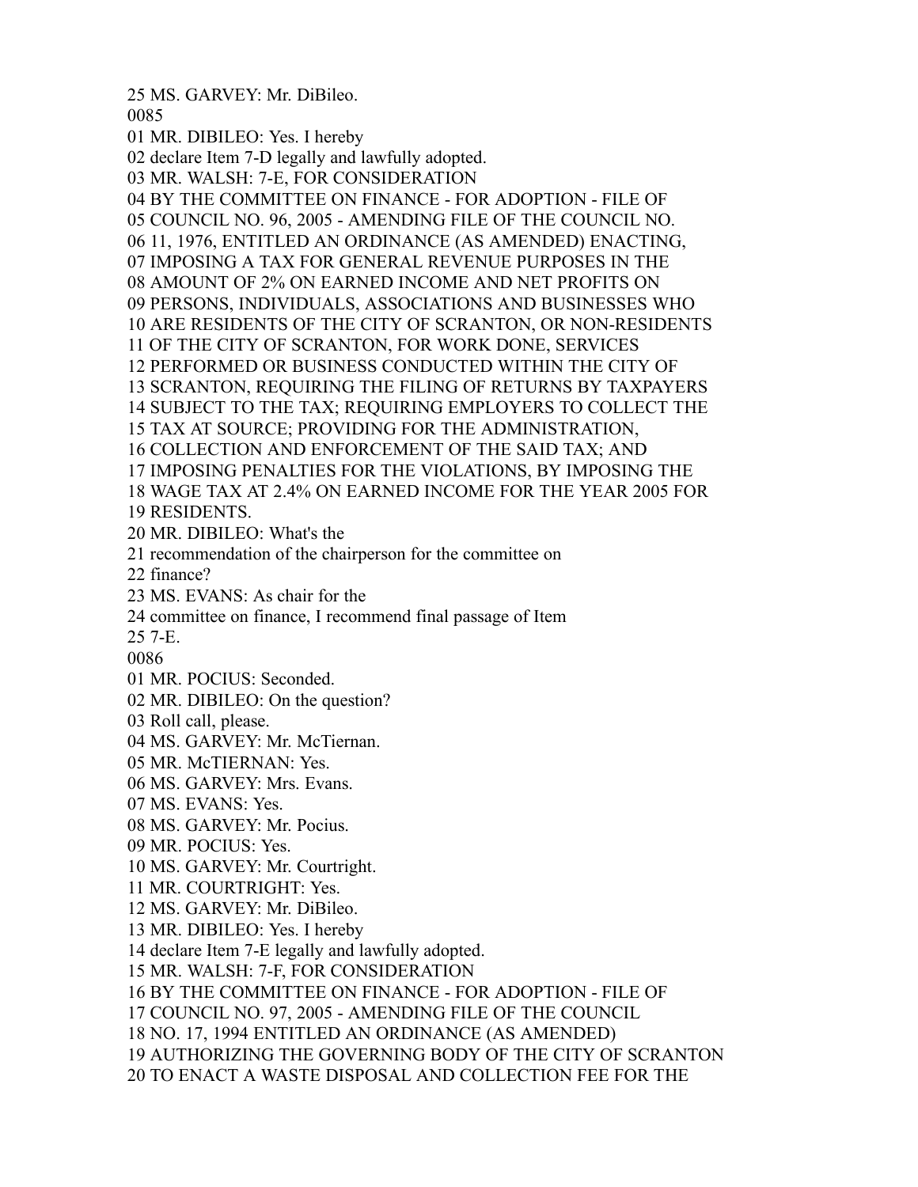25 MS. GARVEY: Mr. DiBileo.
0085
01 MR. DIBILEO: Yes. I hereby
02 declare Item 7-D legally and lawfully adopted.
03 MR. WALSH: 7-E, FOR CONSIDERATION
04 BY THE COMMITTEE ON FINANCE - FOR ADOPTION - FILE OF
05 COUNCIL NO. 96, 2005 - AMENDING FILE OF THE COUNCIL NO.
06 11, 1976, ENTITLED AN ORDINANCE (AS AMENDED) ENACTING,
07 IMPOSING A TAX FOR GENERAL REVENUE PURPOSES IN THE
08 AMOUNT OF 2% ON EARNED INCOME AND NET PROFITS ON
09 PERSONS, INDIVIDUALS, ASSOCIATIONS AND BUSINESSES WHO
10 ARE RESIDENTS OF THE CITY OF SCRANTON, OR NON-RESIDENTS
11 OF THE CITY OF SCRANTON, FOR WORK DONE, SERVICES
12 PERFORMED OR BUSINESS CONDUCTED WITHIN THE CITY OF
13 SCRANTON, REQUIRING THE FILING OF RETURNS BY TAXPAYERS
14 SUBJECT TO THE TAX; REQUIRING EMPLOYERS TO COLLECT THE
15 TAX AT SOURCE; PROVIDING FOR THE ADMINISTRATION,
16 COLLECTION AND ENFORCEMENT OF THE SAID TAX; AND
17 IMPOSING PENALTIES FOR THE VIOLATIONS, BY IMPOSING THE
18 WAGE TAX AT 2.4% ON EARNED INCOME FOR THE YEAR 2005 FOR
19 RESIDENTS.
20 MR. DIBILEO: What's the
21 recommendation of the chairperson for the committee on
22 finance?
23 MS. EVANS: As chair for the
24 committee on finance, I recommend final passage of Item
25 7-E.
0086
01 MR. POCIUS: Seconded.
02 MR. DIBILEO: On the question?
03 Roll call, please.
04 MS. GARVEY: Mr. McTiernan.
05 MR. McTIERNAN: Yes.
06 MS. GARVEY: Mrs. Evans.
07 MS. EVANS: Yes.
08 MS. GARVEY: Mr. Pocius.
09 MR. POCIUS: Yes.
10 MS. GARVEY: Mr. Courtright.
11 MR. COURTRIGHT: Yes.
12 MS. GARVEY: Mr. DiBileo.
13 MR. DIBILEO: Yes. I hereby
14 declare Item 7-E legally and lawfully adopted.
15 MR. WALSH: 7-F, FOR CONSIDERATION
16 BY THE COMMITTEE ON FINANCE - FOR ADOPTION - FILE OF
17 COUNCIL NO. 97, 2005 - AMENDING FILE OF THE COUNCIL
18 NO. 17, 1994 ENTITLED AN ORDINANCE (AS AMENDED)
19 AUTHORIZING THE GOVERNING BODY OF THE CITY OF SCRANTON
20 TO ENACT A WASTE DISPOSAL AND COLLECTION FEE FOR THE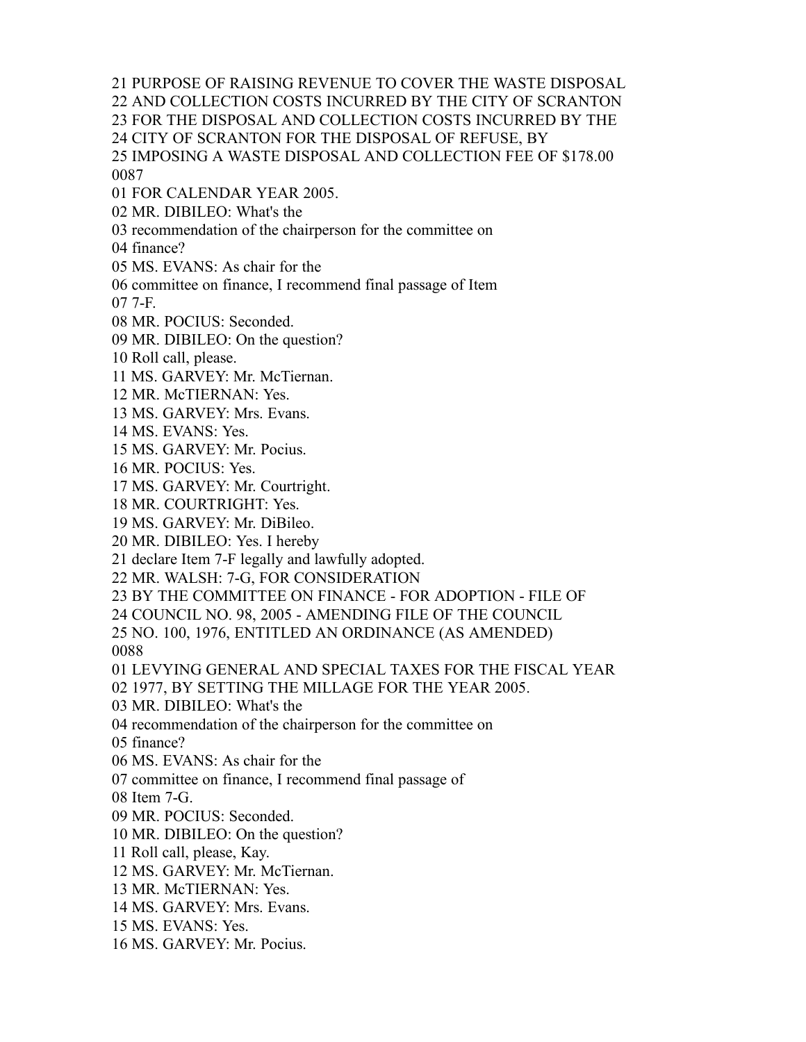21 PURPOSE OF RAISING REVENUE TO COVER THE WASTE DISPOSAL
22 AND COLLECTION COSTS INCURRED BY THE CITY OF SCRANTON
23 FOR THE DISPOSAL AND COLLECTION COSTS INCURRED BY THE
24 CITY OF SCRANTON FOR THE DISPOSAL OF REFUSE, BY
25 IMPOSING A WASTE DISPOSAL AND COLLECTION FEE OF $178.00
0087
01 FOR CALENDAR YEAR 2005.
02 MR. DIBILEO: What's the
03 recommendation of the chairperson for the committee on
04 finance?
05 MS. EVANS: As chair for the
06 committee on finance, I recommend final passage of Item
07 7-F.
08 MR. POCIUS: Seconded.
09 MR. DIBILEO: On the question?
10 Roll call, please.
11 MS. GARVEY: Mr. McTiernan.
12 MR. McTIERNAN: Yes.
13 MS. GARVEY: Mrs. Evans.
14 MS. EVANS: Yes.
15 MS. GARVEY: Mr. Pocius.
16 MR. POCIUS: Yes.
17 MS. GARVEY: Mr. Courtright.
18 MR. COURTRIGHT: Yes.
19 MS. GARVEY: Mr. DiBileo.
20 MR. DIBILEO: Yes. I hereby
21 declare Item 7-F legally and lawfully adopted.
22 MR. WALSH: 7-G, FOR CONSIDERATION
23 BY THE COMMITTEE ON FINANCE - FOR ADOPTION - FILE OF
24 COUNCIL NO. 98, 2005 - AMENDING FILE OF THE COUNCIL
25 NO. 100, 1976, ENTITLED AN ORDINANCE (AS AMENDED)
0088
01 LEVYING GENERAL AND SPECIAL TAXES FOR THE FISCAL YEAR
02 1977, BY SETTING THE MILLAGE FOR THE YEAR 2005.
03 MR. DIBILEO: What's the
04 recommendation of the chairperson for the committee on
05 finance?
06 MS. EVANS: As chair for the
07 committee on finance, I recommend final passage of
08 Item 7-G.
09 MR. POCIUS: Seconded.
10 MR. DIBILEO: On the question?
11 Roll call, please, Kay.
12 MS. GARVEY: Mr. McTiernan.
13 MR. McTIERNAN: Yes.
14 MS. GARVEY: Mrs. Evans.
15 MS. EVANS: Yes.
16 MS. GARVEY: Mr. Pocius.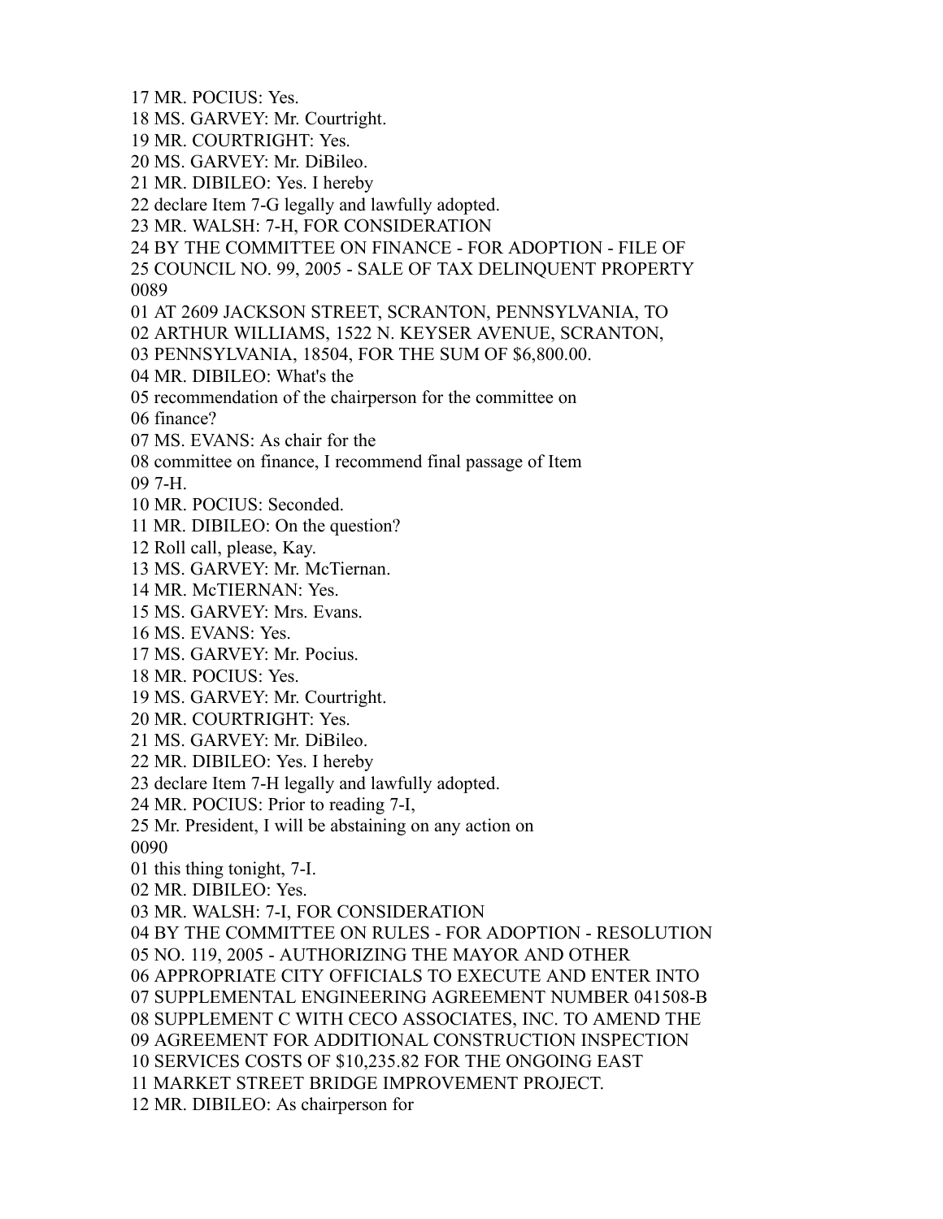17 MR. POCIUS: Yes.
18 MS. GARVEY: Mr. Courtright.
19 MR. COURTRIGHT: Yes.
20 MS. GARVEY: Mr. DiBileo.
21 MR. DIBILEO: Yes. I hereby
22 declare Item 7-G legally and lawfully adopted.
23 MR. WALSH: 7-H, FOR CONSIDERATION
24 BY THE COMMITTEE ON FINANCE - FOR ADOPTION - FILE OF
25 COUNCIL NO. 99, 2005 - SALE OF TAX DELINQUENT PROPERTY
0089
01 AT 2609 JACKSON STREET, SCRANTON, PENNSYLVANIA, TO
02 ARTHUR WILLIAMS, 1522 N. KEYSER AVENUE, SCRANTON,
03 PENNSYLVANIA, 18504, FOR THE SUM OF $6,800.00.
04 MR. DIBILEO: What's the
05 recommendation of the chairperson for the committee on
06 finance?
07 MS. EVANS: As chair for the
08 committee on finance, I recommend final passage of Item
09 7-H.
10 MR. POCIUS: Seconded.
11 MR. DIBILEO: On the question?
12 Roll call, please, Kay.
13 MS. GARVEY: Mr. McTiernan.
14 MR. McTIERNAN: Yes.
15 MS. GARVEY: Mrs. Evans.
16 MS. EVANS: Yes.
17 MS. GARVEY: Mr. Pocius.
18 MR. POCIUS: Yes.
19 MS. GARVEY: Mr. Courtright.
20 MR. COURTRIGHT: Yes.
21 MS. GARVEY: Mr. DiBileo.
22 MR. DIBILEO: Yes. I hereby
23 declare Item 7-H legally and lawfully adopted.
24 MR. POCIUS: Prior to reading 7-I,
25 Mr. President, I will be abstaining on any action on
0090
01 this thing tonight, 7-I.
02 MR. DIBILEO: Yes.
03 MR. WALSH: 7-I, FOR CONSIDERATION
04 BY THE COMMITTEE ON RULES - FOR ADOPTION - RESOLUTION
05 NO. 119, 2005 - AUTHORIZING THE MAYOR AND OTHER
06 APPROPRIATE CITY OFFICIALS TO EXECUTE AND ENTER INTO
07 SUPPLEMENTAL ENGINEERING AGREEMENT NUMBER 041508-B
08 SUPPLEMENT C WITH CECO ASSOCIATES, INC. TO AMEND THE
09 AGREEMENT FOR ADDITIONAL CONSTRUCTION INSPECTION
10 SERVICES COSTS OF $10,235.82 FOR THE ONGOING EAST
11 MARKET STREET BRIDGE IMPROVEMENT PROJECT.
12 MR. DIBILEO: As chairperson for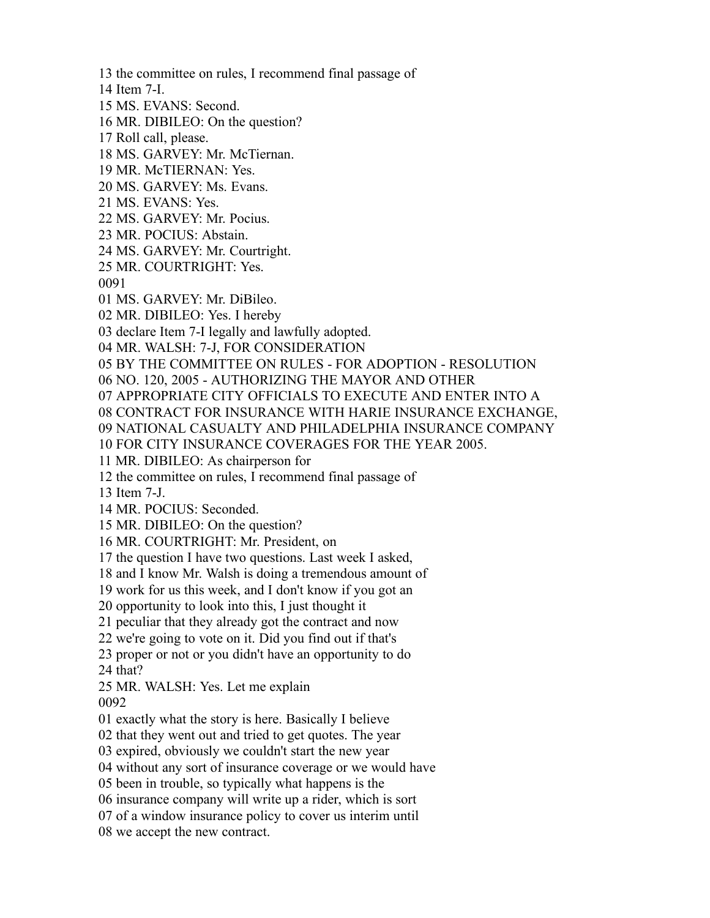13 the committee on rules, I recommend final passage of
14 Item 7-I.
15 MS. EVANS: Second.
16 MR. DIBILEO: On the question?
17 Roll call, please.
18 MS. GARVEY: Mr. McTiernan.
19 MR. McTIERNAN: Yes.
20 MS. GARVEY: Ms. Evans.
21 MS. EVANS: Yes.
22 MS. GARVEY: Mr. Pocius.
23 MR. POCIUS: Abstain.
24 MS. GARVEY: Mr. Courtright.
25 MR. COURTRIGHT: Yes.
0091
01 MS. GARVEY: Mr. DiBileo.
02 MR. DIBILEO: Yes. I hereby
03 declare Item 7-I legally and lawfully adopted.
04 MR. WALSH: 7-J, FOR CONSIDERATION
05 BY THE COMMITTEE ON RULES - FOR ADOPTION - RESOLUTION
06 NO. 120, 2005 - AUTHORIZING THE MAYOR AND OTHER
07 APPROPRIATE CITY OFFICIALS TO EXECUTE AND ENTER INTO A
08 CONTRACT FOR INSURANCE WITH HARIE INSURANCE EXCHANGE,
09 NATIONAL CASUALTY AND PHILADELPHIA INSURANCE COMPANY
10 FOR CITY INSURANCE COVERAGES FOR THE YEAR 2005.
11 MR. DIBILEO: As chairperson for
12 the committee on rules, I recommend final passage of
13 Item 7-J.
14 MR. POCIUS: Seconded.
15 MR. DIBILEO: On the question?
16 MR. COURTRIGHT: Mr. President, on
17 the question I have two questions. Last week I asked,
18 and I know Mr. Walsh is doing a tremendous amount of
19 work for us this week, and I don't know if you got an
20 opportunity to look into this, I just thought it
21 peculiar that they already got the contract and now
22 we're going to vote on it. Did you find out if that's
23 proper or not or you didn't have an opportunity to do
24 that?
25 MR. WALSH: Yes. Let me explain
0092
01 exactly what the story is here. Basically I believe
02 that they went out and tried to get quotes. The year
03 expired, obviously we couldn't start the new year
04 without any sort of insurance coverage or we would have
05 been in trouble, so typically what happens is the
06 insurance company will write up a rider, which is sort
07 of a window insurance policy to cover us interim until
08 we accept the new contract.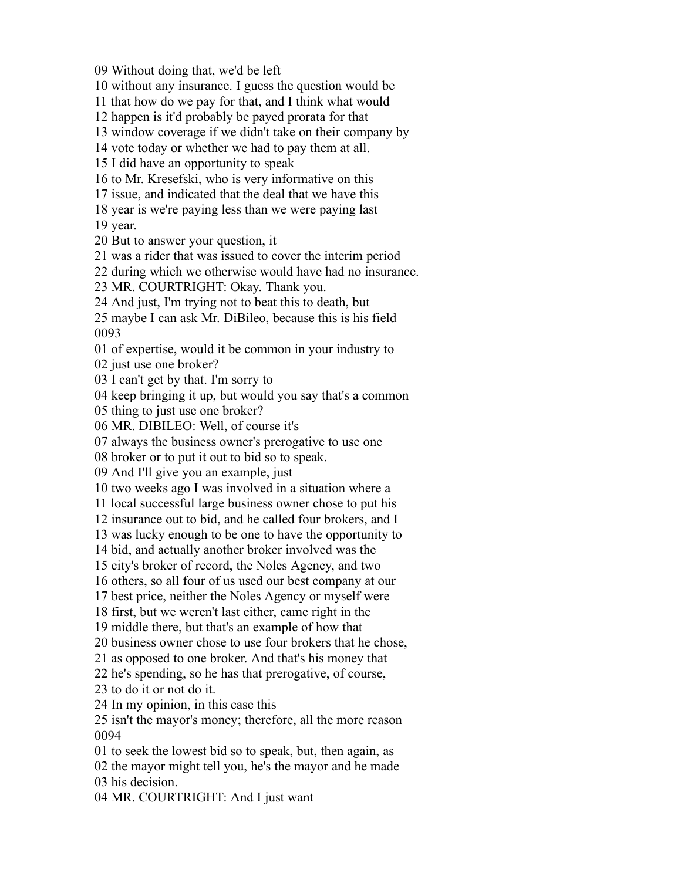09 Without doing that, we'd be left
10 without any insurance. I guess the question would be
11 that how do we pay for that, and I think what would
12 happen is it'd probably be payed prorata for that
13 window coverage if we didn't take on their company by
14 vote today or whether we had to pay them at all.
15 I did have an opportunity to speak
16 to Mr. Kresefski, who is very informative on this
17 issue, and indicated that the deal that we have this
18 year is we're paying less than we were paying last
19 year.
20 But to answer your question, it
21 was a rider that was issued to cover the interim period
22 during which we otherwise would have had no insurance.
23 MR. COURTRIGHT: Okay. Thank you.
24 And just, I'm trying not to beat this to death, but
25 maybe I can ask Mr. DiBileo, because this is his field
0093
01 of expertise, would it be common in your industry to
02 just use one broker?
03 I can't get by that. I'm sorry to
04 keep bringing it up, but would you say that's a common
05 thing to just use one broker?
06 MR. DIBILEO: Well, of course it's
07 always the business owner's prerogative to use one
08 broker or to put it out to bid so to speak.
09 And I'll give you an example, just
10 two weeks ago I was involved in a situation where a
11 local successful large business owner chose to put his
12 insurance out to bid, and he called four brokers, and I
13 was lucky enough to be one to have the opportunity to
14 bid, and actually another broker involved was the
15 city's broker of record, the Noles Agency, and two
16 others, so all four of us used our best company at our
17 best price, neither the Noles Agency or myself were
18 first, but we weren't last either, came right in the
19 middle there, but that's an example of how that
20 business owner chose to use four brokers that he chose,
21 as opposed to one broker. And that's his money that
22 he's spending, so he has that prerogative, of course,
23 to do it or not do it.
24 In my opinion, in this case this
25 isn't the mayor's money; therefore, all the more reason
0094
01 to seek the lowest bid so to speak, but, then again, as
02 the mayor might tell you, he's the mayor and he made
03 his decision.
04 MR. COURTRIGHT: And I just want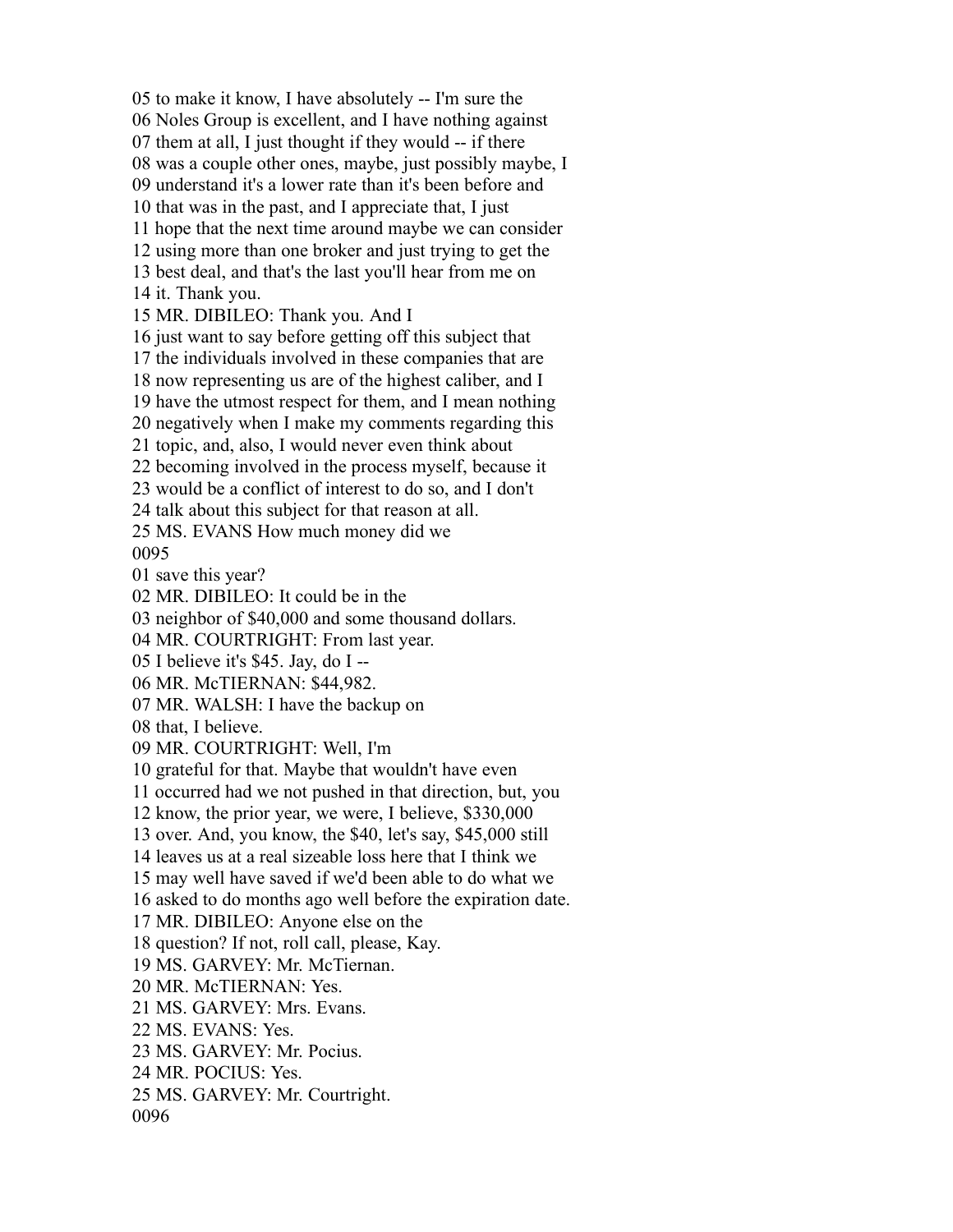05 to make it know, I have absolutely -- I'm sure the
06 Noles Group is excellent, and I have nothing against
07 them at all, I just thought if they would -- if there
08 was a couple other ones, maybe, just possibly maybe, I
09 understand it's a lower rate than it's been before and
10 that was in the past, and I appreciate that, I just
11 hope that the next time around maybe we can consider
12 using more than one broker and just trying to get the
13 best deal, and that's the last you'll hear from me on
14 it. Thank you.
15 MR. DIBILEO: Thank you. And I
16 just want to say before getting off this subject that
17 the individuals involved in these companies that are
18 now representing us are of the highest caliber, and I
19 have the utmost respect for them, and I mean nothing
20 negatively when I make my comments regarding this
21 topic, and, also, I would never even think about
22 becoming involved in the process myself, because it
23 would be a conflict of interest to do so, and I don't
24 talk about this subject for that reason at all.
25 MS. EVANS How much money did we
0095
01 save this year?
02 MR. DIBILEO: It could be in the
03 neighbor of $40,000 and some thousand dollars.
04 MR. COURTRIGHT: From last year.
05 I believe it's $45. Jay, do I --
06 MR. McTIERNAN: $44,982.
07 MR. WALSH: I have the backup on
08 that, I believe.
09 MR. COURTRIGHT: Well, I'm
10 grateful for that. Maybe that wouldn't have even
11 occurred had we not pushed in that direction, but, you
12 know, the prior year, we were, I believe, $330,000
13 over. And, you know, the $40, let's say, $45,000 still
14 leaves us at a real sizeable loss here that I think we
15 may well have saved if we'd been able to do what we
16 asked to do months ago well before the expiration date.
17 MR. DIBILEO: Anyone else on the
18 question? If not, roll call, please, Kay.
19 MS. GARVEY: Mr. McTiernan.
20 MR. McTIERNAN: Yes.
21 MS. GARVEY: Mrs. Evans.
22 MS. EVANS: Yes.
23 MS. GARVEY: Mr. Pocius.
24 MR. POCIUS: Yes.
25 MS. GARVEY: Mr. Courtright.
0096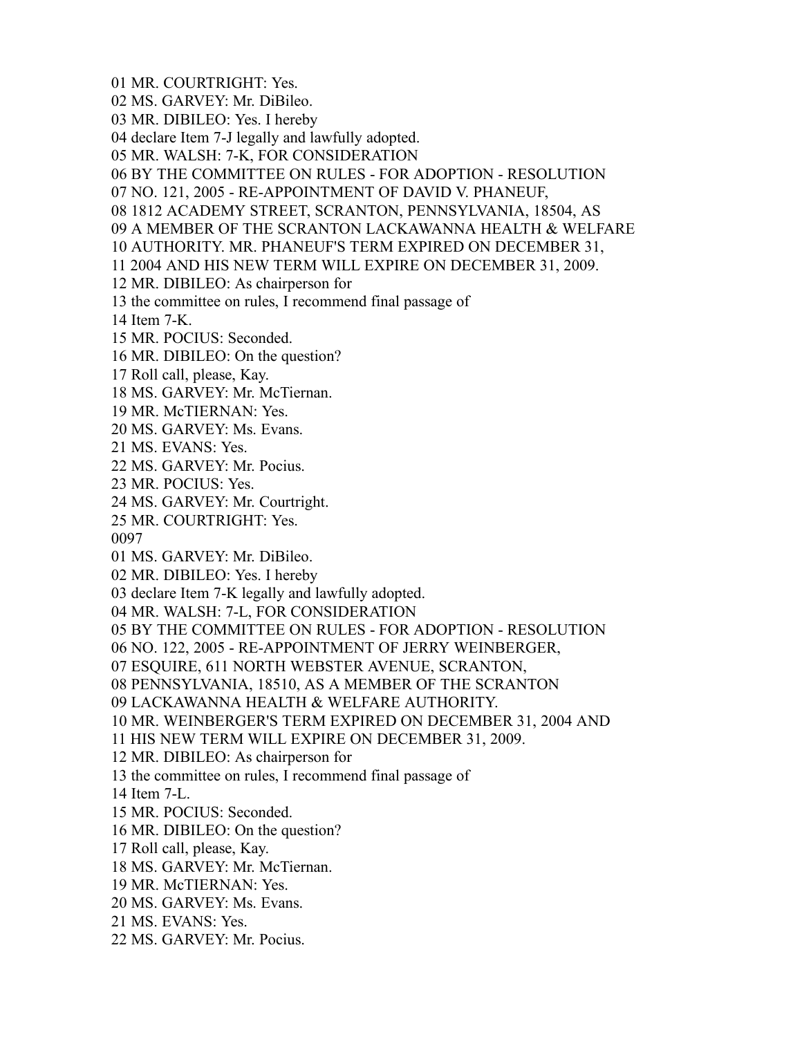01 MR. COURTRIGHT: Yes.
02 MS. GARVEY: Mr. DiBileo.
03 MR. DIBILEO: Yes. I hereby
04 declare Item 7-J legally and lawfully adopted.
05 MR. WALSH: 7-K, FOR CONSIDERATION
06 BY THE COMMITTEE ON RULES - FOR ADOPTION - RESOLUTION
07 NO. 121, 2005 - RE-APPOINTMENT OF DAVID V. PHANEUF,
08 1812 ACADEMY STREET, SCRANTON, PENNSYLVANIA, 18504, AS
09 A MEMBER OF THE SCRANTON LACKAWANNA HEALTH & WELFARE
10 AUTHORITY. MR. PHANEUF'S TERM EXPIRED ON DECEMBER 31,
11 2004 AND HIS NEW TERM WILL EXPIRE ON DECEMBER 31, 2009.
12 MR. DIBILEO: As chairperson for
13 the committee on rules, I recommend final passage of
14 Item 7-K.
15 MR. POCIUS: Seconded.
16 MR. DIBILEO: On the question?
17 Roll call, please, Kay.
18 MS. GARVEY: Mr. McTiernan.
19 MR. McTIERNAN: Yes.
20 MS. GARVEY: Ms. Evans.
21 MS. EVANS: Yes.
22 MS. GARVEY: Mr. Pocius.
23 MR. POCIUS: Yes.
24 MS. GARVEY: Mr. Courtright.
25 MR. COURTRIGHT: Yes.
0097
01 MS. GARVEY: Mr. DiBileo.
02 MR. DIBILEO: Yes. I hereby
03 declare Item 7-K legally and lawfully adopted.
04 MR. WALSH: 7-L, FOR CONSIDERATION
05 BY THE COMMITTEE ON RULES - FOR ADOPTION - RESOLUTION
06 NO. 122, 2005 - RE-APPOINTMENT OF JERRY WEINBERGER,
07 ESQUIRE, 611 NORTH WEBSTER AVENUE, SCRANTON,
08 PENNSYLVANIA, 18510, AS A MEMBER OF THE SCRANTON
09 LACKAWANNA HEALTH & WELFARE AUTHORITY.
10 MR. WEINBERGER'S TERM EXPIRED ON DECEMBER 31, 2004 AND
11 HIS NEW TERM WILL EXPIRE ON DECEMBER 31, 2009.
12 MR. DIBILEO: As chairperson for
13 the committee on rules, I recommend final passage of
14 Item 7-L.
15 MR. POCIUS: Seconded.
16 MR. DIBILEO: On the question?
17 Roll call, please, Kay.
18 MS. GARVEY: Mr. McTiernan.
19 MR. McTIERNAN: Yes.
20 MS. GARVEY: Ms. Evans.
21 MS. EVANS: Yes.
22 MS. GARVEY: Mr. Pocius.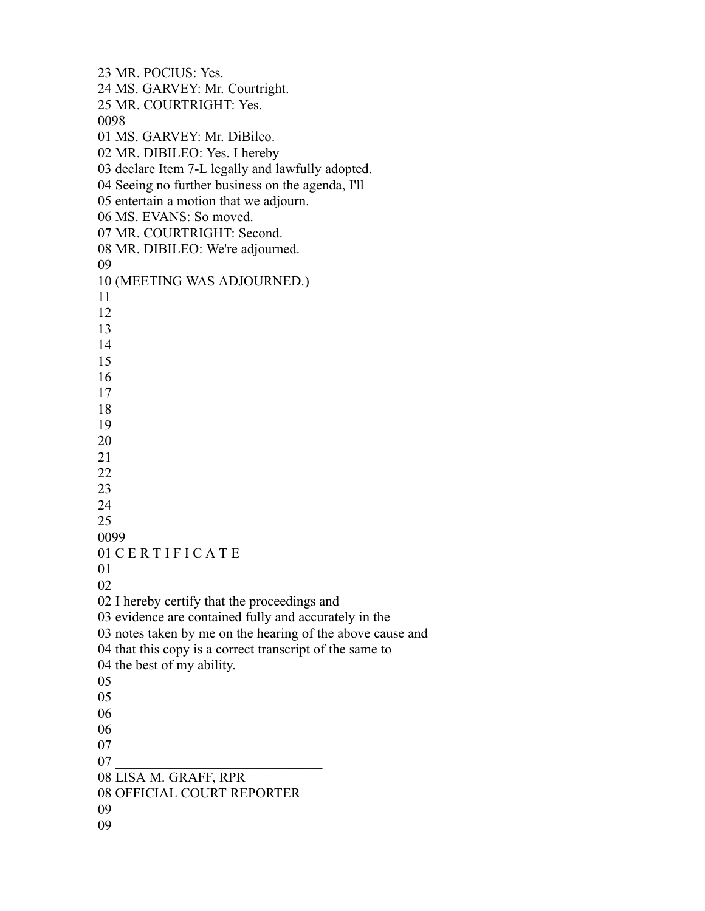23 MR. POCIUS: Yes.
24 MS. GARVEY: Mr. Courtright.
25 MR. COURTRIGHT: Yes.
0098
01 MS. GARVEY: Mr. DiBileo.
02 MR. DIBILEO: Yes. I hereby
03 declare Item 7-L legally and lawfully adopted.
04 Seeing no further business on the agenda, I'll
05 entertain a motion that we adjourn.
06 MS. EVANS: So moved.
07 MR. COURTRIGHT: Second.
08 MR. DIBILEO: We're adjourned.
09
10 (MEETING WAS ADJOURNED.)
11
12
13
14
15
16
17
18
19
20
21
22
23
24
25
0099
01 C E R T I F I C A T E
01
02
02 I hereby certify that the proceedings and
03 evidence are contained fully and accurately in the
03 notes taken by me on the hearing of the above cause and
04 that this copy is a correct transcript of the same to
04 the best of my ability.
05
05
06
06
07
07 ______________________________
08 LISA M. GRAFF, RPR
08 OFFICIAL COURT REPORTER
09
09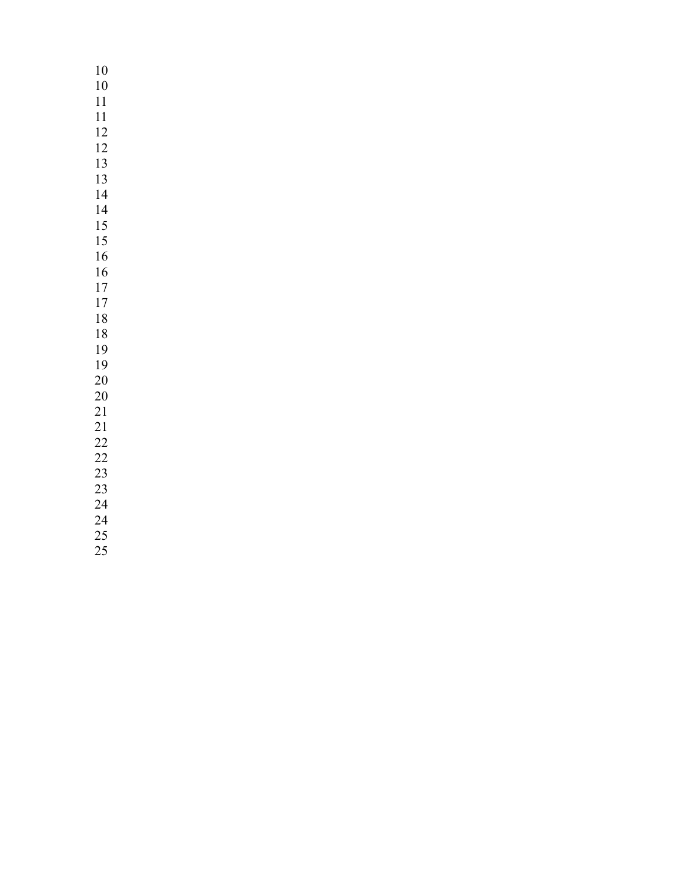10
10
11
11
12
12
13
13
14
14
15
15
16
16
17
17
18
18
19
19
20
20
21
21
22
22
23
23
24
24
25
25